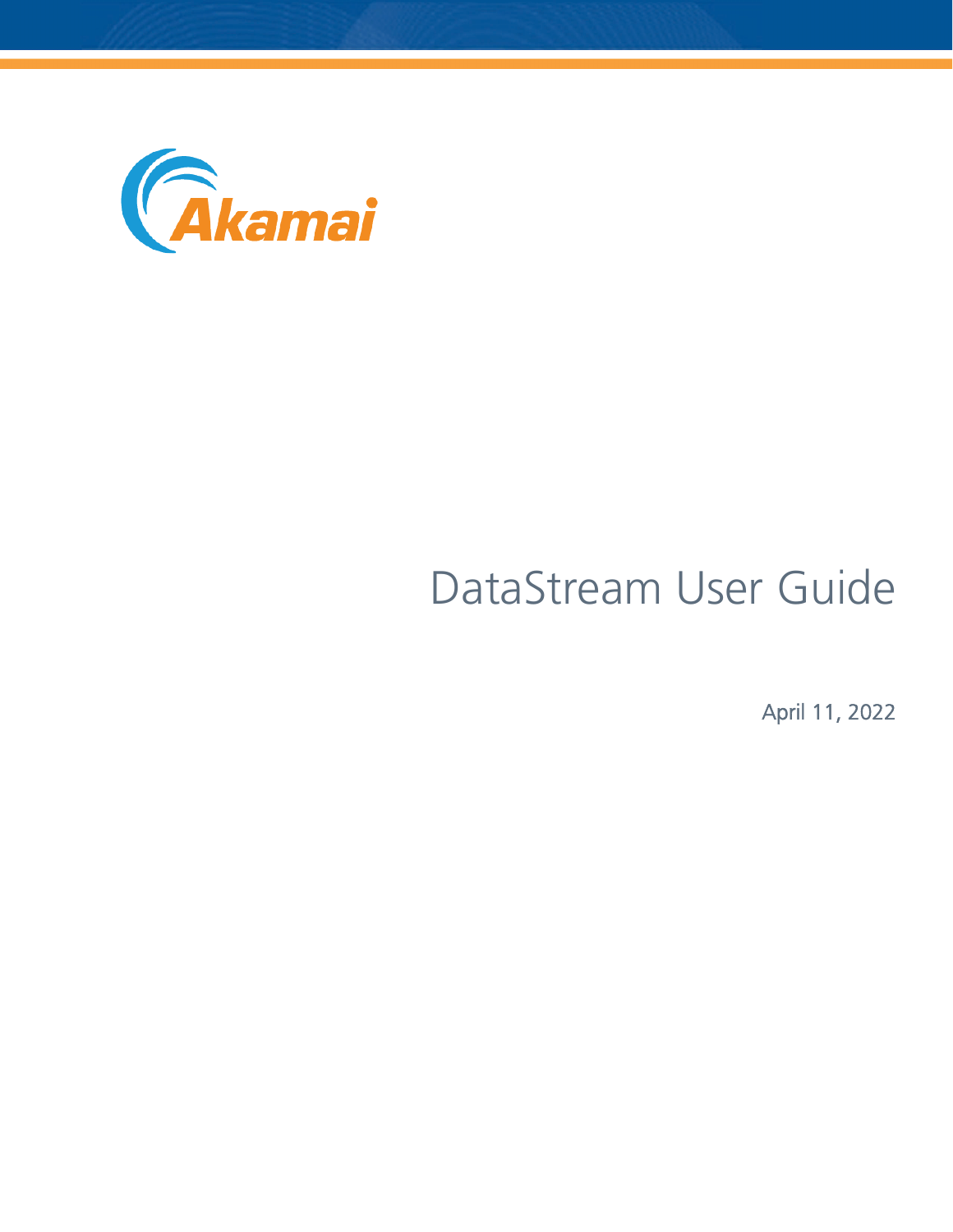# DataStream User Guide

April 11, 2022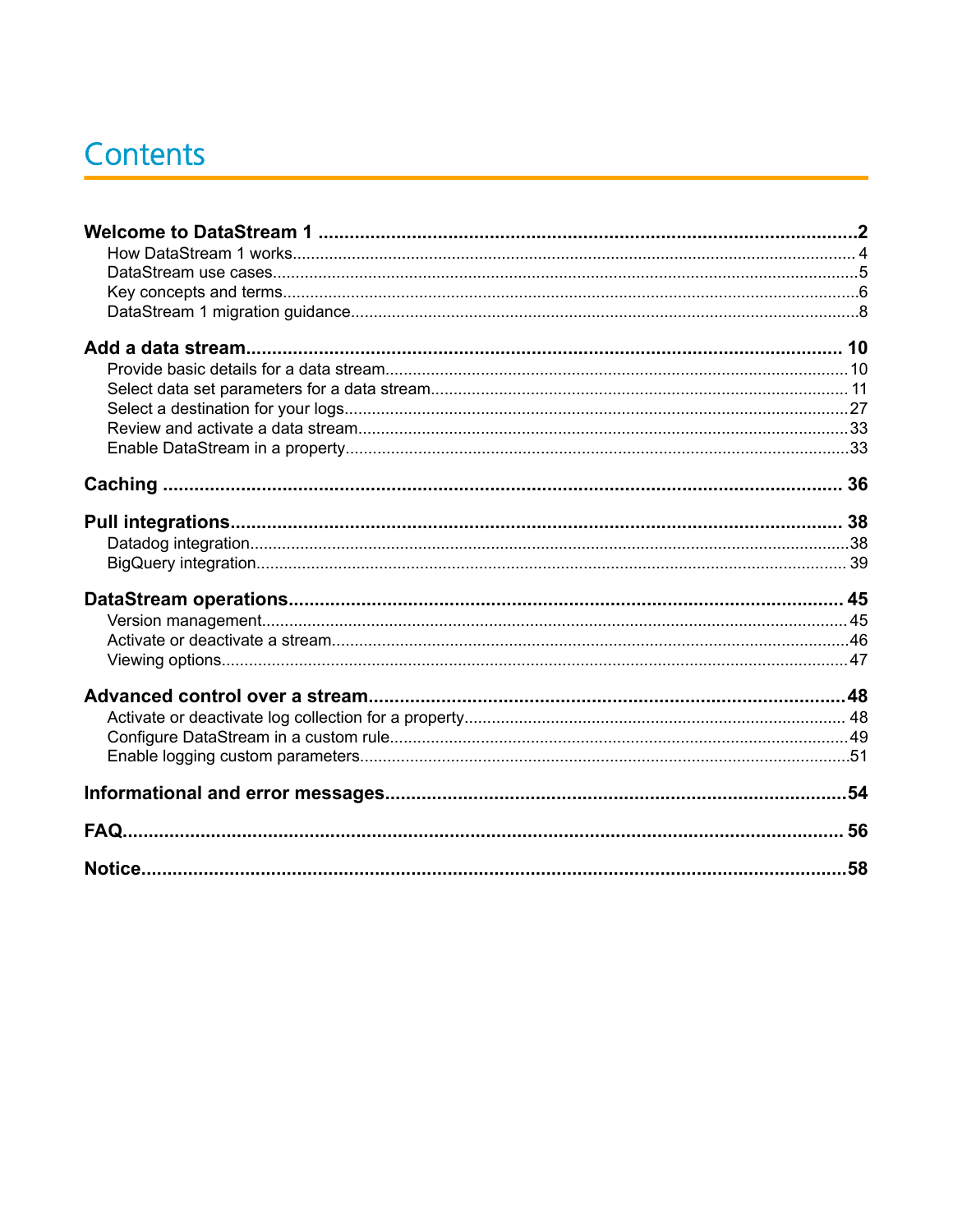# Contents

**Welcome to DataStream 1** ........................................................ **2**
- How DataStream 1 works ........................................................ 4
- DataStream use cases ........................................................ 5
- Key concepts and terms ........................................................ 6
- DataStream 1 migration guidance ........................................................ 8

**Add a data stream** ........................................................ **10**
- Provide basic details for a data stream ........................................................ 10
- Select data set parameters for a data stream ........................................................ 11
- Select a destination for your logs ........................................................ 27
- Review and activate a data stream ........................................................ 33
- Enable DataStream in a property ........................................................ 33

**Caching** ........................................................ **36**

**Pull integrations** ........................................................ **38**
- Datadog integration ........................................................ 38
- BigQuery integration ........................................................ 39

**DataStream operations** ........................................................ **45**
- Version management ........................................................ 45
- Activate or deactivate a stream ........................................................ 46
- Viewing options ........................................................ 47

**Advanced control over a stream** ........................................................ **48**
- Activate or deactivate log collection for a property ........................................................ 48
- Configure DataStream in a custom rule ........................................................ 49
- Enable logging custom parameters ........................................................ 51

**Informational and error messages** ........................................................ **54**

**FAQ** ........................................................ **56**

**Notice** ........................................................ **58**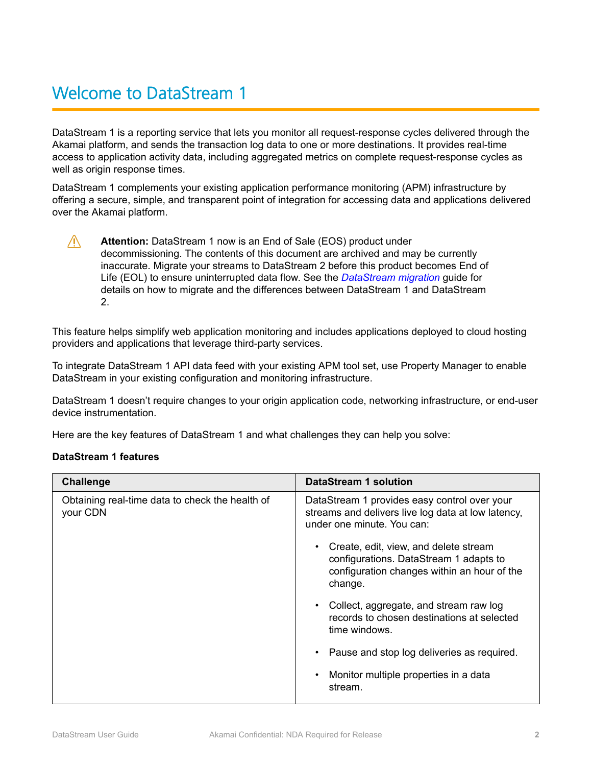# Welcome to DataStream 1

DataStream 1 is a reporting service that lets you monitor all request-response cycles delivered through the Akamai platform, and sends the transaction log data to one or more destinations. It provides real-time access to application activity data, including aggregated metrics on complete request-response cycles as well as origin response times.

DataStream 1 complements your existing application performance monitoring (APM) infrastructure by offering a secure, simple, and transparent point of integration for accessing data and applications delivered over the Akamai platform.

> ⚠ **Attention:** DataStream 1 now is an End of Sale (EOS) product under decommissioning. The contents of this document are archived and may be currently inaccurate. Migrate your streams to DataStream 2 before this product becomes End of Life (EOL) to ensure uninterrupted data flow. See the *DataStream migration* guide for details on how to migrate and the differences between DataStream 1 and DataStream 2.

This feature helps simplify web application monitoring and includes applications deployed to cloud hosting providers and applications that leverage third-party services.

To integrate DataStream 1 API data feed with your existing APM tool set, use Property Manager to enable DataStream in your existing configuration and monitoring infrastructure.

DataStream 1 doesn't require changes to your origin application code, networking infrastructure, or end-user device instrumentation.

Here are the key features of DataStream 1 and what challenges they can help you solve:

**DataStream 1 features**

| Challenge | DataStream 1 solution |
| --- | --- |
| Obtaining real-time data to check the health of your CDN | DataStream 1 provides easy control over your streams and delivers live log data at low latency, under one minute. You can:<br>• Create, edit, view, and delete stream configurations. DataStream 1 adapts to configuration changes within an hour of the change.<br>• Collect, aggregate, and stream raw log records to chosen destinations at selected time windows.<br>• Pause and stop log deliveries as required.<br>• Monitor multiple properties in a data stream. |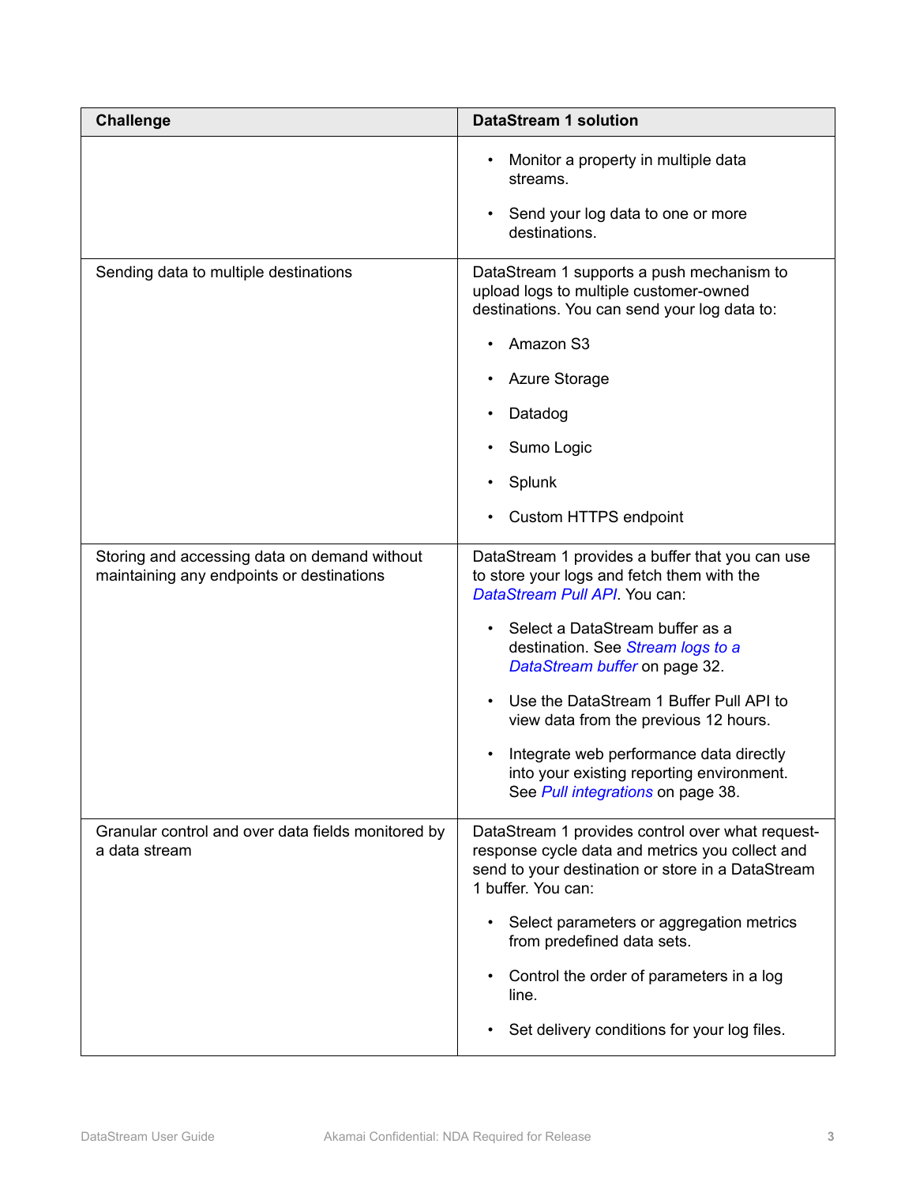| Challenge | DataStream 1 solution |
| --- | --- |
| | • Monitor a property in multiple data streams.<br><br>• Send your log data to one or more destinations. |
| Sending data to multiple destinations | DataStream 1 supports a push mechanism to upload logs to multiple customer-owned destinations. You can send your log data to:<br><br>• Amazon S3<br><br>• Azure Storage<br><br>• Datadog<br><br>• Sumo Logic<br><br>• Splunk<br><br>• Custom HTTPS endpoint |
| Storing and accessing data on demand without maintaining any endpoints or destinations | DataStream 1 provides a buffer that you can use to store your logs and fetch them with the *DataStream Pull API*. You can:<br><br>• Select a DataStream buffer as a destination. See *Stream logs to a DataStream buffer* on page 32.<br><br>• Use the DataStream 1 Buffer Pull API to view data from the previous 12 hours.<br><br>• Integrate web performance data directly into your existing reporting environment. See *Pull integrations* on page 38. |
| Granular control and over data fields monitored by a data stream | DataStream 1 provides control over what request-response cycle data and metrics you collect and send to your destination or store in a DataStream 1 buffer. You can:<br><br>• Select parameters or aggregation metrics from predefined data sets.<br><br>• Control the order of parameters in a log line.<br><br>• Set delivery conditions for your log files. |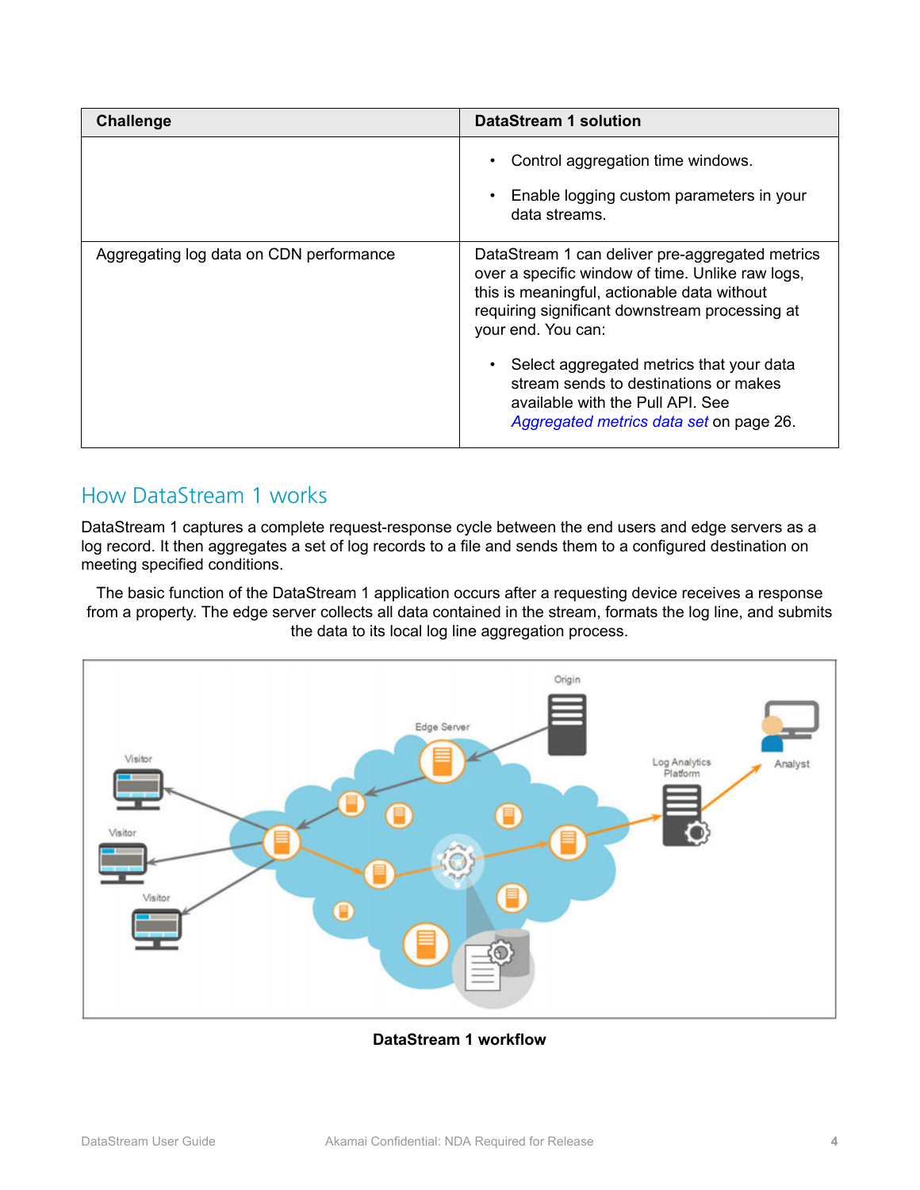| Challenge | DataStream 1 solution |
| --- | --- |
| | • Control aggregation time windows.<br>• Enable logging custom parameters in your data streams. |
| Aggregating log data on CDN performance | DataStream 1 can deliver pre-aggregated metrics over a specific window of time. Unlike raw logs, this is meaningful, actionable data without requiring significant downstream processing at your end. You can:<br>• Select aggregated metrics that your data stream sends to destinations or makes available with the Pull API. See *Aggregated metrics data set* on page 26. |

## How DataStream 1 works

DataStream 1 captures a complete request-response cycle between the end users and edge servers as a log record. It then aggregates a set of log records to a file and sends them to a configured destination on meeting specified conditions.

The basic function of the DataStream 1 application occurs after a requesting device receives a response from a property. The edge server collects all data contained in the stream, formats the log line, and submits the data to its local log line aggregation process.

**DataStream 1 workflow**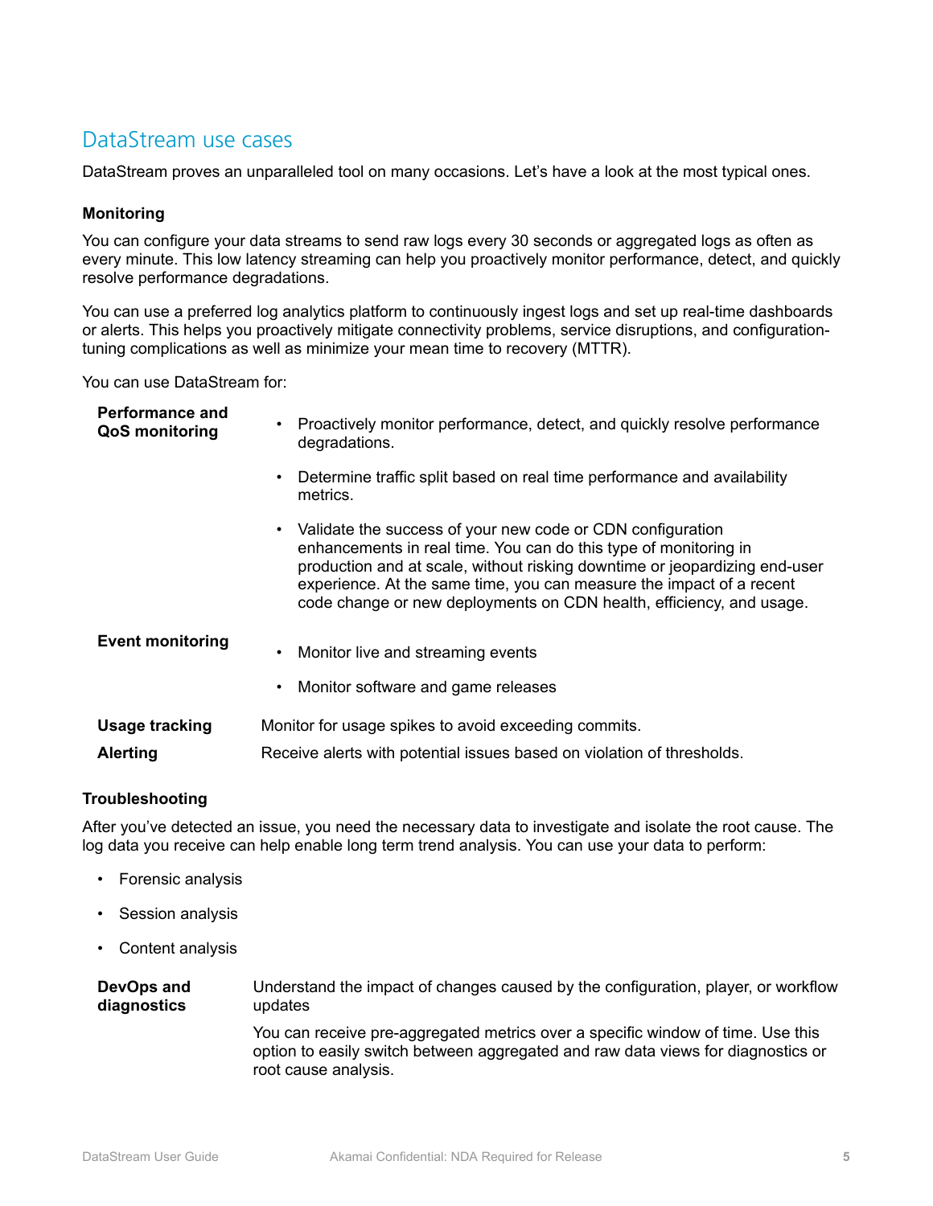## DataStream use cases

DataStream proves an unparalleled tool on many occasions. Let's have a look at the most typical ones.

### Monitoring

You can configure your data streams to send raw logs every 30 seconds or aggregated logs as often as every minute. This low latency streaming can help you proactively monitor performance, detect, and quickly resolve performance degradations.

You can use a preferred log analytics platform to continuously ingest logs and set up real-time dashboards or alerts. This helps you proactively mitigate connectivity problems, service disruptions, and configuration-tuning complications as well as minimize your mean time to recovery (MTTR).

You can use DataStream for:

**Performance and QoS monitoring**

- Proactively monitor performance, detect, and quickly resolve performance degradations.
- Determine traffic split based on real time performance and availability metrics.
- Validate the success of your new code or CDN configuration enhancements in real time. You can do this type of monitoring in production and at scale, without risking downtime or jeopardizing end-user experience. At the same time, you can measure the impact of a recent code change or new deployments on CDN health, efficiency, and usage.

**Event monitoring**

- Monitor live and streaming events
- Monitor software and game releases

**Usage tracking**

Monitor for usage spikes to avoid exceeding commits.

**Alerting**

Receive alerts with potential issues based on violation of thresholds.

### Troubleshooting

After you've detected an issue, you need the necessary data to investigate and isolate the root cause. The log data you receive can help enable long term trend analysis. You can use your data to perform:

- Forensic analysis
- Session analysis
- Content analysis

**DevOps and diagnostics**

Understand the impact of changes caused by the configuration, player, or workflow updates

You can receive pre-aggregated metrics over a specific window of time. Use this option to easily switch between aggregated and raw data views for diagnostics or root cause analysis.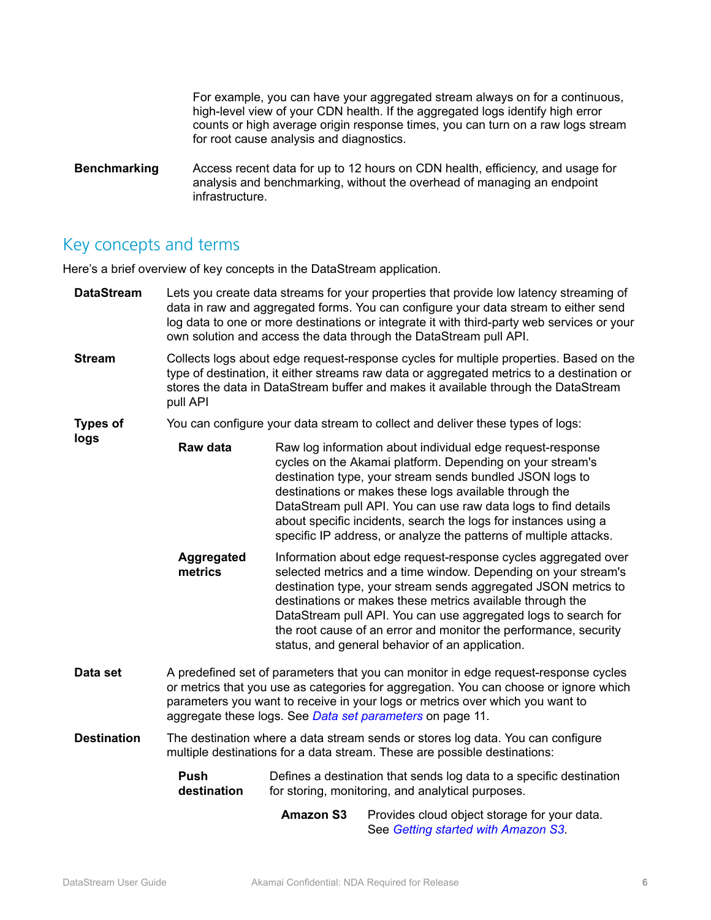For example, you can have your aggregated stream always on for a continuous, high-level view of your CDN health. If the aggregated logs identify high error counts or high average origin response times, you can turn on a raw logs stream for root cause analysis and diagnostics.

**Benchmarking**
Access recent data for up to 12 hours on CDN health, efficiency, and usage for analysis and benchmarking, without the overhead of managing an endpoint infrastructure.

## Key concepts and terms

Here's a brief overview of key concepts in the DataStream application.

**DataStream**
Lets you create data streams for your properties that provide low latency streaming of data in raw and aggregated forms. You can configure your data stream to either send log data to one or more destinations or integrate it with third-party web services or your own solution and access the data through the DataStream pull API.

**Stream**
Collects logs about edge request-response cycles for multiple properties. Based on the type of destination, it either streams raw data or aggregated metrics to a destination or stores the data in DataStream buffer and makes it available through the DataStream pull API

**Types of logs**
You can configure your data stream to collect and deliver these types of logs:

- **Raw data**
  Raw log information about individual edge request-response cycles on the Akamai platform. Depending on your stream's destination type, your stream sends bundled JSON logs to destinations or makes these logs available through the DataStream pull API. You can use raw data logs to find details about specific incidents, search the logs for instances using a specific IP address, or analyze the patterns of multiple attacks.

- **Aggregated metrics**
  Information about edge request-response cycles aggregated over selected metrics and a time window. Depending on your stream's destination type, your stream sends aggregated JSON metrics to destinations or makes these metrics available through the DataStream pull API. You can use aggregated logs to search for the root cause of an error and monitor the performance, security status, and general behavior of an application.

**Data set**
A predefined set of parameters that you can monitor in edge request-response cycles or metrics that you use as categories for aggregation. You can choose or ignore which parameters you want to receive in your logs or metrics over which you want to aggregate these logs. See *Data set parameters* on page 11.

**Destination**
The destination where a data stream sends or stores log data. You can configure multiple destinations for a data stream. These are possible destinations:

- **Push destination**
  Defines a destination that sends log data to a specific destination for storing, monitoring, and analytical purposes.

  - **Amazon S3**
    Provides cloud object storage for your data. See *Getting started with Amazon S3*.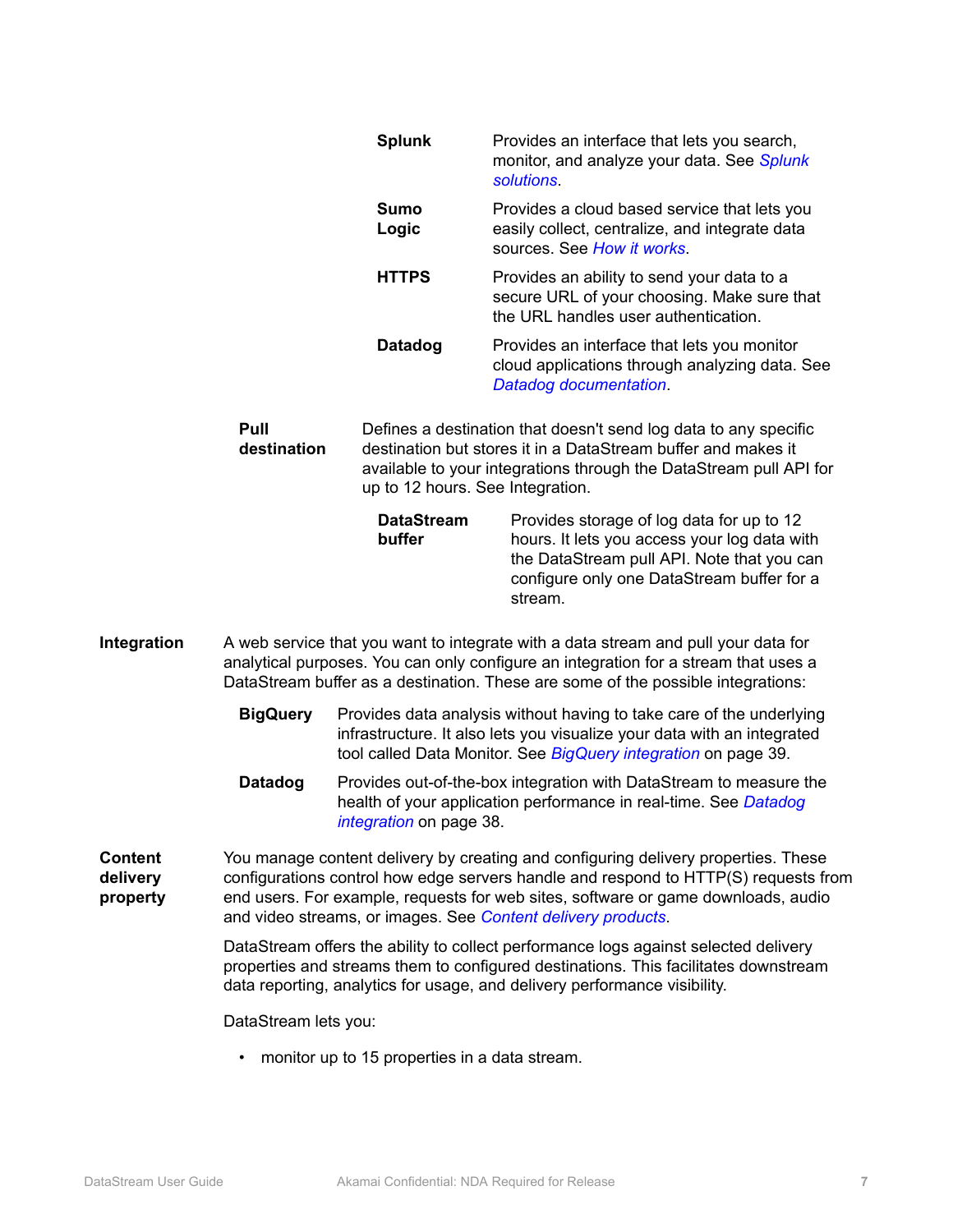**Splunk**

Provides an interface that lets you search, monitor, and analyze your data. See *Splunk solutions*.

**Sumo Logic**

Provides a cloud based service that lets you easily collect, centralize, and integrate data sources. See *How it works*.

**HTTPS**

Provides an ability to send your data to a secure URL of your choosing. Make sure that the URL handles user authentication.

**Datadog**

Provides an interface that lets you monitor cloud applications through analyzing data. See *Datadog documentation*.

**Pull destination**

Defines a destination that doesn't send log data to any specific destination but stores it in a DataStream buffer and makes it available to your integrations through the DataStream pull API for up to 12 hours. See Integration.

**DataStream buffer**

Provides storage of log data for up to 12 hours. It lets you access your log data with the DataStream pull API. Note that you can configure only one DataStream buffer for a stream.

**Integration**

A web service that you want to integrate with a data stream and pull your data for analytical purposes. You can only configure an integration for a stream that uses a DataStream buffer as a destination. These are some of the possible integrations:

**BigQuery**

Provides data analysis without having to take care of the underlying infrastructure. It also lets you visualize your data with an integrated tool called Data Monitor. See *BigQuery integration* on page 39.

**Datadog**

Provides out-of-the-box integration with DataStream to measure the health of your application performance in real-time. See *Datadog integration* on page 38.

**Content delivery property**

You manage content delivery by creating and configuring delivery properties. These configurations control how edge servers handle and respond to HTTP(S) requests from end users. For example, requests for web sites, software or game downloads, audio and video streams, or images. See *Content delivery products*.

DataStream offers the ability to collect performance logs against selected delivery properties and streams them to configured destinations. This facilitates downstream data reporting, analytics for usage, and delivery performance visibility.

DataStream lets you:

- monitor up to 15 properties in a data stream.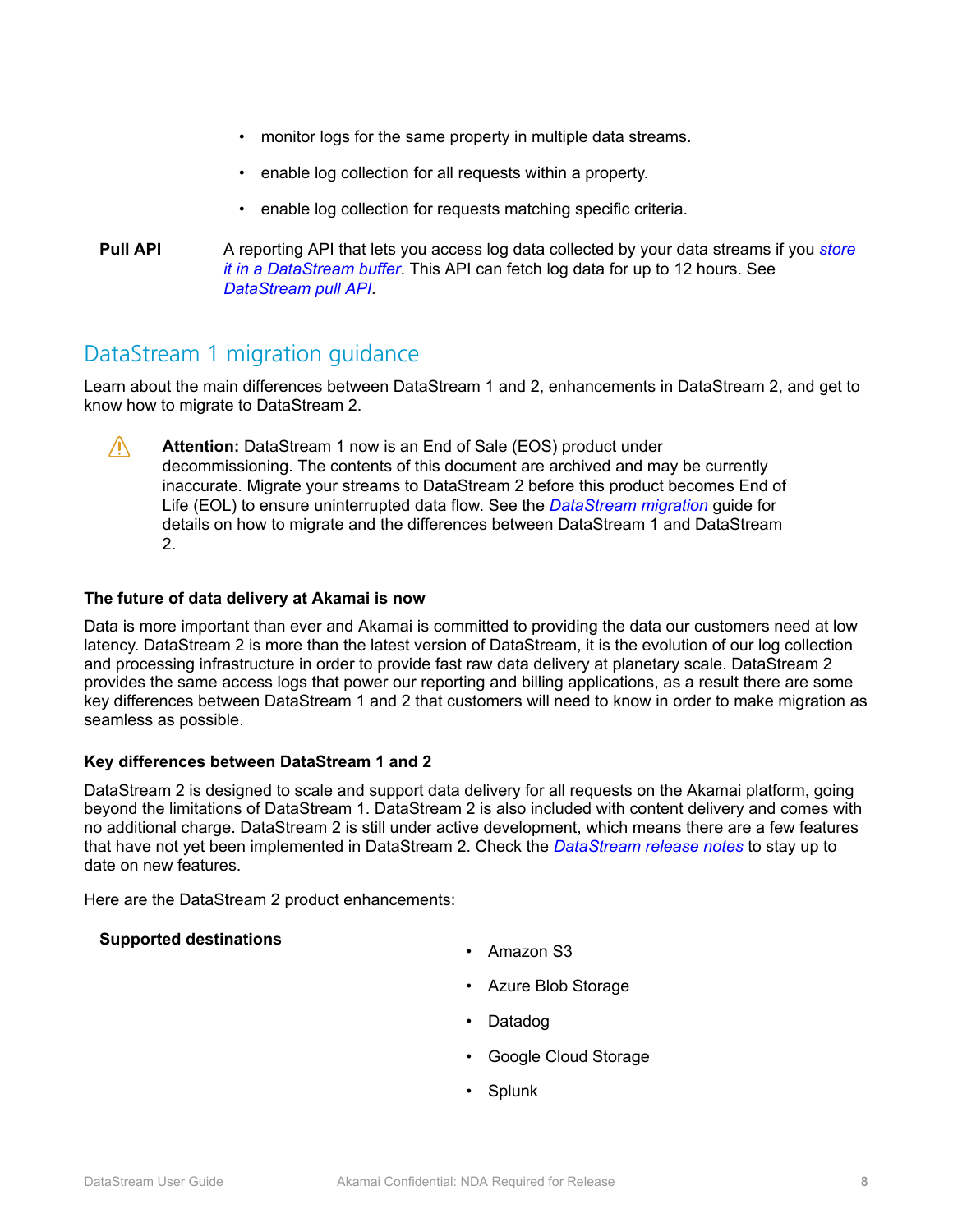- monitor logs for the same property in multiple data streams.
- enable log collection for all requests within a property.
- enable log collection for requests matching specific criteria.

**Pull API** A reporting API that lets you access log data collected by your data streams if you *store it in a DataStream buffer*. This API can fetch log data for up to 12 hours. See *DataStream pull API*.

## DataStream 1 migration guidance

Learn about the main differences between DataStream 1 and 2, enhancements in DataStream 2, and get to know how to migrate to DataStream 2.

⚠ **Attention:** DataStream 1 now is an End of Sale (EOS) product under decommissioning. The contents of this document are archived and may be currently inaccurate. Migrate your streams to DataStream 2 before this product becomes End of Life (EOL) to ensure uninterrupted data flow. See the *DataStream migration* guide for details on how to migrate and the differences between DataStream 1 and DataStream 2.

### The future of data delivery at Akamai is now

Data is more important than ever and Akamai is committed to providing the data our customers need at low latency. DataStream 2 is more than the latest version of DataStream, it is the evolution of our log collection and processing infrastructure in order to provide fast raw data delivery at planetary scale. DataStream 2 provides the same access logs that power our reporting and billing applications, as a result there are some key differences between DataStream 1 and 2 that customers will need to know in order to make migration as seamless as possible.

### Key differences between DataStream 1 and 2

DataStream 2 is designed to scale and support data delivery for all requests on the Akamai platform, going beyond the limitations of DataStream 1. DataStream 2 is also included with content delivery and comes with no additional charge. DataStream 2 is still under active development, which means there are a few features that have not yet been implemented in DataStream 2. Check the *DataStream release notes* to stay up to date on new features.

Here are the DataStream 2 product enhancements:

**Supported destinations**

- Amazon S3
- Azure Blob Storage
- Datadog
- Google Cloud Storage
- Splunk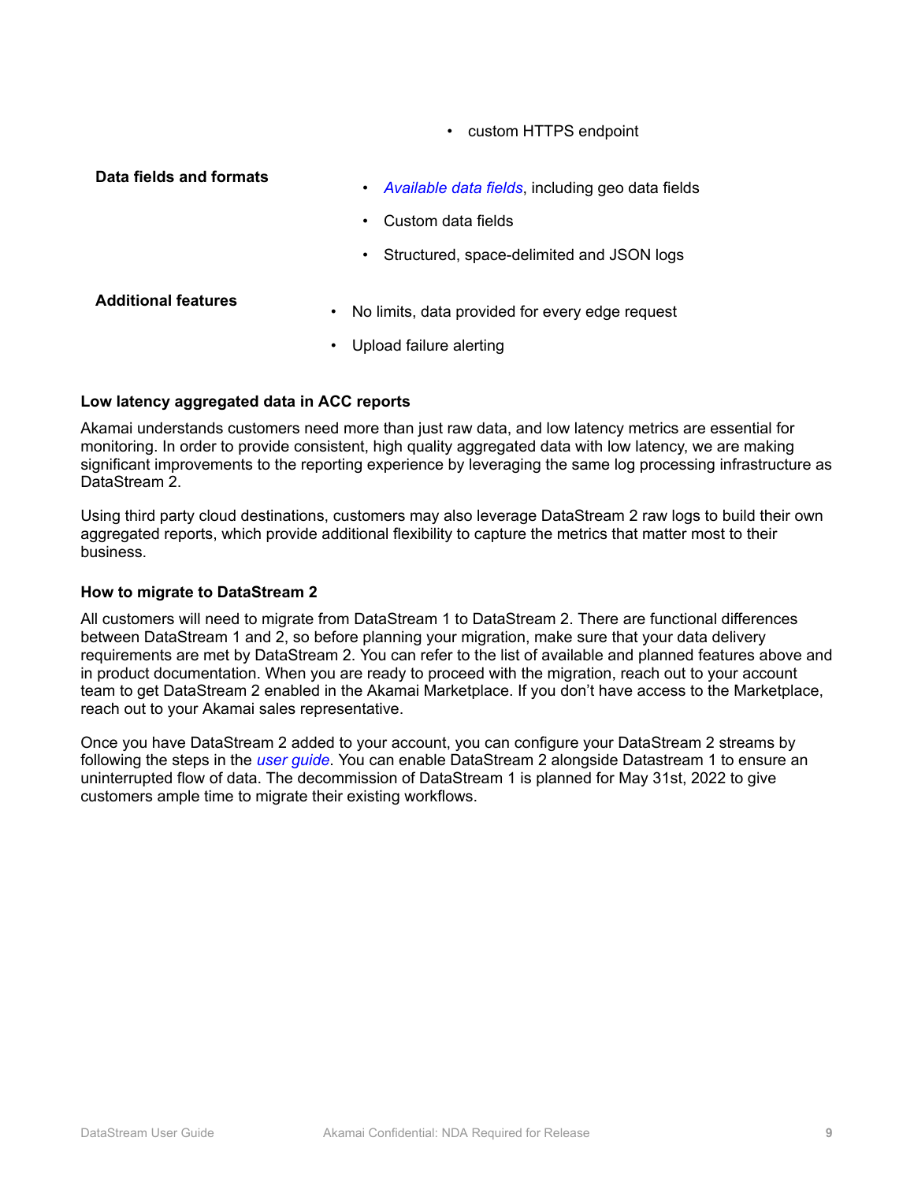| | |
|---|---|
| | • custom HTTPS endpoint |
| **Data fields and formats** | • *Available data fields*, including geo data fields<br>• Custom data fields<br>• Structured, space-delimited and JSON logs |
| **Additional features** | • No limits, data provided for every edge request<br>• Upload failure alerting |

**Low latency aggregated data in ACC reports**

Akamai understands customers need more than just raw data, and low latency metrics are essential for monitoring. In order to provide consistent, high quality aggregated data with low latency, we are making significant improvements to the reporting experience by leveraging the same log processing infrastructure as DataStream 2.

Using third party cloud destinations, customers may also leverage DataStream 2 raw logs to build their own aggregated reports, which provide additional flexibility to capture the metrics that matter most to their business.

**How to migrate to DataStream 2**

All customers will need to migrate from DataStream 1 to DataStream 2. There are functional differences between DataStream 1 and 2, so before planning your migration, make sure that your data delivery requirements are met by DataStream 2. You can refer to the list of available and planned features above and in product documentation. When you are ready to proceed with the migration, reach out to your account team to get DataStream 2 enabled in the Akamai Marketplace. If you don't have access to the Marketplace, reach out to your Akamai sales representative.

Once you have DataStream 2 added to your account, you can configure your DataStream 2 streams by following the steps in the *user guide*. You can enable DataStream 2 alongside Datastream 1 to ensure an uninterrupted flow of data. The decommission of DataStream 1 is planned for May 31st, 2022 to give customers ample time to migrate their existing workflows.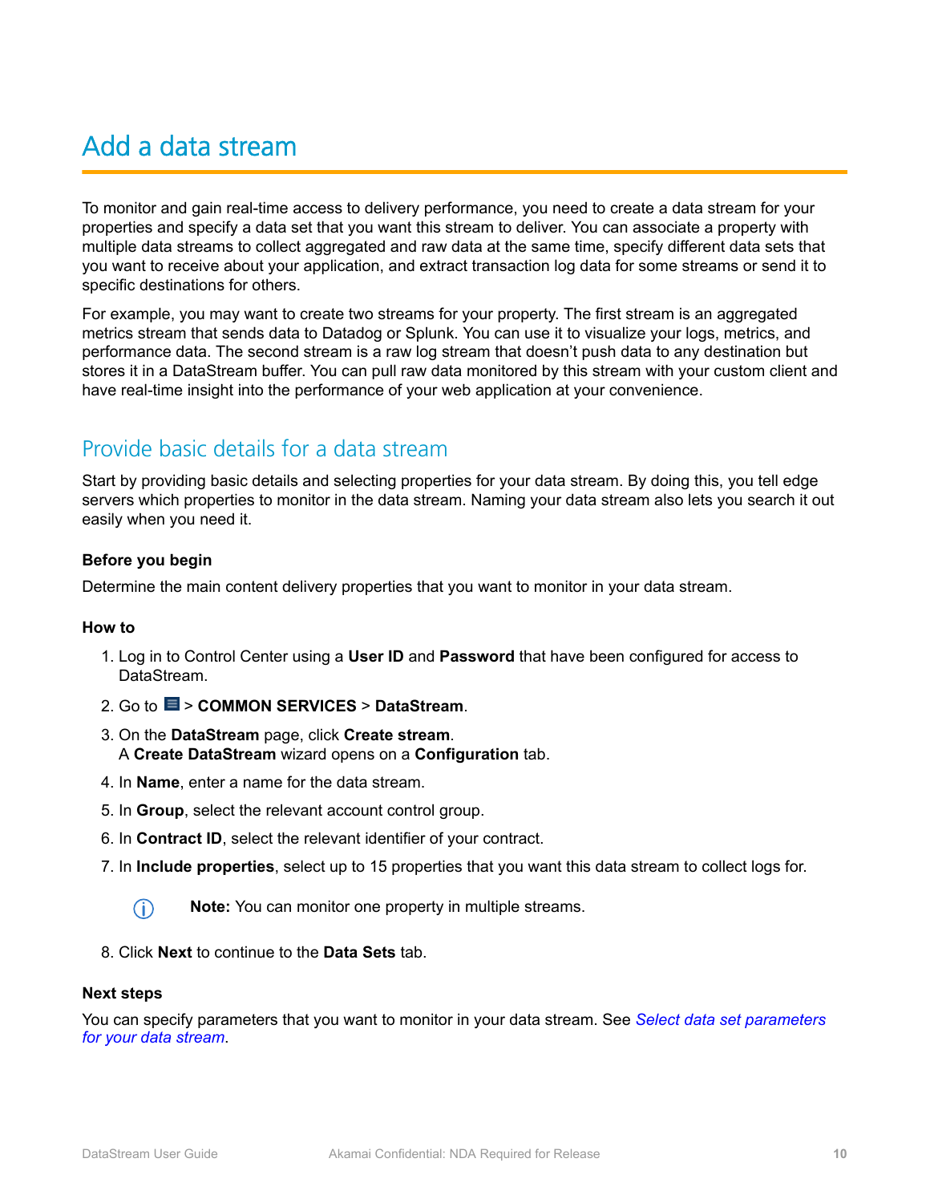# Add a data stream

To monitor and gain real-time access to delivery performance, you need to create a data stream for your properties and specify a data set that you want this stream to deliver. You can associate a property with multiple data streams to collect aggregated and raw data at the same time, specify different data sets that you want to receive about your application, and extract transaction log data for some streams or send it to specific destinations for others.

For example, you may want to create two streams for your property. The first stream is an aggregated metrics stream that sends data to Datadog or Splunk. You can use it to visualize your logs, metrics, and performance data. The second stream is a raw log stream that doesn't push data to any destination but stores it in a DataStream buffer. You can pull raw data monitored by this stream with your custom client and have real-time insight into the performance of your web application at your convenience.

## Provide basic details for a data stream

Start by providing basic details and selecting properties for your data stream. By doing this, you tell edge servers which properties to monitor in the data stream. Naming your data stream also lets you search it out easily when you need it.

### Before you begin

Determine the main content delivery properties that you want to monitor in your data stream.

### How to

1. Log in to Control Center using a **User ID** and **Password** that have been configured for access to DataStream.
2. Go to ☰ > **COMMON SERVICES** > **DataStream**.
3. On the **DataStream** page, click **Create stream**.
   A **Create DataStream** wizard opens on a **Configuration** tab.
4. In **Name**, enter a name for the data stream.
5. In **Group**, select the relevant account control group.
6. In **Contract ID**, select the relevant identifier of your contract.
7. In **Include properties**, select up to 15 properties that you want this data stream to collect logs for.

   **Note:** You can monitor one property in multiple streams.

8. Click **Next** to continue to the **Data Sets** tab.

### Next steps

You can specify parameters that you want to monitor in your data stream. See *Select data set parameters for your data stream*.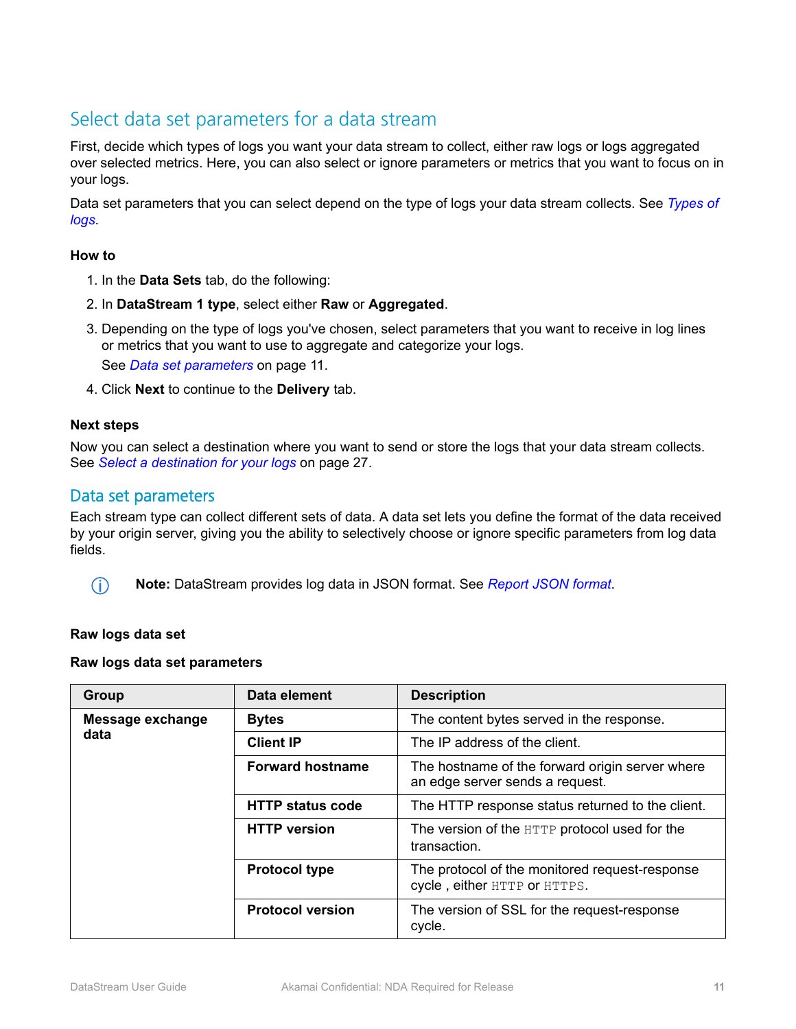## Select data set parameters for a data stream

First, decide which types of logs you want your data stream to collect, either raw logs or logs aggregated over selected metrics. Here, you can also select or ignore parameters or metrics that you want to focus on in your logs.

Data set parameters that you can select depend on the type of logs your data stream collects. See *Types of logs*.

### How to

1. In the **Data Sets** tab, do the following:
2. In **DataStream 1 type**, select either **Raw** or **Aggregated**.
3. Depending on the type of logs you've chosen, select parameters that you want to receive in log lines or metrics that you want to use to aggregate and categorize your logs.

   See *Data set parameters* on page 11.
4. Click **Next** to continue to the **Delivery** tab.

### Next steps

Now you can select a destination where you want to send or store the logs that your data stream collects. See *Select a destination for your logs* on page 27.

## Data set parameters

Each stream type can collect different sets of data. A data set lets you define the format of the data received by your origin server, giving you the ability to selectively choose or ignore specific parameters from log data fields.

> **Note:** DataStream provides log data in JSON format. See *Report JSON format*.

### Raw logs data set

#### Raw logs data set parameters

| Group | Data element | Description |
|---|---|---|
| **Message exchange data** | **Bytes** | The content bytes served in the response. |
| | **Client IP** | The IP address of the client. |
| | **Forward hostname** | The hostname of the forward origin server where an edge server sends a request. |
| | **HTTP status code** | The HTTP response status returned to the client. |
| | **HTTP version** | The version of the `HTTP` protocol used for the transaction. |
| | **Protocol type** | The protocol of the monitored request-response cycle , either `HTTP` or `HTTPS`. |
| | **Protocol version** | The version of SSL for the request-response cycle. |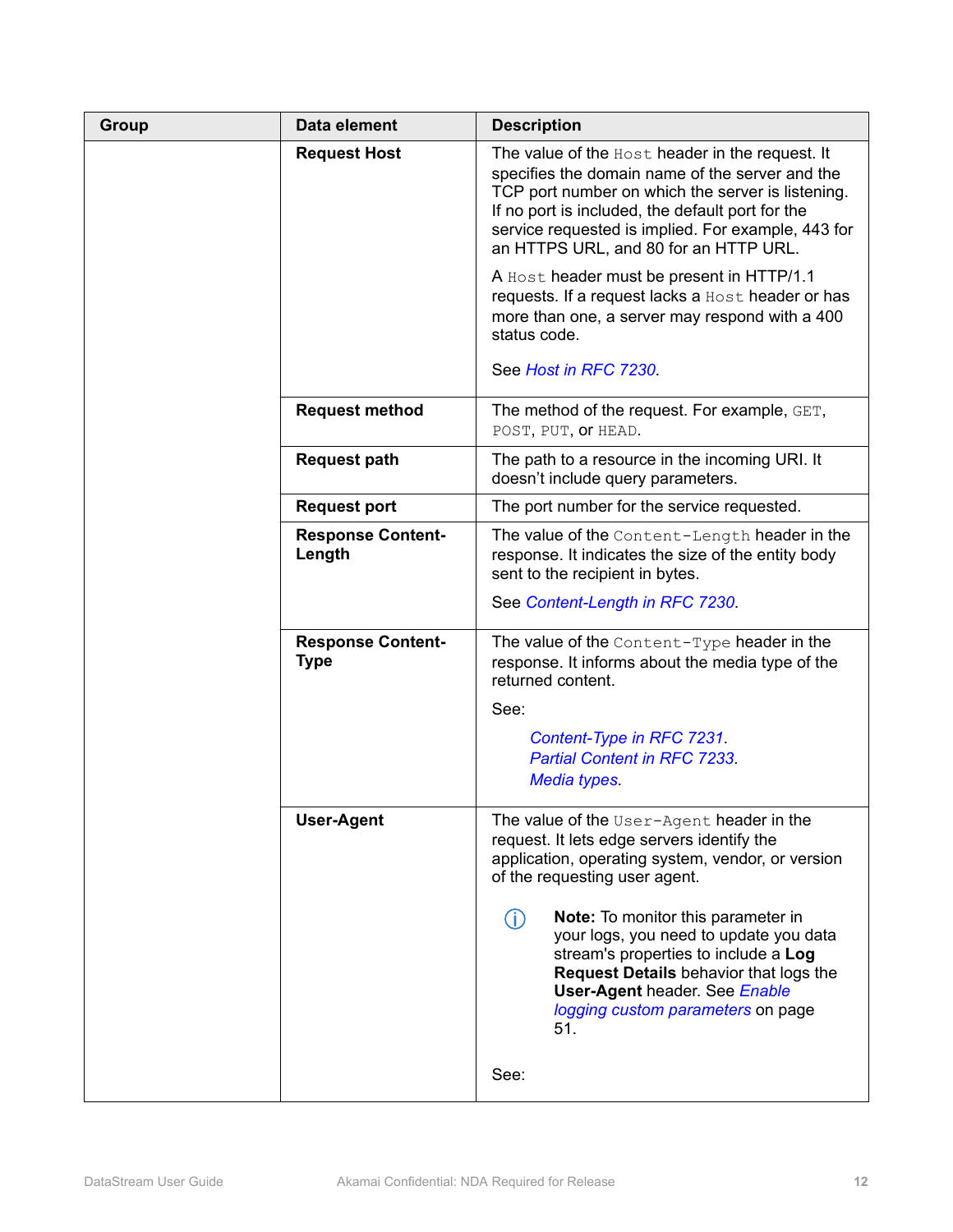| Group | Data element | Description |
| --- | --- | --- |
| | **Request Host** | The value of the `Host` header in the request. It specifies the domain name of the server and the TCP port number on which the server is listening. If no port is included, the default port for the service requested is implied. For example, 443 for an HTTPS URL, and 80 for an HTTP URL.<br><br>A `Host` header must be present in HTTP/1.1 requests. If a request lacks a `Host` header or has more than one, a server may respond with a 400 status code.<br><br>See *Host in RFC 7230*. |
| | **Request method** | The method of the request. For example, `GET`, `POST`, `PUT`, or `HEAD`. |
| | **Request path** | The path to a resource in the incoming URI. It doesn't include query parameters. |
| | **Request port** | The port number for the service requested. |
| | **Response Content-Length** | The value of the `Content-Length` header in the response. It indicates the size of the entity body sent to the recipient in bytes.<br><br>See *Content-Length in RFC 7230*. |
| | **Response Content-Type** | The value of the `Content-Type` header in the response. It informs about the media type of the returned content.<br><br>See:<br><br>*Content-Type in RFC 7231*.<br>*Partial Content in RFC 7233*.<br>*Media types*. |
| | **User-Agent** | The value of the `User-Agent` header in the request. It lets edge servers identify the application, operating system, vendor, or version of the requesting user agent.<br><br>**Note:** To monitor this parameter in your logs, you need to update you data stream's properties to include a **Log Request Details** behavior that logs the **User-Agent** header. See *Enable logging custom parameters* on page 51.<br><br>See: |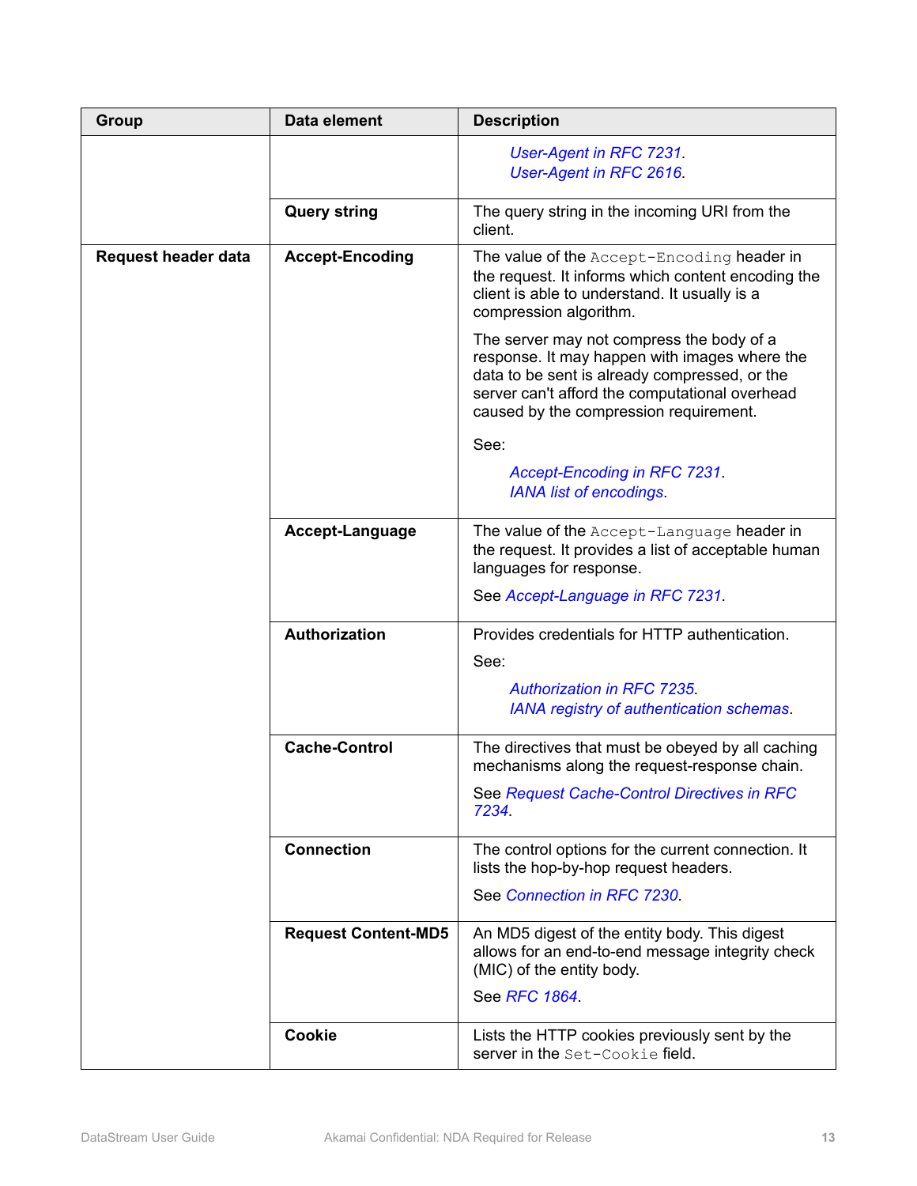| Group | Data element | Description |
|---|---|---|
| | | *User-Agent in RFC 7231*.<br>*User-Agent in RFC 2616*. |
| | **Query string** | The query string in the incoming URI from the client. |
| **Request header data** | **Accept-Encoding** | The value of the `Accept-Encoding` header in the request. It informs which content encoding the client is able to understand. It usually is a compression algorithm.<br><br>The server may not compress the body of a response. It may happen with images where the data to be sent is already compressed, or the server can't afford the computational overhead caused by the compression requirement.<br><br>See:<br><br>*Accept-Encoding in RFC 7231*.<br>*IANA list of encodings*. |
| | **Accept-Language** | The value of the `Accept-Language` header in the request. It provides a list of acceptable human languages for response.<br><br>See *Accept-Language in RFC 7231*. |
| | **Authorization** | Provides credentials for HTTP authentication.<br><br>See:<br><br>*Authorization in RFC 7235*.<br>*IANA registry of authentication schemas*. |
| | **Cache-Control** | The directives that must be obeyed by all caching mechanisms along the request-response chain.<br><br>See *Request Cache-Control Directives in RFC 7234*. |
| | **Connection** | The control options for the current connection. It lists the hop-by-hop request headers.<br><br>See *Connection in RFC 7230*. |
| | **Request Content-MD5** | An MD5 digest of the entity body. This digest allows for an end-to-end message integrity check (MIC) of the entity body.<br><br>See *RFC 1864*. |
| | **Cookie** | Lists the HTTP cookies previously sent by the server in the `Set-Cookie` field. |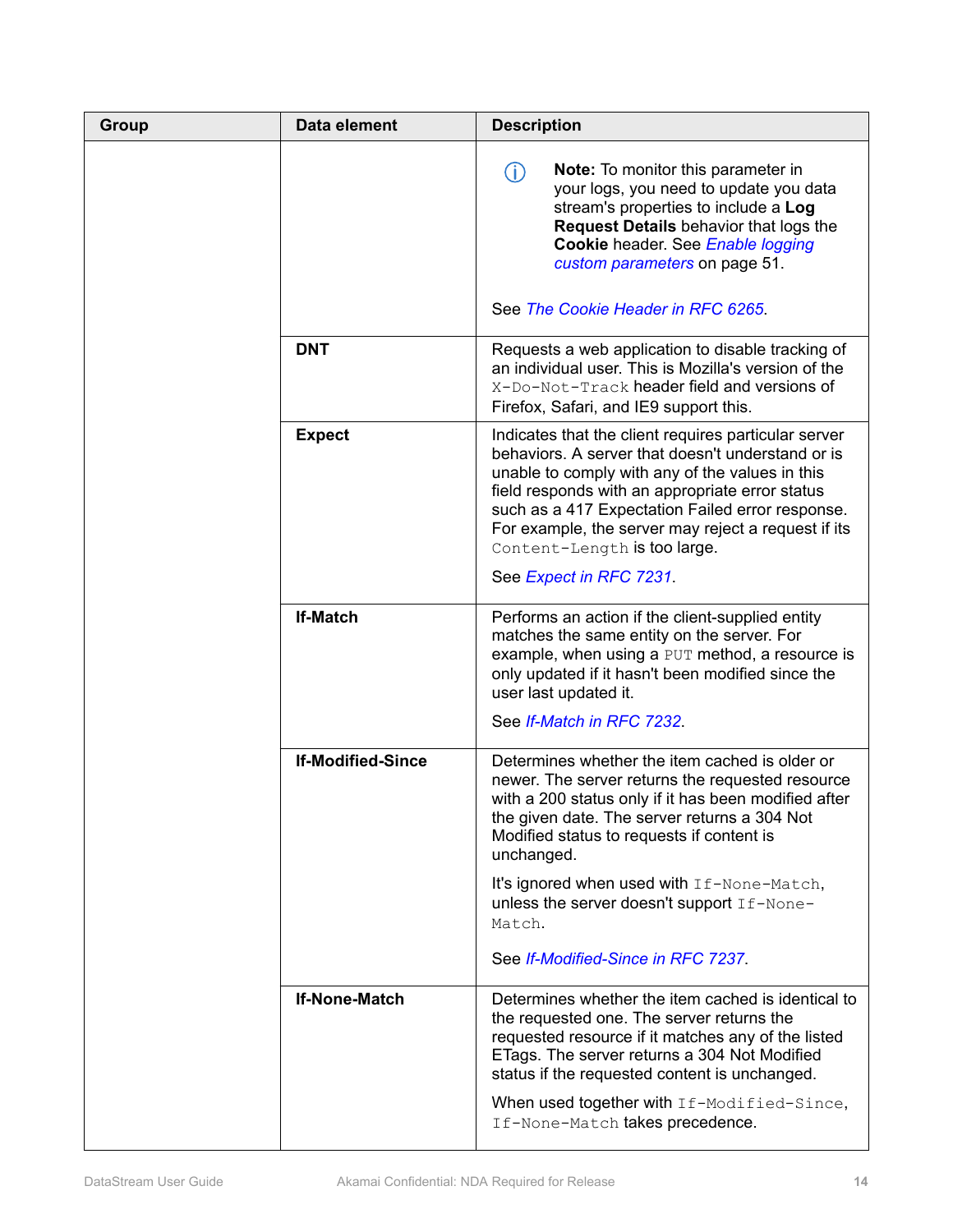| Group | Data element | Description |
| --- | --- | --- |
| | | **Note:** To monitor this parameter in your logs, you need to update you data stream's properties to include a **Log Request Details** behavior that logs the **Cookie** header. See *Enable logging custom parameters* on page 51.<br><br>See *The Cookie Header in RFC 6265*. |
| | **DNT** | Requests a web application to disable tracking of an individual user. This is Mozilla's version of the `X-Do-Not-Track` header field and versions of Firefox, Safari, and IE9 support this. |
| | **Expect** | Indicates that the client requires particular server behaviors. A server that doesn't understand or is unable to comply with any of the values in this field responds with an appropriate error status such as a 417 Expectation Failed error response. For example, the server may reject a request if its `Content-Length` is too large.<br><br>See *Expect in RFC 7231*. |
| | **If-Match** | Performs an action if the client-supplied entity matches the same entity on the server. For example, when using a `PUT` method, a resource is only updated if it hasn't been modified since the user last updated it.<br><br>See *If-Match in RFC 7232*. |
| | **If-Modified-Since** | Determines whether the item cached is older or newer. The server returns the requested resource with a 200 status only if it has been modified after the given date. The server returns a 304 Not Modified status to requests if content is unchanged.<br><br>It's ignored when used with `If-None-Match`, unless the server doesn't support `If-None-Match`.<br><br>See *If-Modified-Since in RFC 7237*. |
| | **If-None-Match** | Determines whether the item cached is identical to the requested one. The server returns the requested resource if it matches any of the listed ETags. The server returns a 304 Not Modified status if the requested content is unchanged.<br><br>When used together with `If-Modified-Since`, `If-None-Match` takes precedence. |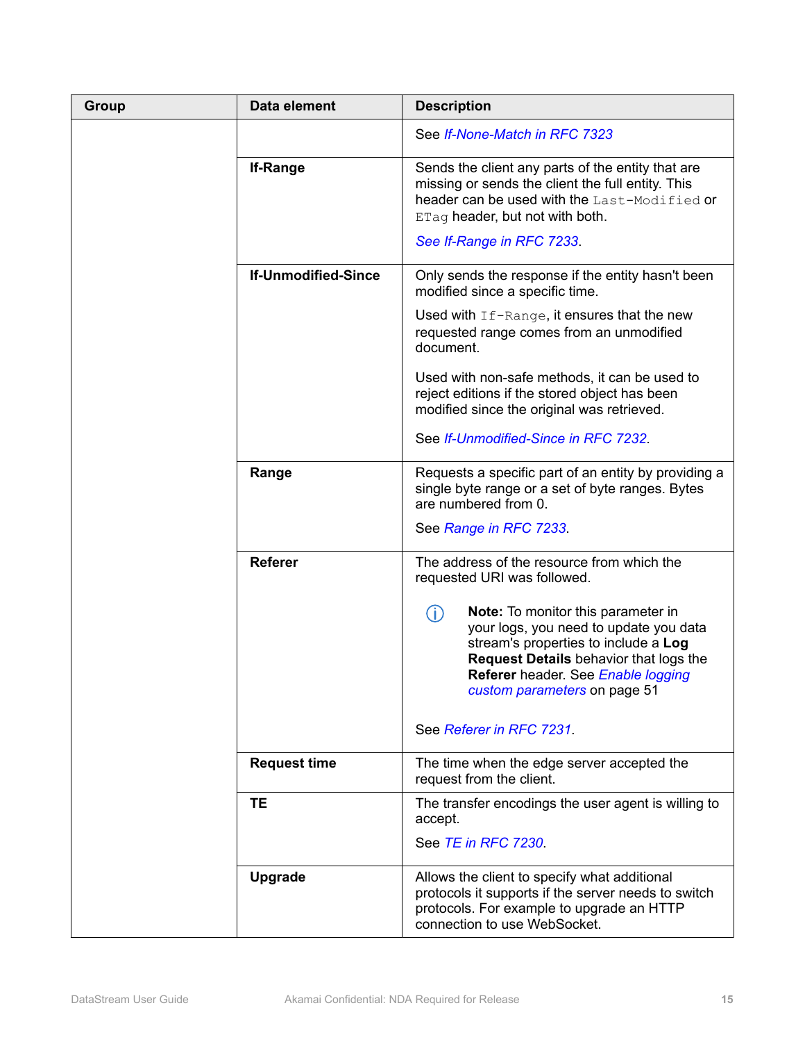| Group | Data element | Description |
|---|---|---|
| | | See *If-None-Match in RFC 7323* |
| | **If-Range** | Sends the client any parts of the entity that are missing or sends the client the full entity. This header can be used with the `Last-Modified` or `ETag` header, but not with both.<br><br>*See If-Range in RFC 7233*. |
| | **If-Unmodified-Since** | Only sends the response if the entity hasn't been modified since a specific time.<br><br>Used with `If-Range`, it ensures that the new requested range comes from an unmodified document.<br><br>Used with non-safe methods, it can be used to reject editions if the stored object has been modified since the original was retrieved.<br><br>See *If-Unmodified-Since in RFC 7232*. |
| | **Range** | Requests a specific part of an entity by providing a single byte range or a set of byte ranges. Bytes are numbered from 0.<br><br>See *Range in RFC 7233*. |
| | **Referer** | The address of the resource from which the requested URI was followed.<br><br>**Note:** To monitor this parameter in your logs, you need to update you data stream's properties to include a **Log Request Details** behavior that logs the **Referer** header. See *Enable logging custom parameters* on page 51<br><br>See *Referer in RFC 7231*. |
| | **Request time** | The time when the edge server accepted the request from the client. |
| | **TE** | The transfer encodings the user agent is willing to accept.<br><br>See *TE in RFC 7230*. |
| | **Upgrade** | Allows the client to specify what additional protocols it supports if the server needs to switch protocols. For example to upgrade an HTTP connection to use WebSocket. |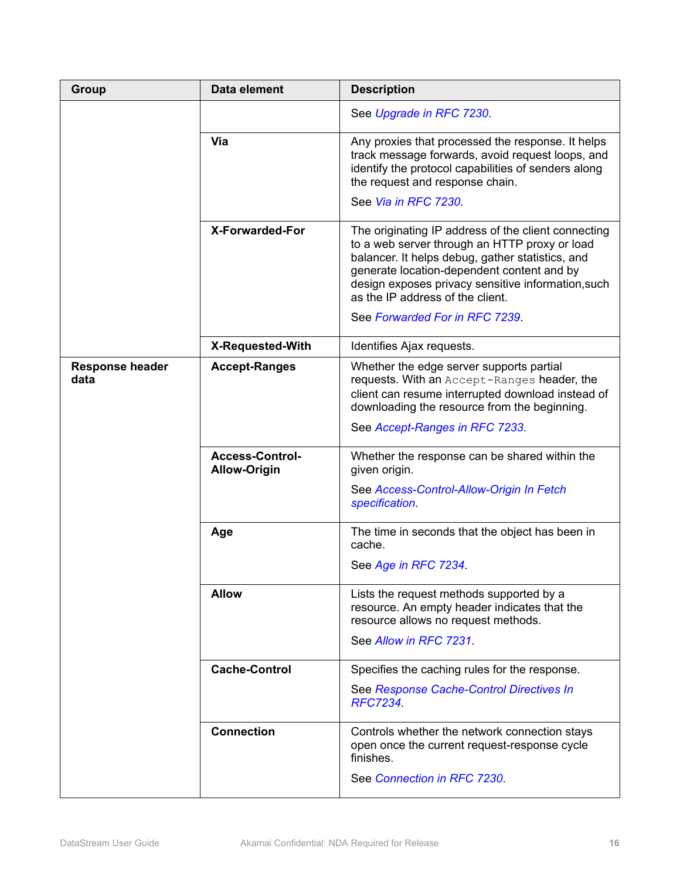| Group | Data element | Description |
| --- | --- | --- |
| | | See *Upgrade in RFC 7230*. |
| | **Via** | Any proxies that processed the response. It helps track message forwards, avoid request loops, and identify the protocol capabilities of senders along the request and response chain.<br><br>See *Via in RFC 7230*. |
| | **X-Forwarded-For** | The originating IP address of the client connecting to a web server through an HTTP proxy or load balancer. It helps debug, gather statistics, and generate location-dependent content and by design exposes privacy sensitive information,such as the IP address of the client.<br><br>See *Forwarded For in RFC 7239*. |
| | **X-Requested-With** | Identifies Ajax requests. |
| **Response header data** | **Accept-Ranges** | Whether the edge server supports partial requests. With an `Accept-Ranges` header, the client can resume interrupted download instead of downloading the resource from the beginning.<br><br>See *Accept-Ranges in RFC 7233*. |
| | **Access-Control-Allow-Origin** | Whether the response can be shared within the given origin.<br><br>See *Access-Control-Allow-Origin In Fetch specification*. |
| | **Age** | The time in seconds that the object has been in cache.<br><br>See *Age in RFC 7234*. |
| | **Allow** | Lists the request methods supported by a resource. An empty header indicates that the resource allows no request methods.<br><br>See *Allow in RFC 7231*. |
| | **Cache-Control** | Specifies the caching rules for the response.<br><br>See *Response Cache-Control Directives In RFC7234*. |
| | **Connection** | Controls whether the network connection stays open once the current request-response cycle finishes.<br><br>See *Connection in RFC 7230*. |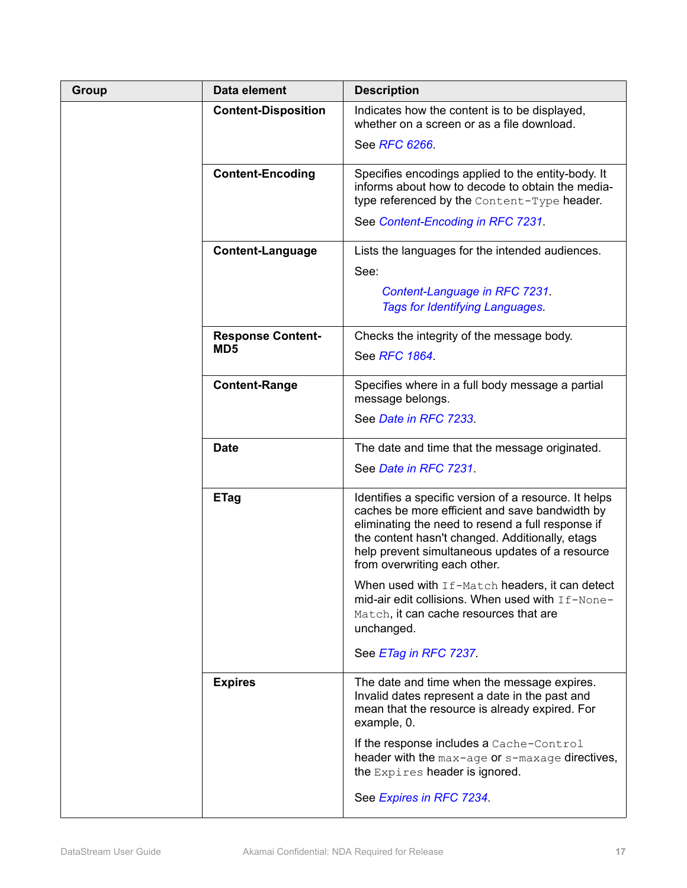| Group | Data element | Description |
|---|---|---|
| | **Content-Disposition** | Indicates how the content is to be displayed, whether on a screen or as a file download.<br><br>See *RFC 6266*. |
| | **Content-Encoding** | Specifies encodings applied to the entity-body. It informs about how to decode to obtain the media-type referenced by the `Content-Type` header.<br><br>See *Content-Encoding in RFC 7231*. |
| | **Content-Language** | Lists the languages for the intended audiences.<br><br>See:<br><br>*Content-Language in RFC 7231*.<br>*Tags for Identifying Languages*. |
| | **Response Content-MD5** | Checks the integrity of the message body.<br><br>See *RFC 1864*. |
| | **Content-Range** | Specifies where in a full body message a partial message belongs.<br><br>See *Date in RFC 7233*. |
| | **Date** | The date and time that the message originated.<br><br>See *Date in RFC 7231*. |
| | **ETag** | Identifies a specific version of a resource. It helps caches be more efficient and save bandwidth by eliminating the need to resend a full response if the content hasn't changed. Additionally, etags help prevent simultaneous updates of a resource from overwriting each other.<br><br>When used with `If-Match` headers, it can detect mid-air edit collisions. When used with `If-None-Match`, it can cache resources that are unchanged.<br><br>See *ETag in RFC 7237*. |
| | **Expires** | The date and time when the message expires. Invalid dates represent a date in the past and mean that the resource is already expired. For example, 0.<br><br>If the response includes a `Cache-Control` header with the `max-age` or `s-maxage` directives, the `Expires` header is ignored.<br><br>See *Expires in RFC 7234*. |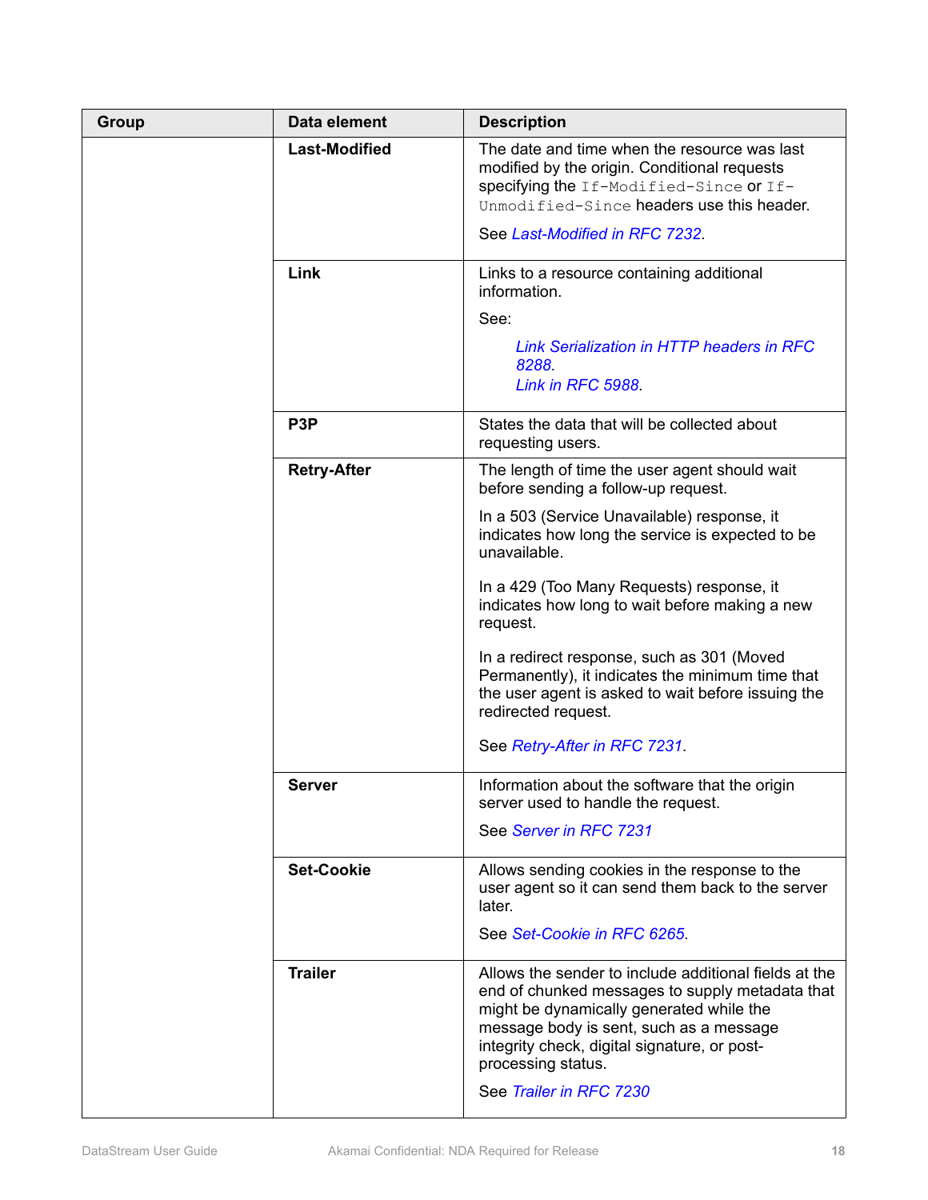| Group | Data element | Description |
|---|---|---|
| | **Last-Modified** | The date and time when the resource was last modified by the origin. Conditional requests specifying the `If-Modified-Since` or `If-Unmodified-Since` headers use this header.<br><br>See *Last-Modified in RFC 7232*. |
| | **Link** | Links to a resource containing additional information.<br><br>See:<br><br>*Link Serialization in HTTP headers in RFC 8288*.<br>*Link in RFC 5988*. |
| | **P3P** | States the data that will be collected about requesting users. |
| | **Retry-After** | The length of time the user agent should wait before sending a follow-up request.<br><br>In a 503 (Service Unavailable) response, it indicates how long the service is expected to be unavailable.<br><br>In a 429 (Too Many Requests) response, it indicates how long to wait before making a new request.<br><br>In a redirect response, such as 301 (Moved Permanently), it indicates the minimum time that the user agent is asked to wait before issuing the redirected request.<br><br>See *Retry-After in RFC 7231*. |
| | **Server** | Information about the software that the origin server used to handle the request.<br><br>See *Server in RFC 7231* |
| | **Set-Cookie** | Allows sending cookies in the response to the user agent so it can send them back to the server later.<br><br>See *Set-Cookie in RFC 6265*. |
| | **Trailer** | Allows the sender to include additional fields at the end of chunked messages to supply metadata that might be dynamically generated while the message body is sent, such as a message integrity check, digital signature, or post-processing status.<br><br>See *Trailer in RFC 7230* |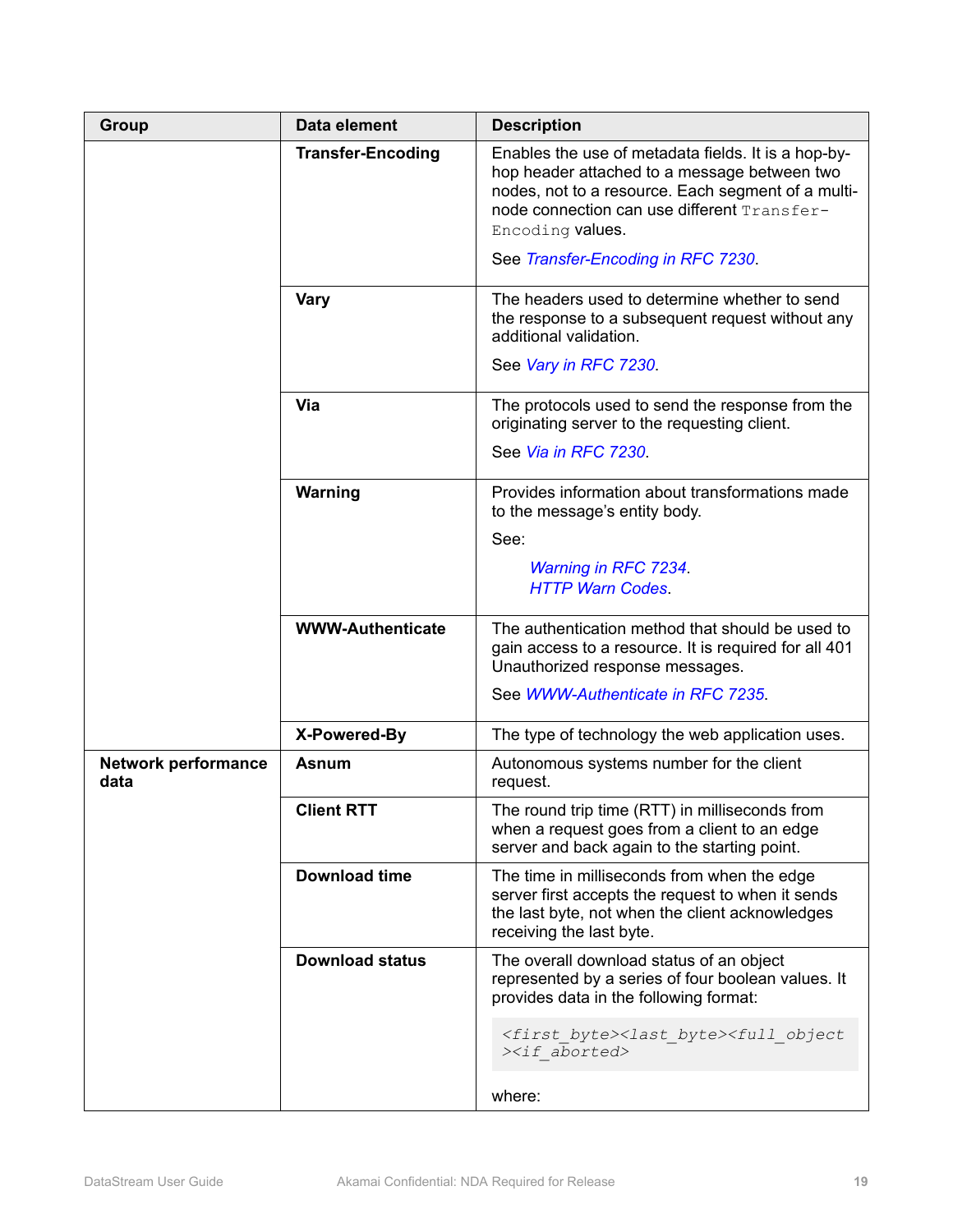| Group | Data element | Description |
|---|---|---|
| | **Transfer-Encoding** | Enables the use of metadata fields. It is a hop-by-hop header attached to a message between two nodes, not to a resource. Each segment of a multi-node connection can use different `Transfer-Encoding` values.<br><br>See *Transfer-Encoding in RFC 7230*. |
| | **Vary** | The headers used to determine whether to send the response to a subsequent request without any additional validation.<br><br>See *Vary in RFC 7230*. |
| | **Via** | The protocols used to send the response from the originating server to the requesting client.<br><br>See *Via in RFC 7230*. |
| | **Warning** | Provides information about transformations made to the message's entity body.<br><br>See:<br><br>*Warning in RFC 7234*.<br>*HTTP Warn Codes*. |
| | **WWW-Authenticate** | The authentication method that should be used to gain access to a resource. It is required for all 401 Unauthorized response messages.<br><br>See *WWW-Authenticate in RFC 7235*. |
| | **X-Powered-By** | The type of technology the web application uses. |
| **Network performance data** | **Asnum** | Autonomous systems number for the client request. |
| | **Client RTT** | The round trip time (RTT) in milliseconds from when a request goes from a client to an edge server and back again to the starting point. |
| | **Download time** | The time in milliseconds from when the edge server first accepts the request to when it sends the last byte, not when the client acknowledges receiving the last byte. |
| | **Download status** | The overall download status of an object represented by a series of four boolean values. It provides data in the following format:<br><br>`<first_byte><last_byte><full_object><if_aborted>`<br><br>where: |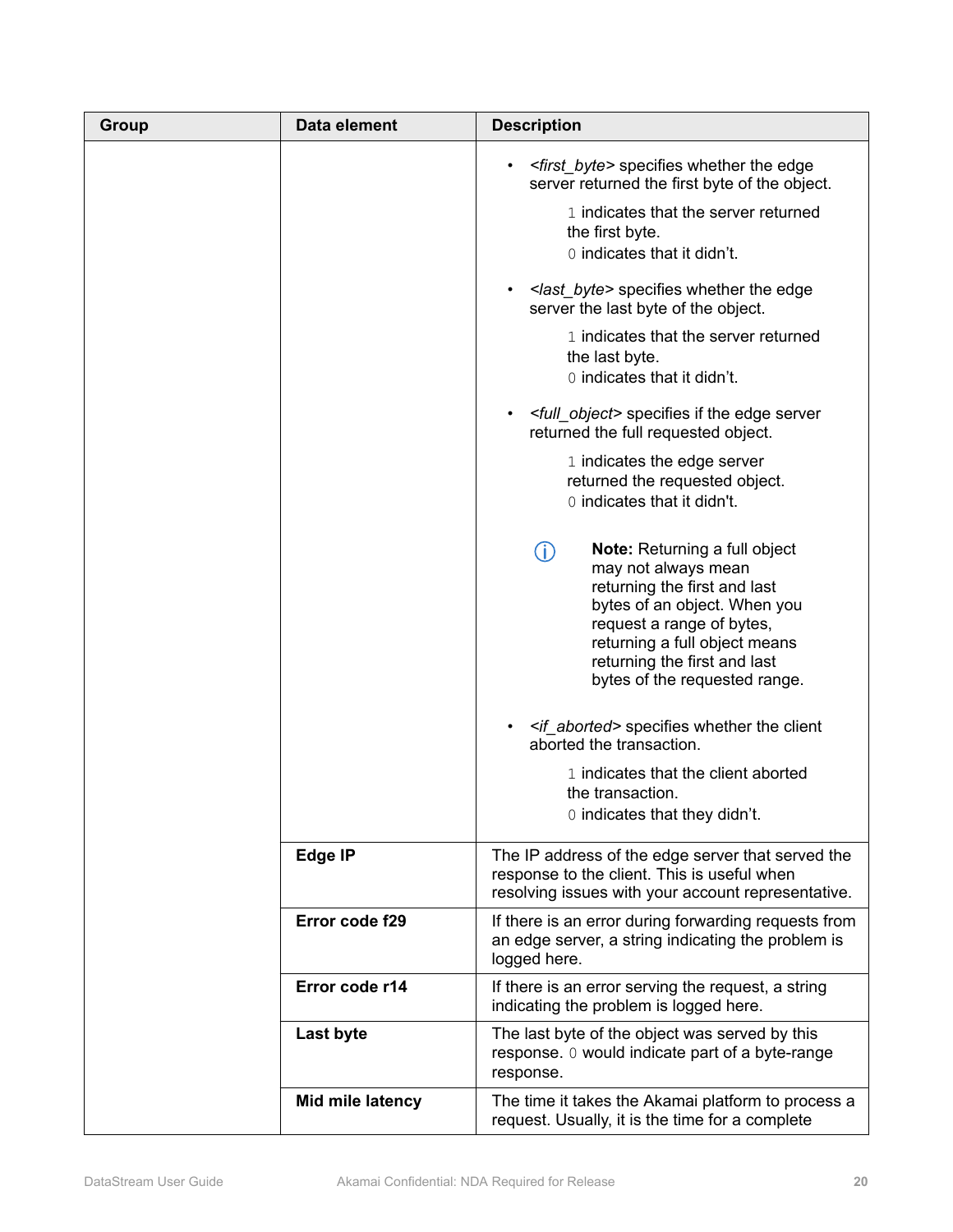| Group | Data element | Description |
| --- | --- | --- |
| | | • *<first_byte>* specifies whether the edge server returned the first byte of the object.<br>`1` indicates that the server returned the first byte.<br>`0` indicates that it didn't.<br><br>• *<last_byte>* specifies whether the edge server the last byte of the object.<br>`1` indicates that the server returned the last byte.<br>`0` indicates that it didn't.<br><br>• *<full_object>* specifies if the edge server returned the full requested object.<br>`1` indicates the edge server returned the requested object.<br>`0` indicates that it didn't.<br><br>**Note:** Returning a full object may not always mean returning the first and last bytes of an object. When you request a range of bytes, returning a full object means returning the first and last bytes of the requested range.<br><br>• *<if_aborted>* specifies whether the client aborted the transaction.<br>`1` indicates that the client aborted the transaction.<br>`0` indicates that they didn't. |
| | **Edge IP** | The IP address of the edge server that served the response to the client. This is useful when resolving issues with your account representative. |
| | **Error code f29** | If there is an error during forwarding requests from an edge server, a string indicating the problem is logged here. |
| | **Error code r14** | If there is an error serving the request, a string indicating the problem is logged here. |
| | **Last byte** | The last byte of the object was served by this response. `0` would indicate part of a byte-range response. |
| | **Mid mile latency** | The time it takes the Akamai platform to process a request. Usually, it is the time for a complete |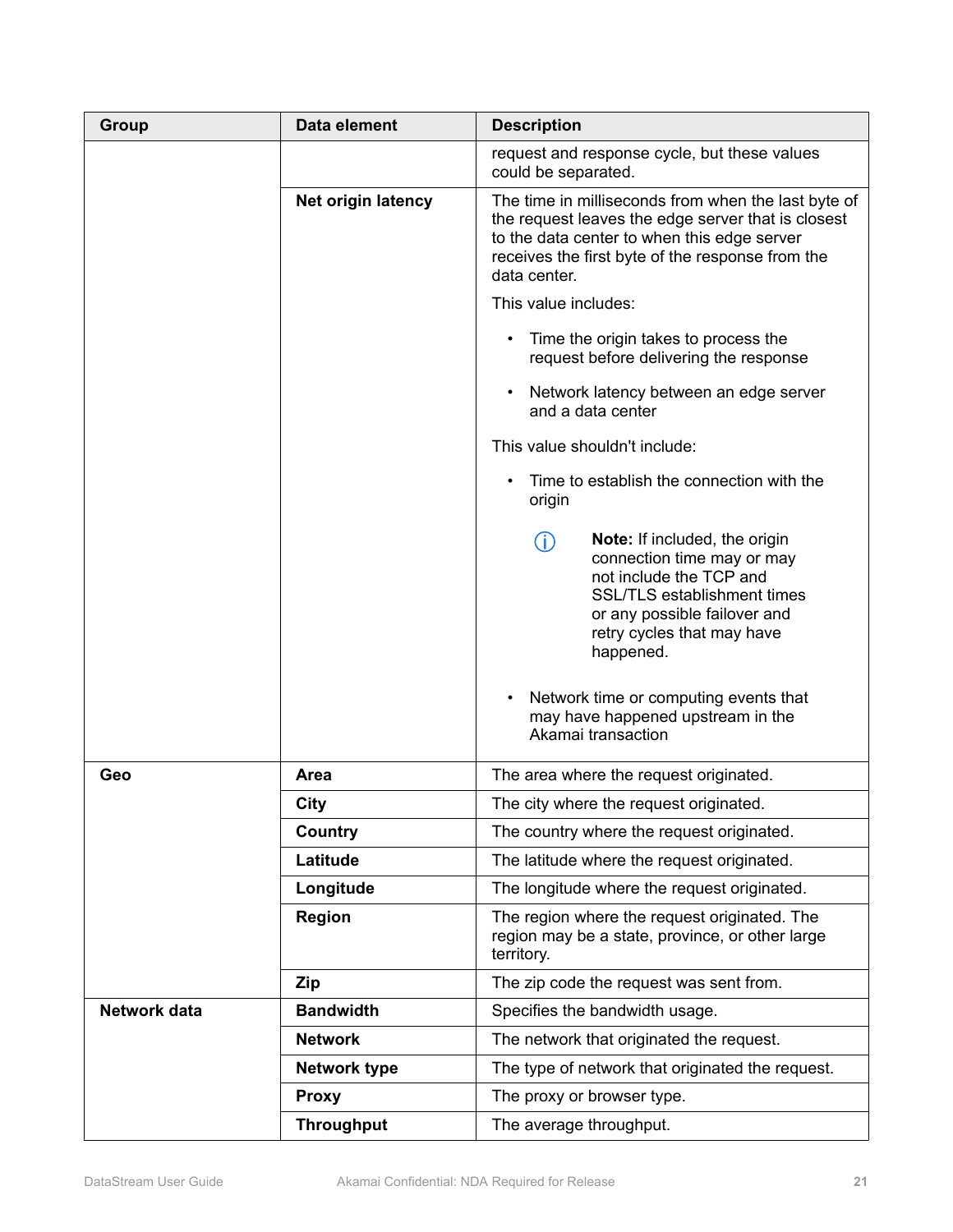| Group | Data element | Description |
| --- | --- | --- |
| | | request and response cycle, but these values could be separated. |
| | **Net origin latency** | The time in milliseconds from when the last byte of the request leaves the edge server that is closest to the data center to when this edge server receives the first byte of the response from the data center.<br><br>This value includes:<br><br>• Time the origin takes to process the request before delivering the response<br><br>• Network latency between an edge server and a data center<br><br>This value shouldn't include:<br><br>• Time to establish the connection with the origin<br><br>**Note:** If included, the origin connection time may or may not include the TCP and SSL/TLS establishment times or any possible failover and retry cycles that may have happened.<br><br>• Network time or computing events that may have happened upstream in the Akamai transaction |
| **Geo** | **Area** | The area where the request originated. |
| | **City** | The city where the request originated. |
| | **Country** | The country where the request originated. |
| | **Latitude** | The latitude where the request originated. |
| | **Longitude** | The longitude where the request originated. |
| | **Region** | The region where the request originated. The region may be a state, province, or other large territory. |
| | **Zip** | The zip code the request was sent from. |
| **Network data** | **Bandwidth** | Specifies the bandwidth usage. |
| | **Network** | The network that originated the request. |
| | **Network type** | The type of network that originated the request. |
| | **Proxy** | The proxy or browser type. |
| | **Throughput** | The average throughput. |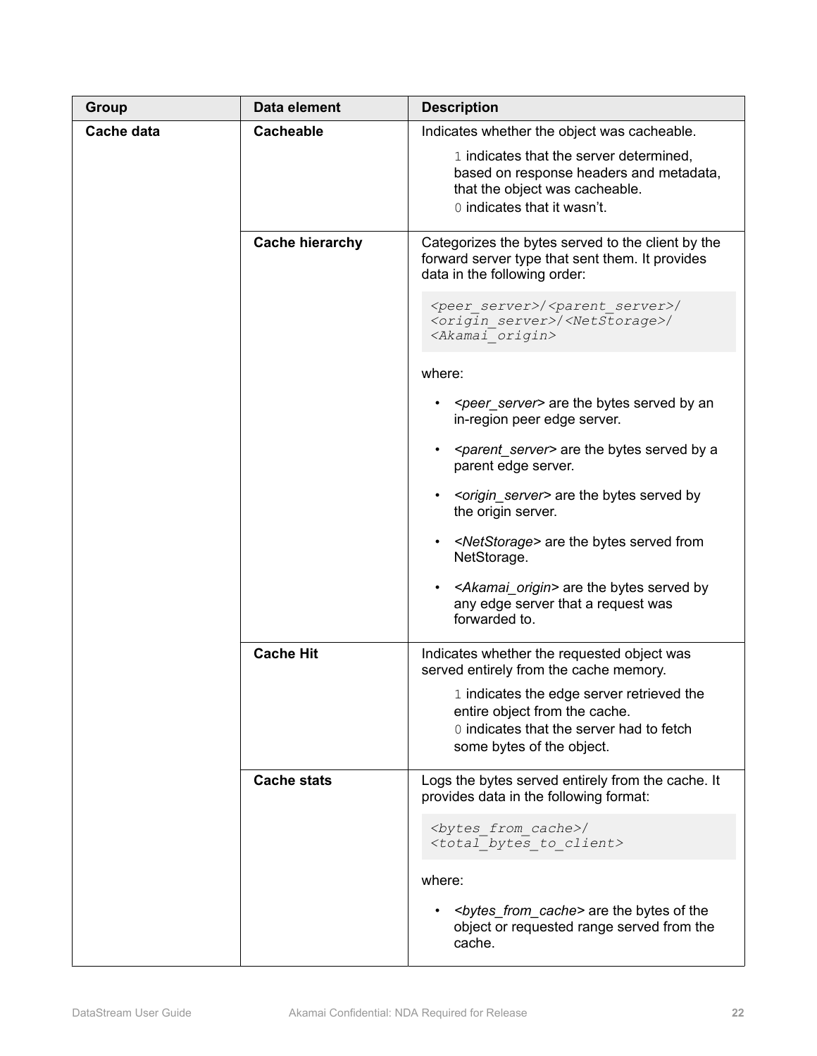| Group | Data element | Description |
| --- | --- | --- |
| **Cache data** | **Cacheable** | Indicates whether the object was cacheable.<br><br>`1` indicates that the server determined, based on response headers and metadata, that the object was cacheable.<br>`0` indicates that it wasn't. |
| | **Cache hierarchy** | Categorizes the bytes served to the client by the forward server type that sent them. It provides data in the following order:<br><br>`<peer_server>/<parent_server>/<origin_server>/<NetStorage>/<Akamai_origin>`<br><br>where:<br><br>• *<peer_server>* are the bytes served by an in-region peer edge server.<br>• *<parent_server>* are the bytes served by a parent edge server.<br>• *<origin_server>* are the bytes served by the origin server.<br>• *<NetStorage>* are the bytes served from NetStorage.<br>• *<Akamai_origin>* are the bytes served by any edge server that a request was forwarded to. |
| | **Cache Hit** | Indicates whether the requested object was served entirely from the cache memory.<br><br>`1` indicates the edge server retrieved the entire object from the cache.<br>`0` indicates that the server had to fetch some bytes of the object. |
| | **Cache stats** | Logs the bytes served entirely from the cache. It provides data in the following format:<br><br>`<bytes_from_cache>/<total_bytes_to_client>`<br><br>where:<br><br>• *<bytes_from_cache>* are the bytes of the object or requested range served from the cache. |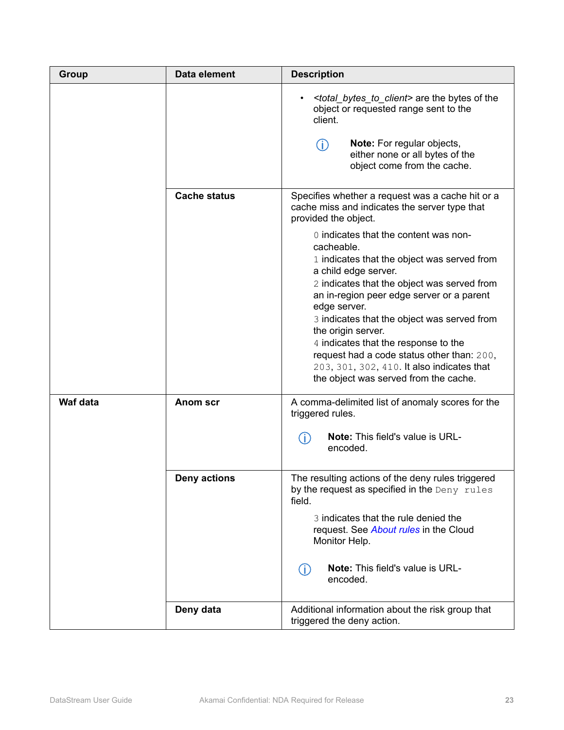| Group | Data element | Description |
| --- | --- | --- |
| | | • *<total_bytes_to_client>* are the bytes of the object or requested range sent to the client.<br><br>**Note:** For regular objects, either none or all bytes of the object come from the cache. |
| | **Cache status** | Specifies whether a request was a cache hit or a cache miss and indicates the server type that provided the object.<br><br>`0` indicates that the content was non-cacheable.<br>`1` indicates that the object was served from a child edge server.<br>`2` indicates that the object was served from an in-region peer edge server or a parent edge server.<br>`3` indicates that the object was served from the origin server.<br>`4` indicates that the response to the request had a code status other than: `200`, `203`, `301`, `302`, `410`. It also indicates that the object was served from the cache. |
| **Waf data** | **Anom scr** | A comma-delimited list of anomaly scores for the triggered rules.<br><br>**Note:** This field's value is URL-encoded. |
| | **Deny actions** | The resulting actions of the deny rules triggered by the request as specified in the `Deny rules` field.<br><br>`3` indicates that the rule denied the request. See *About rules* in the Cloud Monitor Help.<br><br>**Note:** This field's value is URL-encoded. |
| | **Deny data** | Additional information about the risk group that triggered the deny action. |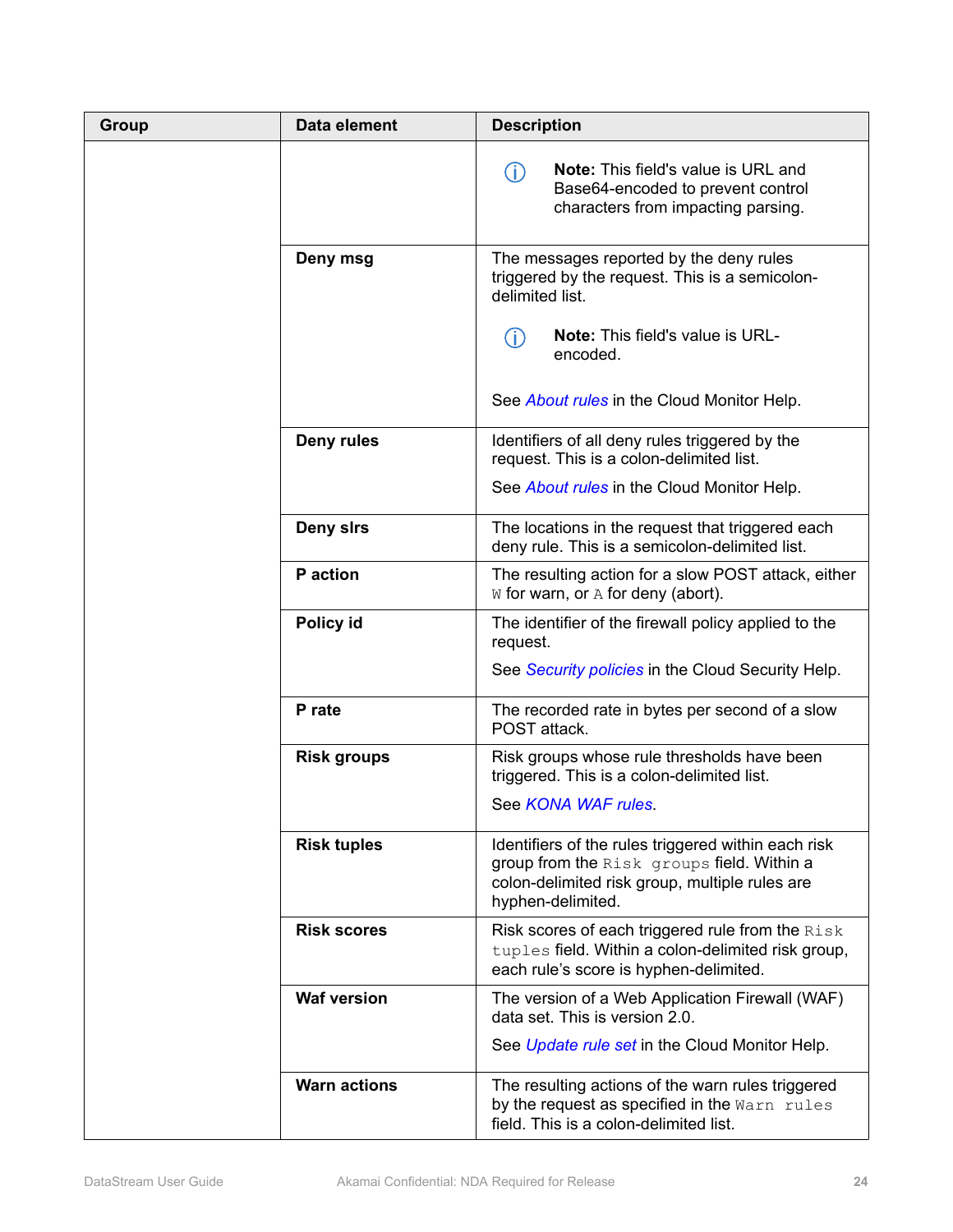| Group | Data element | Description |
|---|---|---|
| | | **Note:** This field's value is URL and Base64-encoded to prevent control characters from impacting parsing. |
| | **Deny msg** | The messages reported by the deny rules triggered by the request. This is a semicolon-delimited list.<br><br>**Note:** This field's value is URL-encoded.<br><br>See *About rules* in the Cloud Monitor Help. |
| | **Deny rules** | Identifiers of all deny rules triggered by the request. This is a colon-delimited list.<br><br>See *About rules* in the Cloud Monitor Help. |
| | **Deny slrs** | The locations in the request that triggered each deny rule. This is a semicolon-delimited list. |
| | **P action** | The resulting action for a slow POST attack, either `W` for warn, or `A` for deny (abort). |
| | **Policy id** | The identifier of the firewall policy applied to the request.<br><br>See *Security policies* in the Cloud Security Help. |
| | **P rate** | The recorded rate in bytes per second of a slow POST attack. |
| | **Risk groups** | Risk groups whose rule thresholds have been triggered. This is a colon-delimited list.<br><br>See *KONA WAF rules*. |
| | **Risk tuples** | Identifiers of the rules triggered within each risk group from the `Risk groups` field. Within a colon-delimited risk group, multiple rules are hyphen-delimited. |
| | **Risk scores** | Risk scores of each triggered rule from the `Risk tuples` field. Within a colon-delimited risk group, each rule's score is hyphen-delimited. |
| | **Waf version** | The version of a Web Application Firewall (WAF) data set. This is version 2.0.<br><br>See *Update rule set* in the Cloud Monitor Help. |
| | **Warn actions** | The resulting actions of the warn rules triggered by the request as specified in the `Warn rules` field. This is a colon-delimited list. |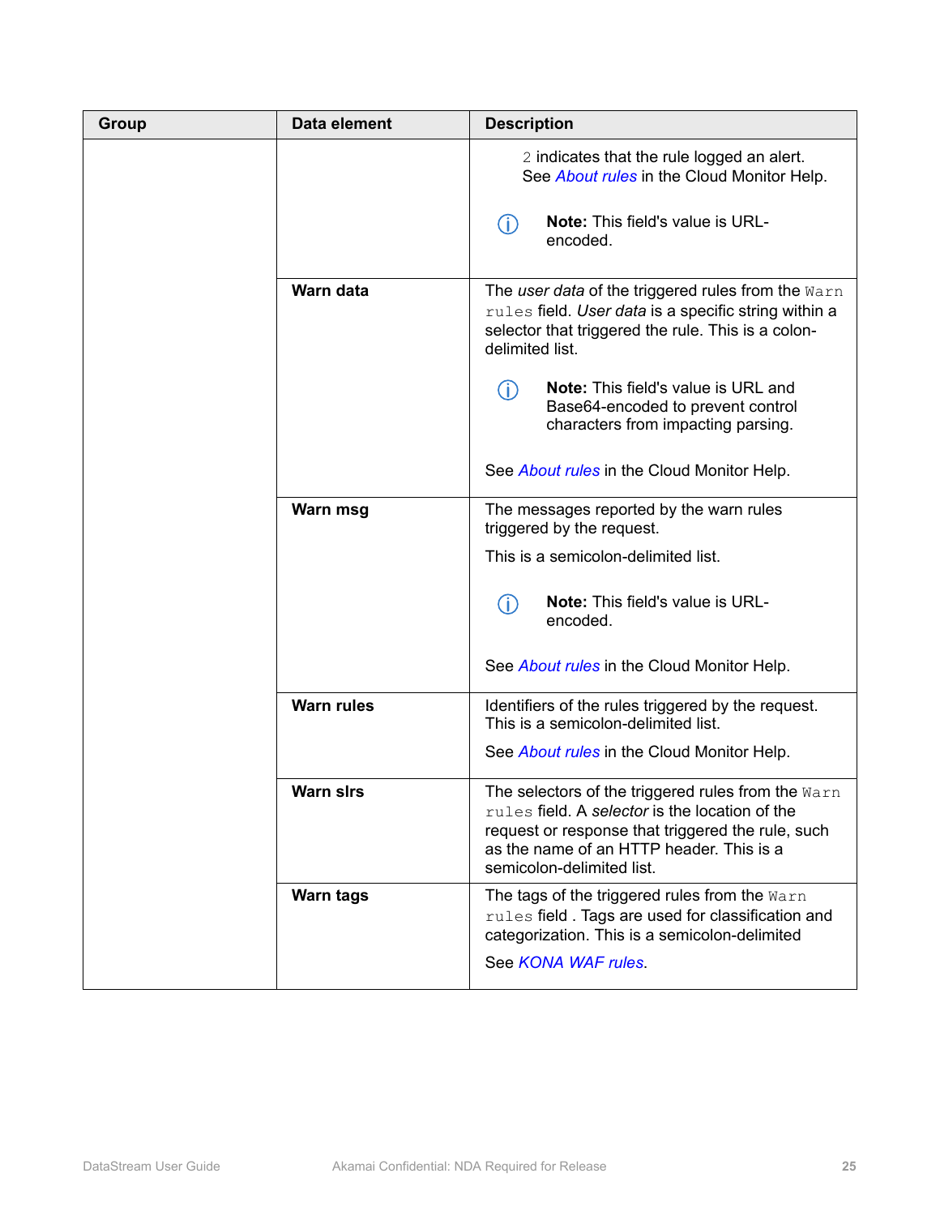| Group | Data element | Description |
| --- | --- | --- |
| | | `2` indicates that the rule logged an alert. See *About rules* in the Cloud Monitor Help. **Note:** This field's value is URL-encoded. |
| | **Warn data** | The *user data* of the triggered rules from the `Warn rules` field. *User data* is a specific string within a selector that triggered the rule. This is a colon-delimited list. **Note:** This field's value is URL and Base64-encoded to prevent control characters from impacting parsing. See *About rules* in the Cloud Monitor Help. |
| | **Warn msg** | The messages reported by the warn rules triggered by the request. This is a semicolon-delimited list. **Note:** This field's value is URL-encoded. See *About rules* in the Cloud Monitor Help. |
| | **Warn rules** | Identifiers of the rules triggered by the request. This is a semicolon-delimited list. See *About rules* in the Cloud Monitor Help. |
| | **Warn slrs** | The selectors of the triggered rules from the `Warn rules` field. A *selector* is the location of the request or response that triggered the rule, such as the name of an HTTP header. This is a semicolon-delimited list. |
| | **Warn tags** | The tags of the triggered rules from the `Warn rules` field . Tags are used for classification and categorization. This is a semicolon-delimited See *KONA WAF rules*. |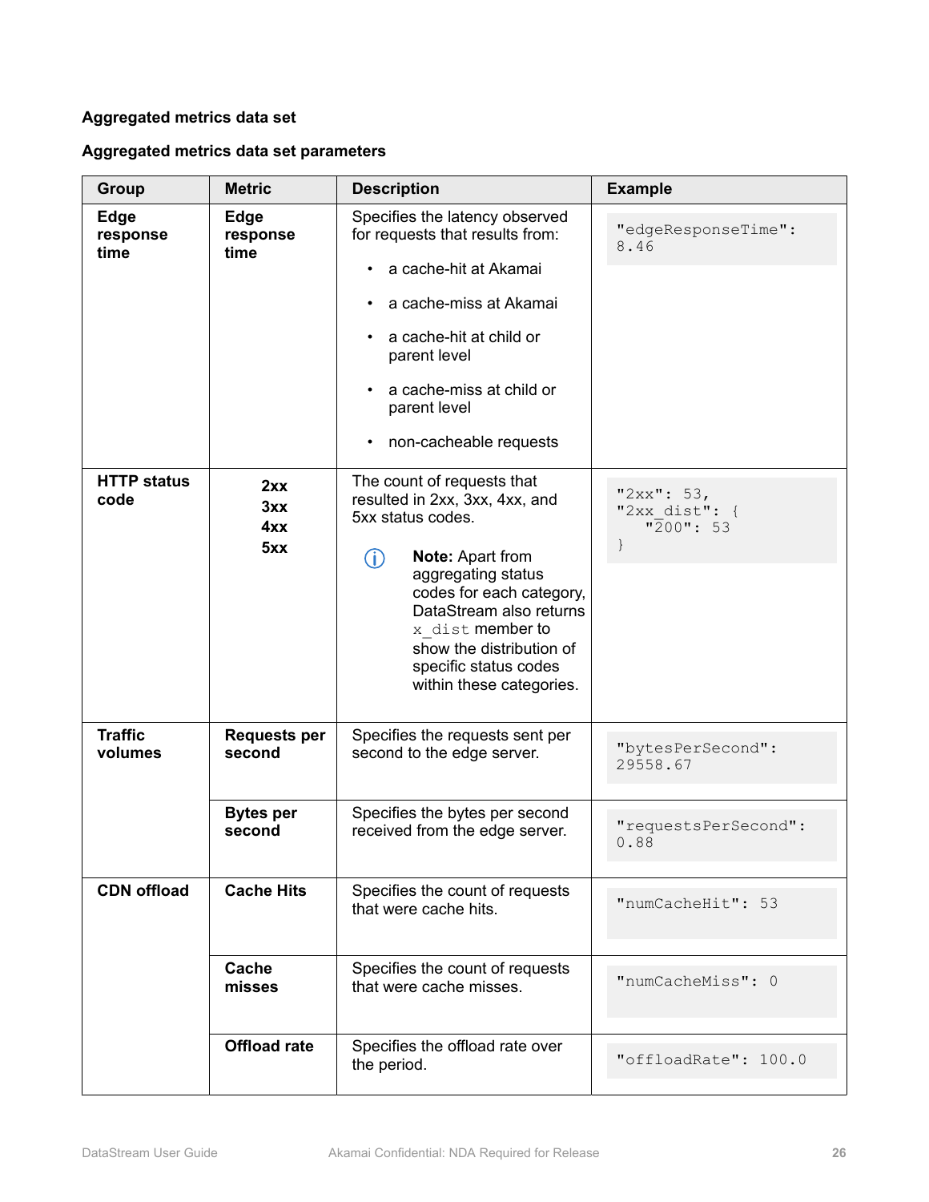**Aggregated metrics data set**

**Aggregated metrics data set parameters**

| Group | Metric | Description | Example |
|---|---|---|---|
| **Edge response time** | **Edge response time** | Specifies the latency observed for requests that results from:<br>• a cache-hit at Akamai<br>• a cache-miss at Akamai<br>• a cache-hit at child or parent level<br>• a cache-miss at child or parent level<br>• non-cacheable requests | `"edgeResponseTime": 8.46` |
| **HTTP status code** | **2xx**<br>**3xx**<br>**4xx**<br>**5xx** | The count of requests that resulted in 2xx, 3xx, 4xx, and 5xx status codes.<br><br>**Note:** Apart from aggregating status codes for each category, DataStream also returns `x_dist` member to show the distribution of specific status codes within these categories. | `"2xx": 53,`<br>`"2xx_dist": {`<br>`  "200": 53`<br>`}` |
| **Traffic volumes** | **Requests per second** | Specifies the requests sent per second to the edge server. | `"bytesPerSecond": 29558.67` |
| | **Bytes per second** | Specifies the bytes per second received from the edge server. | `"requestsPerSecond": 0.88` |
| **CDN offload** | **Cache Hits** | Specifies the count of requests that were cache hits. | `"numCacheHit": 53` |
| | **Cache misses** | Specifies the count of requests that were cache misses. | `"numCacheMiss": 0` |
| | **Offload rate** | Specifies the offload rate over the period. | `"offloadRate": 100.0` |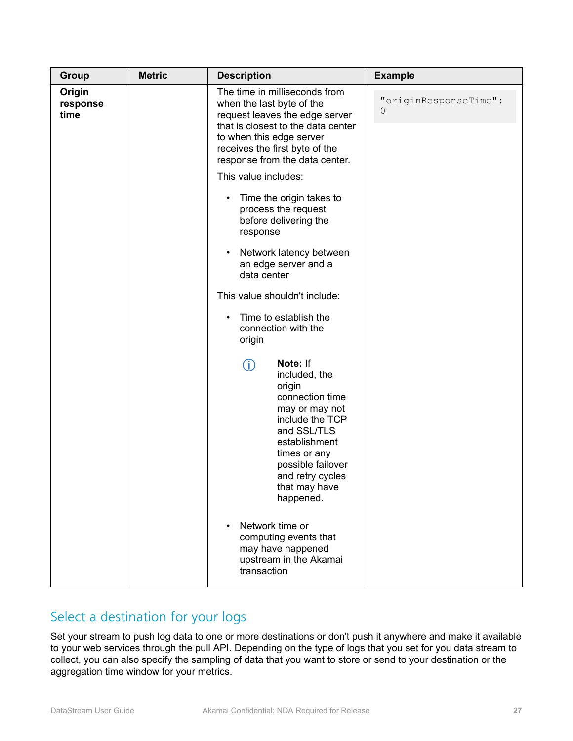| Group | Metric | Description | Example |
|---|---|---|---|
| **Origin response time** | | The time in milliseconds from when the last byte of the request leaves the edge server that is closest to the data center to when this edge server receives the first byte of the response from the data center.<br><br>This value includes:<br><br>• Time the origin takes to process the request before delivering the response<br>• Network latency between an edge server and a data center<br><br>This value shouldn't include:<br><br>• Time to establish the connection with the origin<br><br>**Note:** If included, the origin connection time may or may not include the TCP and SSL/TLS establishment times or any possible failover and retry cycles that may have happened.<br><br>• Network time or computing events that may have happened upstream in the Akamai transaction | `"originResponseTime": 0` |

## Select a destination for your logs

Set your stream to push log data to one or more destinations or don't push it anywhere and make it available to your web services through the pull API. Depending on the type of logs that you set for you data stream to collect, you can also specify the sampling of data that you want to store or send to your destination or the aggregation time window for your metrics.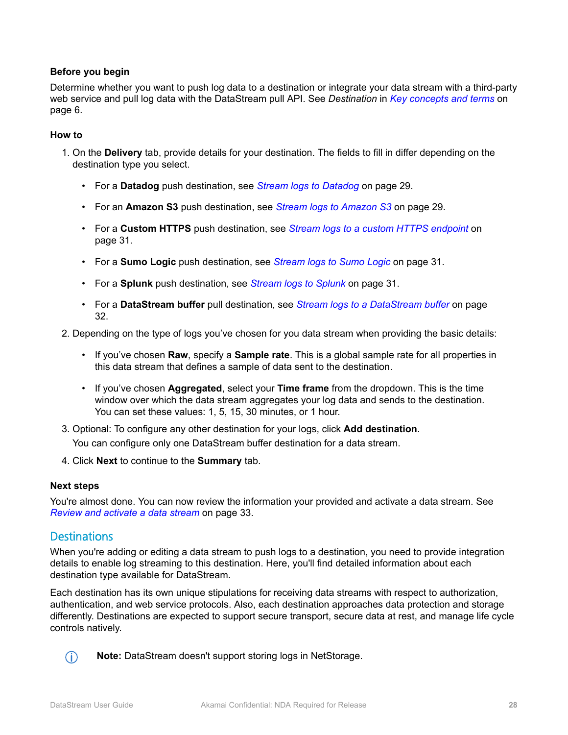### Before you begin

Determine whether you want to push log data to a destination or integrate your data stream with a third-party web service and pull log data with the DataStream pull API. See *Destination* in *Key concepts and terms* on page 6.

### How to

1. On the **Delivery** tab, provide details for your destination. The fields to fill in differ depending on the destination type you select.
   - For a **Datadog** push destination, see *Stream logs to Datadog* on page 29.
   - For an **Amazon S3** push destination, see *Stream logs to Amazon S3* on page 29.
   - For a **Custom HTTPS** push destination, see *Stream logs to a custom HTTPS endpoint* on page 31.
   - For a **Sumo Logic** push destination, see *Stream logs to Sumo Logic* on page 31.
   - For a **Splunk** push destination, see *Stream logs to Splunk* on page 31.
   - For a **DataStream buffer** pull destination, see *Stream logs to a DataStream buffer* on page 32.
2. Depending on the type of logs you've chosen for you data stream when providing the basic details:
   - If you've chosen **Raw**, specify a **Sample rate**. This is a global sample rate for all properties in this data stream that defines a sample of data sent to the destination.
   - If you've chosen **Aggregated**, select your **Time frame** from the dropdown. This is the time window over which the data stream aggregates your log data and sends to the destination. You can set these values: 1, 5, 15, 30 minutes, or 1 hour.
3. Optional: To configure any other destination for your logs, click **Add destination**.

   You can configure only one DataStream buffer destination for a data stream.
4. Click **Next** to continue to the **Summary** tab.

### Next steps

You're almost done. You can now review the information your provided and activate a data stream. See *Review and activate a data stream* on page 33.

## Destinations

When you're adding or editing a data stream to push logs to a destination, you need to provide integration details to enable log streaming to this destination. Here, you'll find detailed information about each destination type available for DataStream.

Each destination has its own unique stipulations for receiving data streams with respect to authorization, authentication, and web service protocols. Also, each destination approaches data protection and storage differently. Destinations are expected to support secure transport, secure data at rest, and manage life cycle controls natively.

**Note:** DataStream doesn't support storing logs in NetStorage.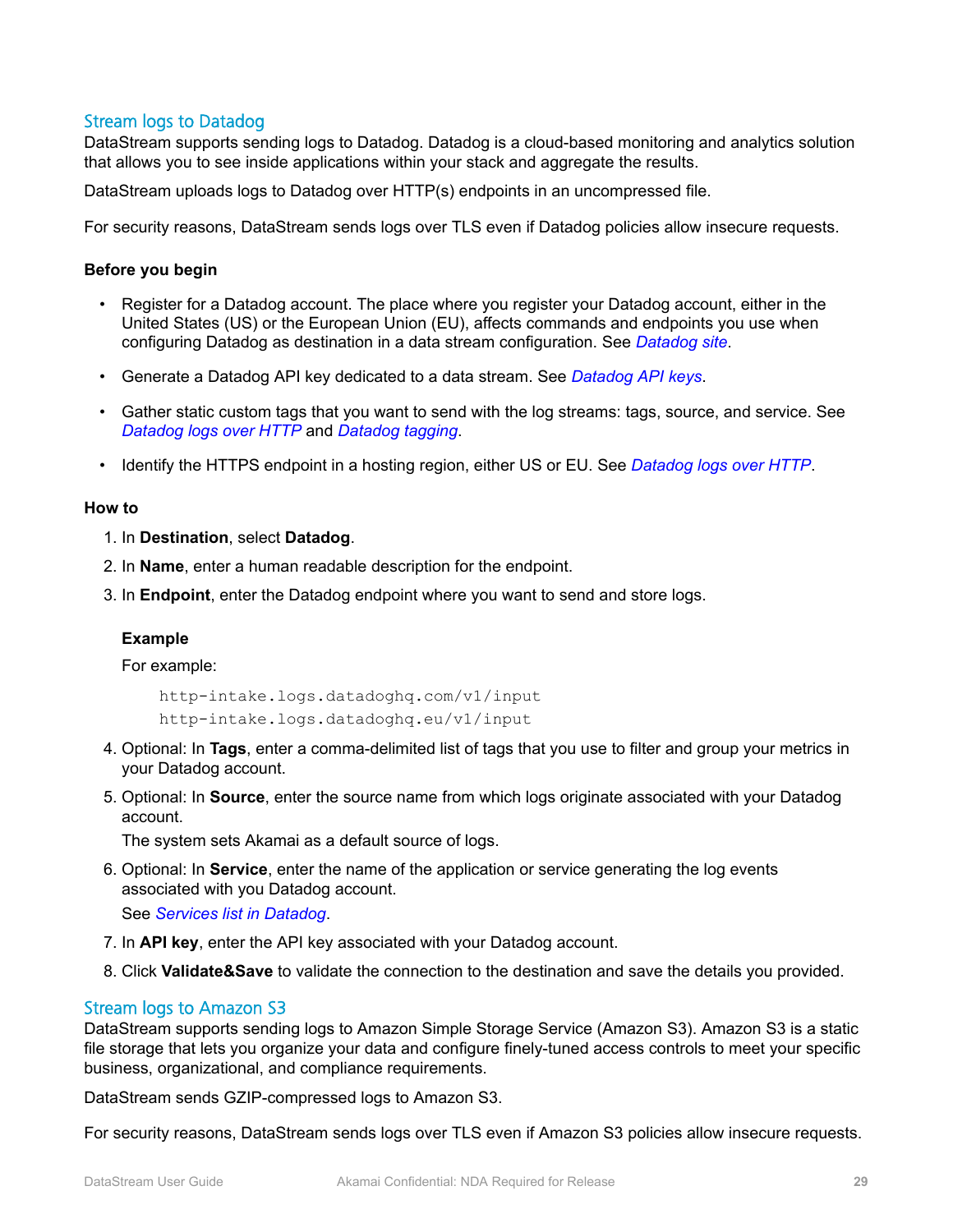## Stream logs to Datadog

DataStream supports sending logs to Datadog. Datadog is a cloud-based monitoring and analytics solution that allows you to see inside applications within your stack and aggregate the results.

DataStream uploads logs to Datadog over HTTP(s) endpoints in an uncompressed file.

For security reasons, DataStream sends logs over TLS even if Datadog policies allow insecure requests.

**Before you begin**

- Register for a Datadog account. The place where you register your Datadog account, either in the United States (US) or the European Union (EU), affects commands and endpoints you use when configuring Datadog as destination in a data stream configuration. See *Datadog site*.
- Generate a Datadog API key dedicated to a data stream. See *Datadog API keys*.
- Gather static custom tags that you want to send with the log streams: tags, source, and service. See *Datadog logs over HTTP* and *Datadog tagging*.
- Identify the HTTPS endpoint in a hosting region, either US or EU. See *Datadog logs over HTTP*.

**How to**

1. In **Destination**, select **Datadog**.
2. In **Name**, enter a human readable description for the endpoint.
3. In **Endpoint**, enter the Datadog endpoint where you want to send and store logs.

   **Example**

   For example:

   ```
   http-intake.logs.datadoghq.com/v1/input
   http-intake.logs.datadoghq.eu/v1/input
   ```

4. Optional: In **Tags**, enter a comma-delimited list of tags that you use to filter and group your metrics in your Datadog account.
5. Optional: In **Source**, enter the source name from which logs originate associated with your Datadog account.

   The system sets Akamai as a default source of logs.
6. Optional: In **Service**, enter the name of the application or service generating the log events associated with you Datadog account.

   See *Services list in Datadog*.
7. In **API key**, enter the API key associated with your Datadog account.
8. Click **Validate&Save** to validate the connection to the destination and save the details you provided.

## Stream logs to Amazon S3

DataStream supports sending logs to Amazon Simple Storage Service (Amazon S3). Amazon S3 is a static file storage that lets you organize your data and configure finely-tuned access controls to meet your specific business, organizational, and compliance requirements.

DataStream sends GZIP-compressed logs to Amazon S3.

For security reasons, DataStream sends logs over TLS even if Amazon S3 policies allow insecure requests.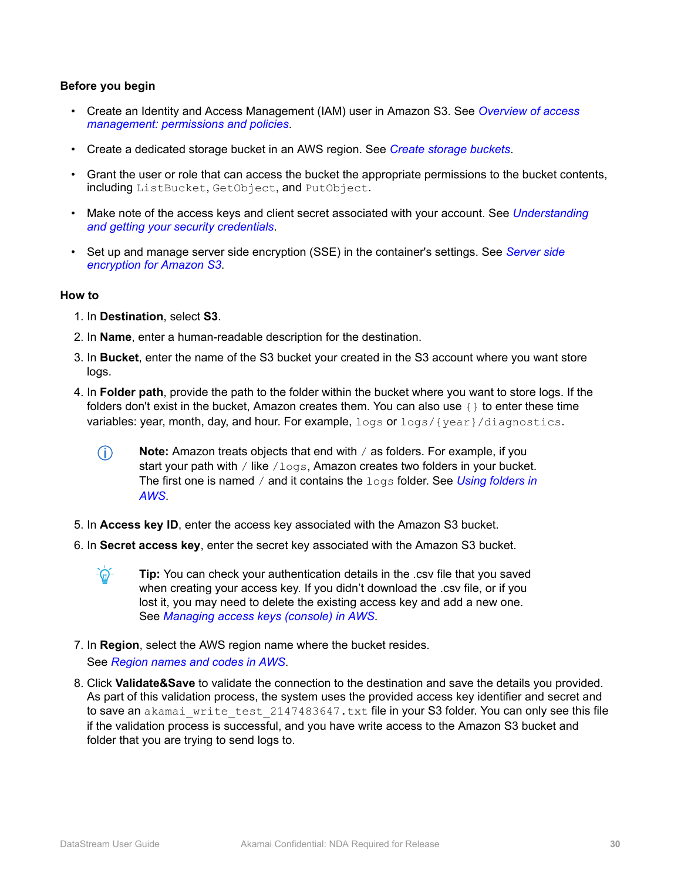### Before you begin

- Create an Identity and Access Management (IAM) user in Amazon S3. See *Overview of access management: permissions and policies*.
- Create a dedicated storage bucket in an AWS region. See *Create storage buckets*.
- Grant the user or role that can access the bucket the appropriate permissions to the bucket contents, including `ListBucket`, `GetObject`, and `PutObject`.
- Make note of the access keys and client secret associated with your account. See *Understanding and getting your security credentials*.
- Set up and manage server side encryption (SSE) in the container's settings. See *Server side encryption for Amazon S3*.

### How to

1. In **Destination**, select **S3**.
2. In **Name**, enter a human-readable description for the destination.
3. In **Bucket**, enter the name of the S3 bucket your created in the S3 account where you want store logs.
4. In **Folder path**, provide the path to the folder within the bucket where you want to store logs. If the folders don't exist in the bucket, Amazon creates them. You can also use `{}` to enter these time variables: year, month, day, and hour. For example, `logs` or `logs/{year}/diagnostics`.

   > **Note:** Amazon treats objects that end with `/` as folders. For example, if you start your path with `/` like `/logs`, Amazon creates two folders in your bucket. The first one is named `/` and it contains the `logs` folder. See *Using folders in AWS*.

5. In **Access key ID**, enter the access key associated with the Amazon S3 bucket.
6. In **Secret access key**, enter the secret key associated with the Amazon S3 bucket.

   > **Tip:** You can check your authentication details in the .csv file that you saved when creating your access key. If you didn't download the .csv file, or if you lost it, you may need to delete the existing access key and add a new one. See *Managing access keys (console) in AWS*.

7. In **Region**, select the AWS region name where the bucket resides.

   See *Region names and codes in AWS*.

8. Click **Validate&Save** to validate the connection to the destination and save the details you provided. As part of this validation process, the system uses the provided access key identifier and secret and to save an `akamai_write_test_2147483647.txt` file in your S3 folder. You can only see this file if the validation process is successful, and you have write access to the Amazon S3 bucket and folder that you are trying to send logs to.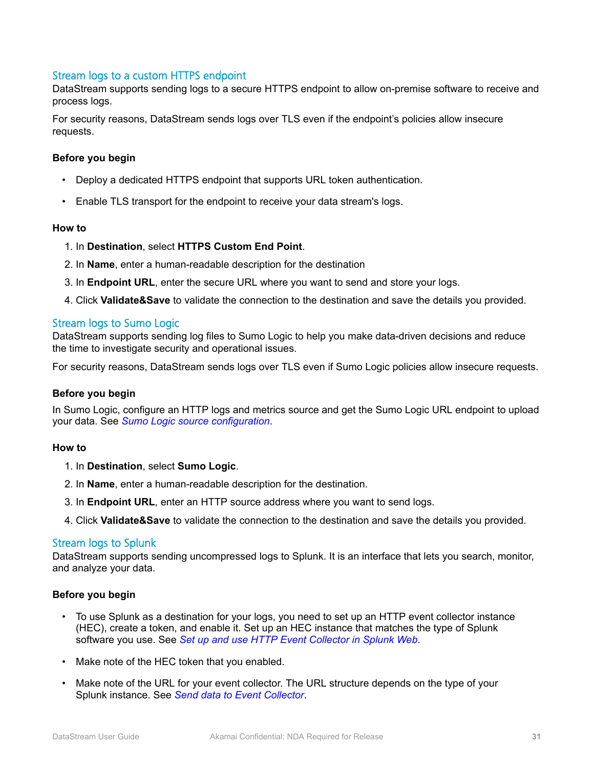## Stream logs to a custom HTTPS endpoint

DataStream supports sending logs to a secure HTTPS endpoint to allow on-premise software to receive and process logs.

For security reasons, DataStream sends logs over TLS even if the endpoint's policies allow insecure requests.

### Before you begin

- Deploy a dedicated HTTPS endpoint that supports URL token authentication.
- Enable TLS transport for the endpoint to receive your data stream's logs.

### How to

1. In **Destination**, select **HTTPS Custom End Point**.
2. In **Name**, enter a human-readable description for the destination
3. In **Endpoint URL**, enter the secure URL where you want to send and store your logs.
4. Click **Validate&Save** to validate the connection to the destination and save the details you provided.

## Stream logs to Sumo Logic

DataStream supports sending log files to Sumo Logic to help you make data-driven decisions and reduce the time to investigate security and operational issues.

For security reasons, DataStream sends logs over TLS even if Sumo Logic policies allow insecure requests.

### Before you begin

In Sumo Logic, configure an HTTP logs and metrics source and get the Sumo Logic URL endpoint to upload your data. See *Sumo Logic source configuration*.

### How to

1. In **Destination**, select **Sumo Logic**.
2. In **Name**, enter a human-readable description for the destination.
3. In **Endpoint URL**, enter an HTTP source address where you want to send logs.
4. Click **Validate&Save** to validate the connection to the destination and save the details you provided.

## Stream logs to Splunk

DataStream supports sending uncompressed logs to Splunk. It is an interface that lets you search, monitor, and analyze your data.

### Before you begin

- To use Splunk as a destination for your logs, you need to set up an HTTP event collector instance (HEC), create a token, and enable it. Set up an HEC instance that matches the type of Splunk software you use. See *Set up and use HTTP Event Collector in Splunk Web*.
- Make note of the HEC token that you enabled.
- Make note of the URL for your event collector. The URL structure depends on the type of your Splunk instance. See *Send data to Event Collector*.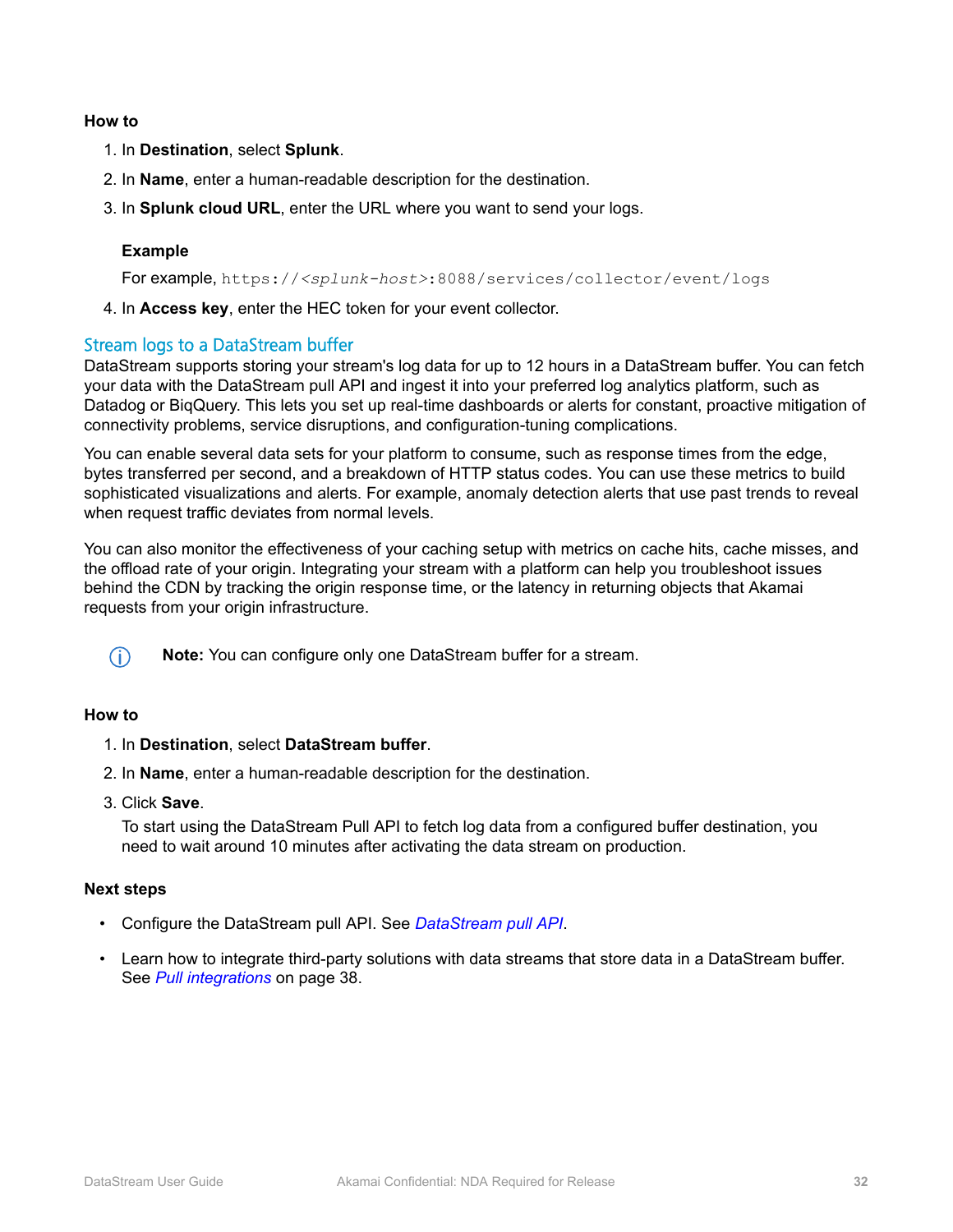**How to**

1. In **Destination**, select **Splunk**.
2. In **Name**, enter a human-readable description for the destination.
3. In **Splunk cloud URL**, enter the URL where you want to send your logs.

   **Example**

   For example, `https://<splunk-host>:8088/services/collector/event/logs`

4. In **Access key**, enter the HEC token for your event collector.

## Stream logs to a DataStream buffer

DataStream supports storing your stream's log data for up to 12 hours in a DataStream buffer. You can fetch your data with the DataStream pull API and ingest it into your preferred log analytics platform, such as Datadog or BiqQuery. This lets you set up real-time dashboards or alerts for constant, proactive mitigation of connectivity problems, service disruptions, and configuration-tuning complications.

You can enable several data sets for your platform to consume, such as response times from the edge, bytes transferred per second, and a breakdown of HTTP status codes. You can use these metrics to build sophisticated visualizations and alerts. For example, anomaly detection alerts that use past trends to reveal when request traffic deviates from normal levels.

You can also monitor the effectiveness of your caching setup with metrics on cache hits, cache misses, and the offload rate of your origin. Integrating your stream with a platform can help you troubleshoot issues behind the CDN by tracking the origin response time, or the latency in returning objects that Akamai requests from your origin infrastructure.

**Note:** You can configure only one DataStream buffer for a stream.

**How to**

1. In **Destination**, select **DataStream buffer**.
2. In **Name**, enter a human-readable description for the destination.
3. Click **Save**.

   To start using the DataStream Pull API to fetch log data from a configured buffer destination, you need to wait around 10 minutes after activating the data stream on production.

**Next steps**

- Configure the DataStream pull API. See *DataStream pull API*.
- Learn how to integrate third-party solutions with data streams that store data in a DataStream buffer. See *Pull integrations* on page 38.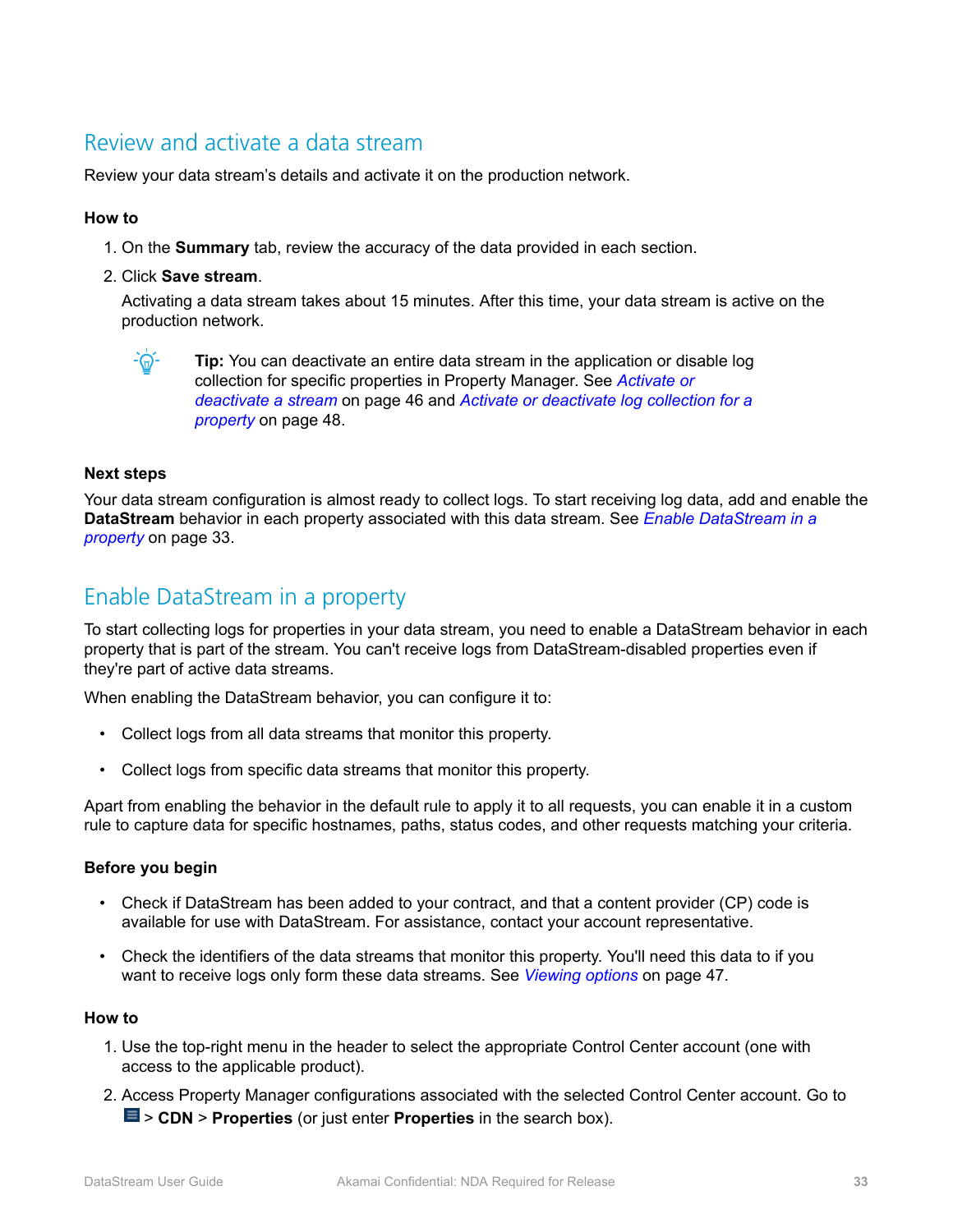## Review and activate a data stream

Review your data stream's details and activate it on the production network.

### How to

1. On the **Summary** tab, review the accuracy of the data provided in each section.
2. Click **Save stream**.

   Activating a data stream takes about 15 minutes. After this time, your data stream is active on the production network.

   > **Tip:** You can deactivate an entire data stream in the application or disable log collection for specific properties in Property Manager. See *Activate or deactivate a stream* on page 46 and *Activate or deactivate log collection for a property* on page 48.

### Next steps

Your data stream configuration is almost ready to collect logs. To start receiving log data, add and enable the **DataStream** behavior in each property associated with this data stream. See *Enable DataStream in a property* on page 33.

## Enable DataStream in a property

To start collecting logs for properties in your data stream, you need to enable a DataStream behavior in each property that is part of the stream. You can't receive logs from DataStream-disabled properties even if they're part of active data streams.

When enabling the DataStream behavior, you can configure it to:

- Collect logs from all data streams that monitor this property.
- Collect logs from specific data streams that monitor this property.

Apart from enabling the behavior in the default rule to apply it to all requests, you can enable it in a custom rule to capture data for specific hostnames, paths, status codes, and other requests matching your criteria.

### Before you begin

- Check if DataStream has been added to your contract, and that a content provider (CP) code is available for use with DataStream. For assistance, contact your account representative.
- Check the identifiers of the data streams that monitor this property. You'll need this data to if you want to receive logs only form these data streams. See *Viewing options* on page 47.

### How to

1. Use the top-right menu in the header to select the appropriate Control Center account (one with access to the applicable product).
2. Access Property Manager configurations associated with the selected Control Center account. Go to ☰ > **CDN** > **Properties** (or just enter **Properties** in the search box).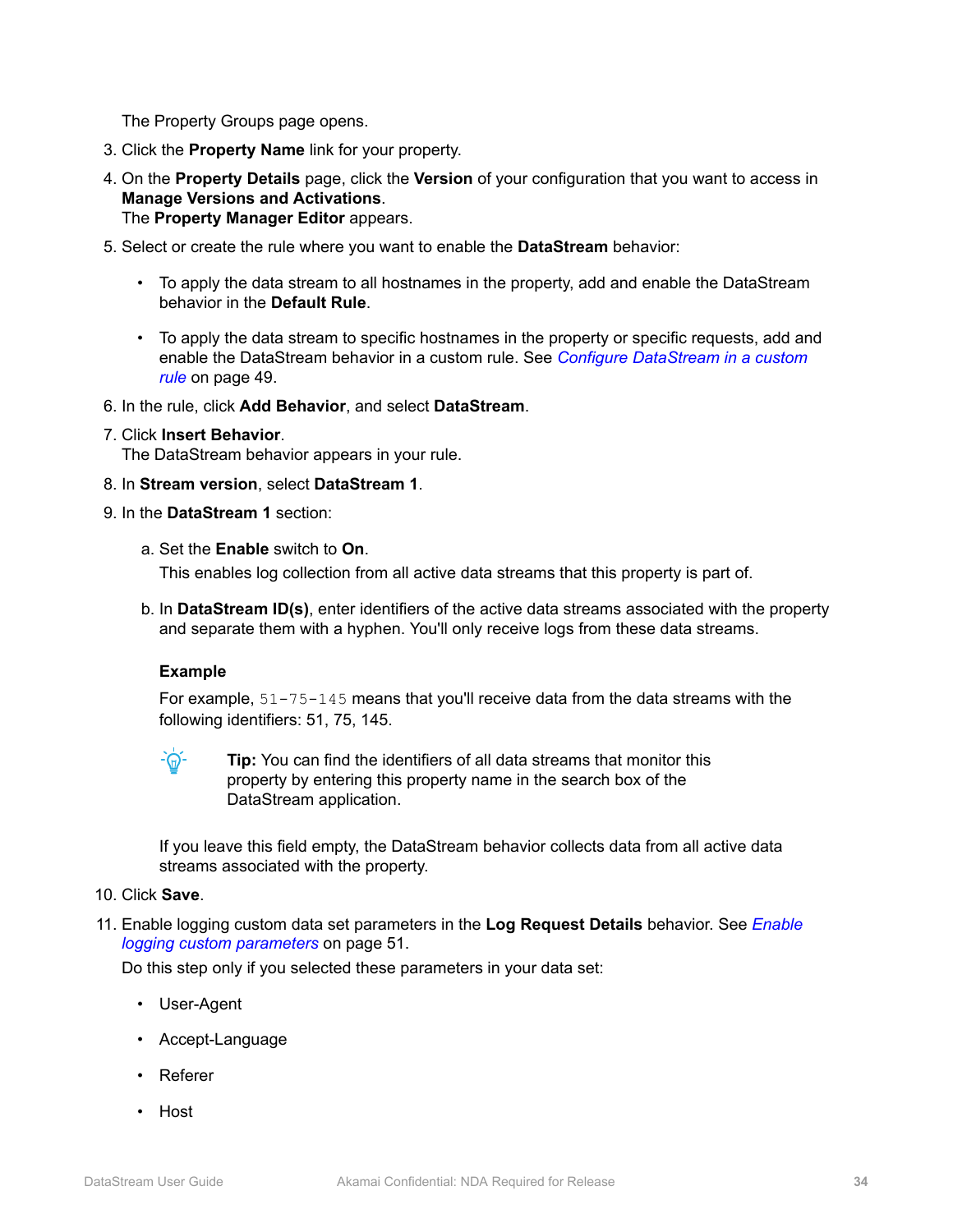The Property Groups page opens.

3. Click the **Property Name** link for your property.
4. On the **Property Details** page, click the **Version** of your configuration that you want to access in **Manage Versions and Activations**.
   The **Property Manager Editor** appears.
5. Select or create the rule where you want to enable the **DataStream** behavior:
   - To apply the data stream to all hostnames in the property, add and enable the DataStream behavior in the **Default Rule**.
   - To apply the data stream to specific hostnames in the property or specific requests, add and enable the DataStream behavior in a custom rule. See *Configure DataStream in a custom rule* on page 49.
6. In the rule, click **Add Behavior**, and select **DataStream**.
7. Click **Insert Behavior**.
   The DataStream behavior appears in your rule.
8. In **Stream version**, select **DataStream 1**.
9. In the **DataStream 1** section:
   a. Set the **Enable** switch to **On**.
      This enables log collection from all active data streams that this property is part of.
   b. In **DataStream ID(s)**, enter identifiers of the active data streams associated with the property and separate them with a hyphen. You'll only receive logs from these data streams.

      **Example**

      For example, `51-75-145` means that you'll receive data from the data streams with the following identifiers: 51, 75, 145.

      **Tip:** You can find the identifiers of all data streams that monitor this property by entering this property name in the search box of the DataStream application.

      If you leave this field empty, the DataStream behavior collects data from all active data streams associated with the property.
10. Click **Save**.
11. Enable logging custom data set parameters in the **Log Request Details** behavior. See *Enable logging custom parameters* on page 51.
    Do this step only if you selected these parameters in your data set:
    - User-Agent
    - Accept-Language
    - Referer
    - Host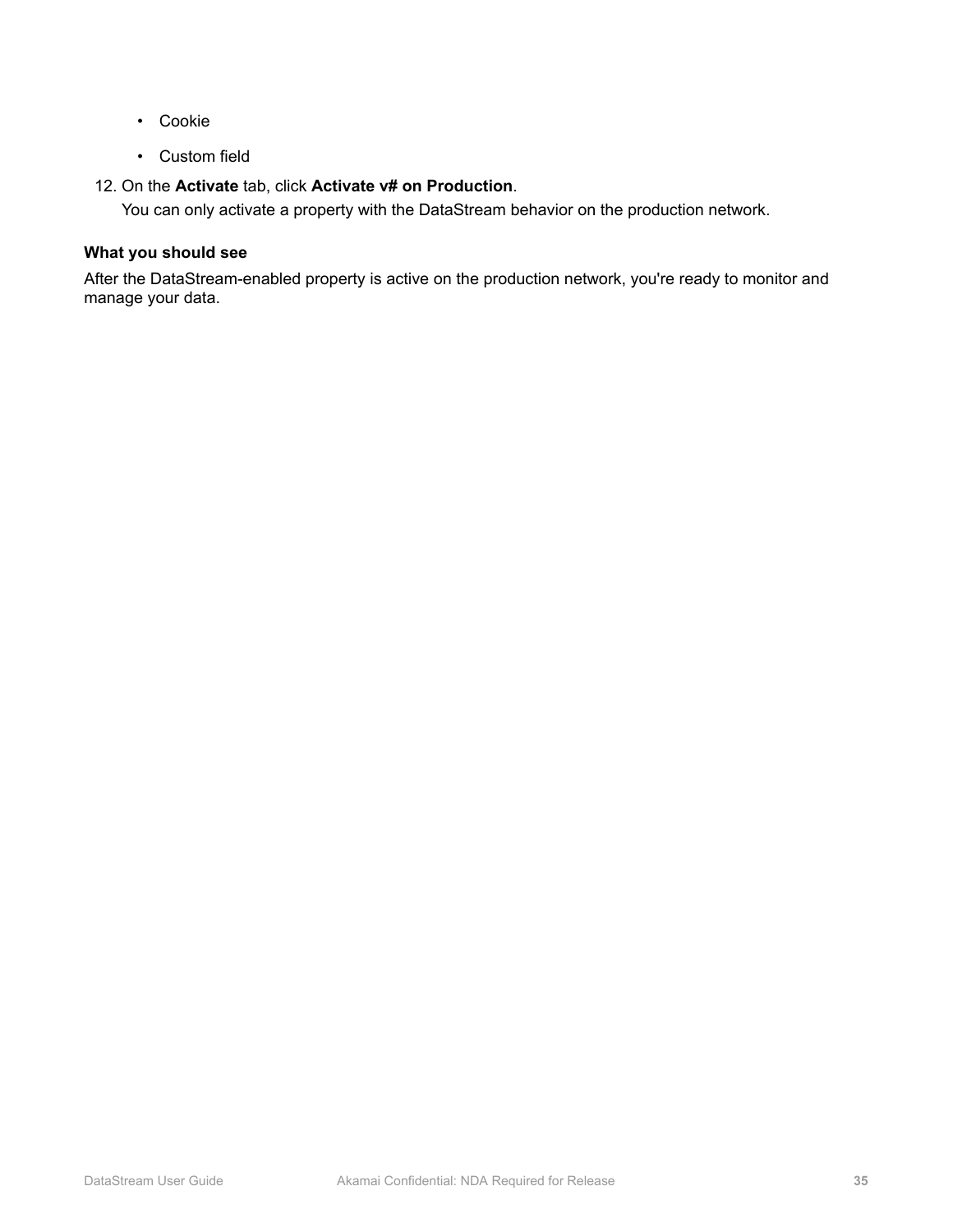- Cookie
- Custom field

12. On the **Activate** tab, click **Activate v# on Production**.

    You can only activate a property with the DataStream behavior on the production network.

**What you should see**

After the DataStream-enabled property is active on the production network, you're ready to monitor and manage your data.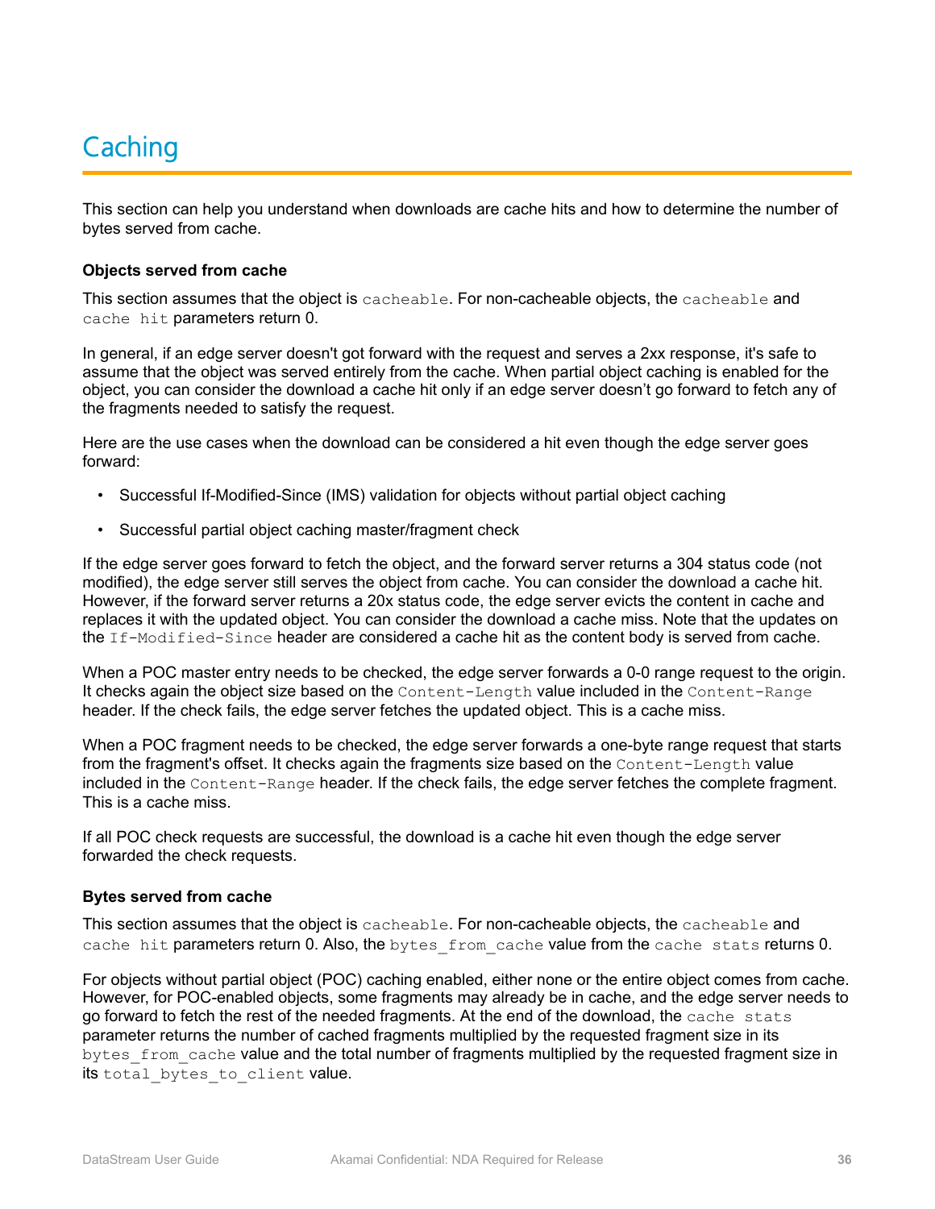# Caching

This section can help you understand when downloads are cache hits and how to determine the number of bytes served from cache.

### Objects served from cache

This section assumes that the object is `cacheable`. For non-cacheable objects, the `cacheable` and `cache hit` parameters return 0.

In general, if an edge server doesn't got forward with the request and serves a 2xx response, it's safe to assume that the object was served entirely from the cache. When partial object caching is enabled for the object, you can consider the download a cache hit only if an edge server doesn't go forward to fetch any of the fragments needed to satisfy the request.

Here are the use cases when the download can be considered a hit even though the edge server goes forward:

- Successful If-Modified-Since (IMS) validation for objects without partial object caching
- Successful partial object caching master/fragment check

If the edge server goes forward to fetch the object, and the forward server returns a 304 status code (not modified), the edge server still serves the object from cache. You can consider the download a cache hit. However, if the forward server returns a 20x status code, the edge server evicts the content in cache and replaces it with the updated object. You can consider the download a cache miss. Note that the updates on the `If-Modified-Since` header are considered a cache hit as the content body is served from cache.

When a POC master entry needs to be checked, the edge server forwards a 0-0 range request to the origin. It checks again the object size based on the `Content-Length` value included in the `Content-Range` header. If the check fails, the edge server fetches the updated object. This is a cache miss.

When a POC fragment needs to be checked, the edge server forwards a one-byte range request that starts from the fragment's offset. It checks again the fragments size based on the `Content-Length` value included in the `Content-Range` header. If the check fails, the edge server fetches the complete fragment. This is a cache miss.

If all POC check requests are successful, the download is a cache hit even though the edge server forwarded the check requests.

### Bytes served from cache

This section assumes that the object is `cacheable`. For non-cacheable objects, the `cacheable` and `cache hit` parameters return 0. Also, the `bytes_from_cache` value from the `cache stats` returns 0.

For objects without partial object (POC) caching enabled, either none or the entire object comes from cache. However, for POC-enabled objects, some fragments may already be in cache, and the edge server needs to go forward to fetch the rest of the needed fragments. At the end of the download, the `cache stats` parameter returns the number of cached fragments multiplied by the requested fragment size in its `bytes_from_cache` value and the total number of fragments multiplied by the requested fragment size in its `total_bytes_to_client` value.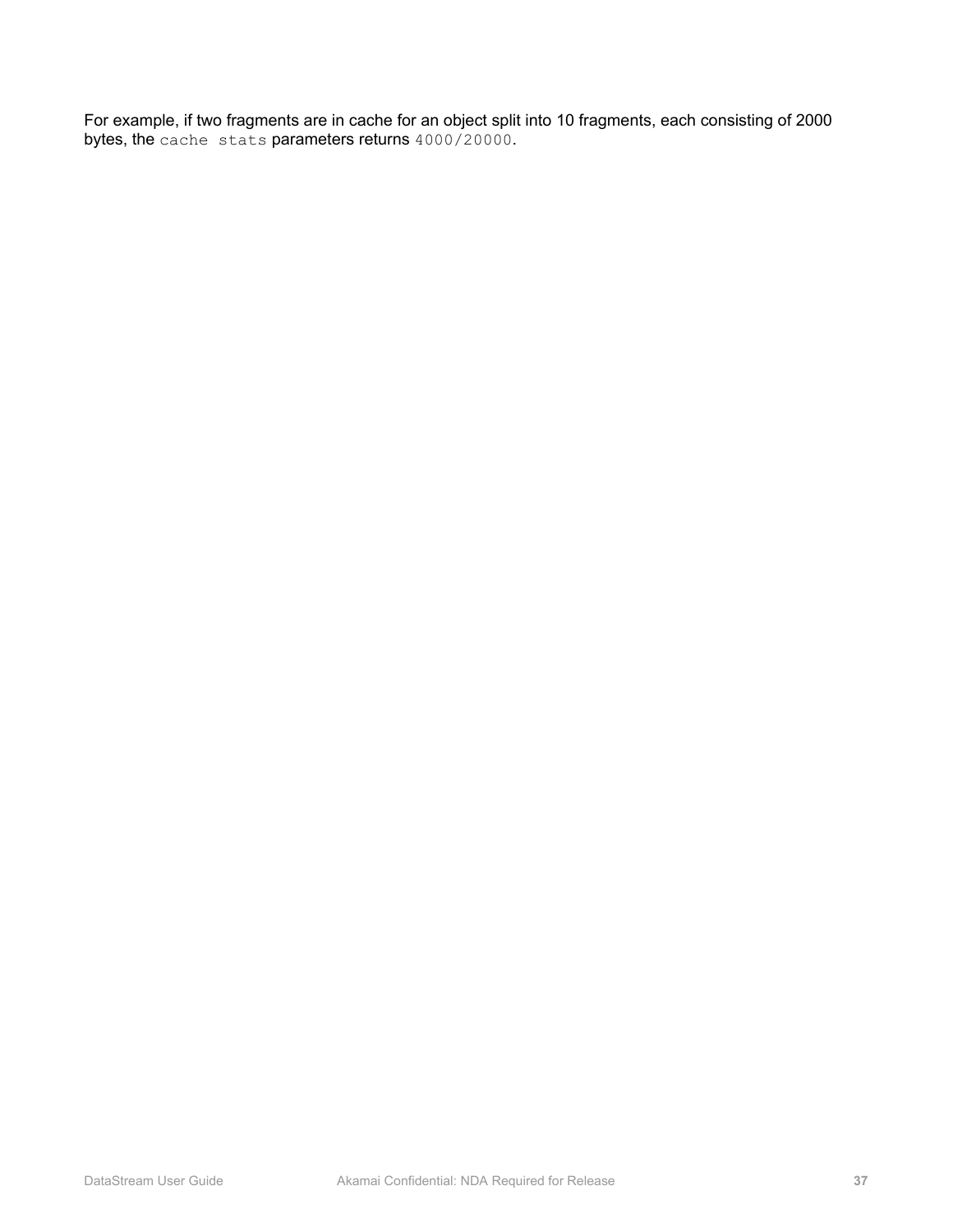For example, if two fragments are in cache for an object split into 10 fragments, each consisting of 2000 bytes, the `cache stats` parameters returns `4000/20000`.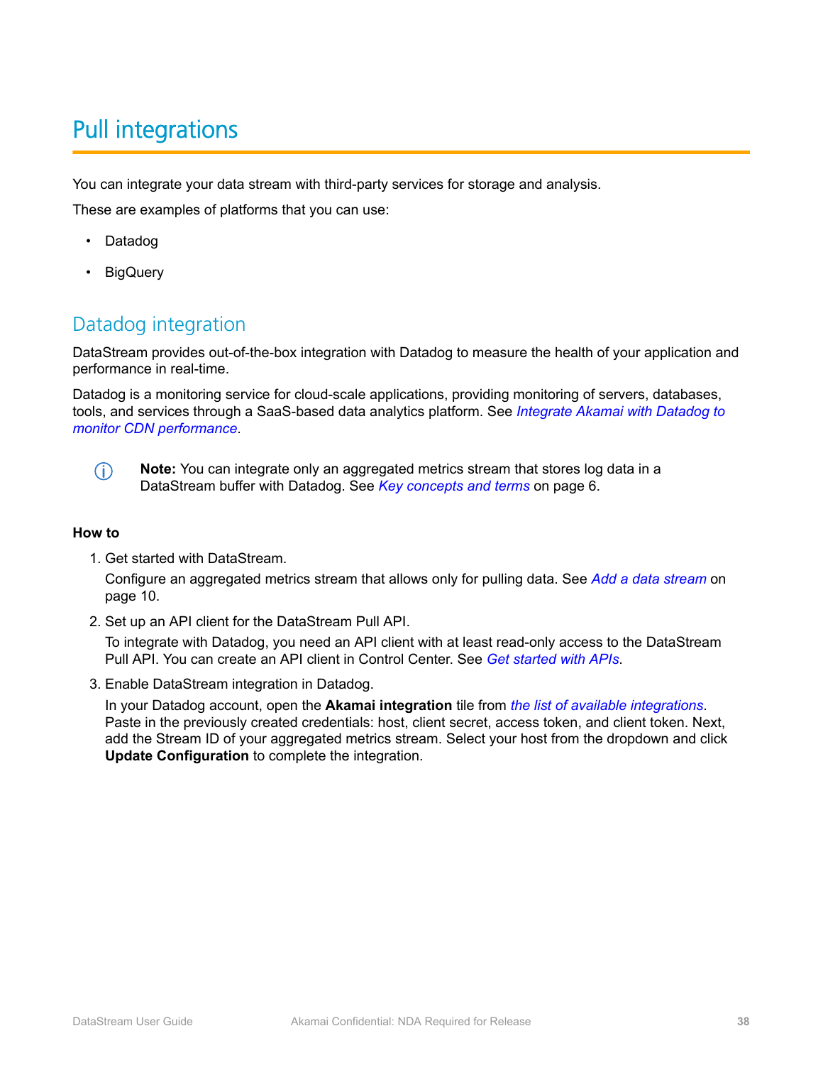# Pull integrations

You can integrate your data stream with third-party services for storage and analysis.

These are examples of platforms that you can use:

- Datadog
- BigQuery

## Datadog integration

DataStream provides out-of-the-box integration with Datadog to measure the health of your application and performance in real-time.

Datadog is a monitoring service for cloud-scale applications, providing monitoring of servers, databases, tools, and services through a SaaS-based data analytics platform. See *Integrate Akamai with Datadog to monitor CDN performance*.

> **Note:** You can integrate only an aggregated metrics stream that stores log data in a DataStream buffer with Datadog. See *Key concepts and terms* on page 6.

**How to**

1. Get started with DataStream.

   Configure an aggregated metrics stream that allows only for pulling data. See *Add a data stream* on page 10.

2. Set up an API client for the DataStream Pull API.

   To integrate with Datadog, you need an API client with at least read-only access to the DataStream Pull API. You can create an API client in Control Center. See *Get started with APIs*.

3. Enable DataStream integration in Datadog.

   In your Datadog account, open the **Akamai integration** tile from *the list of available integrations*. Paste in the previously created credentials: host, client secret, access token, and client token. Next, add the Stream ID of your aggregated metrics stream. Select your host from the dropdown and click **Update Configuration** to complete the integration.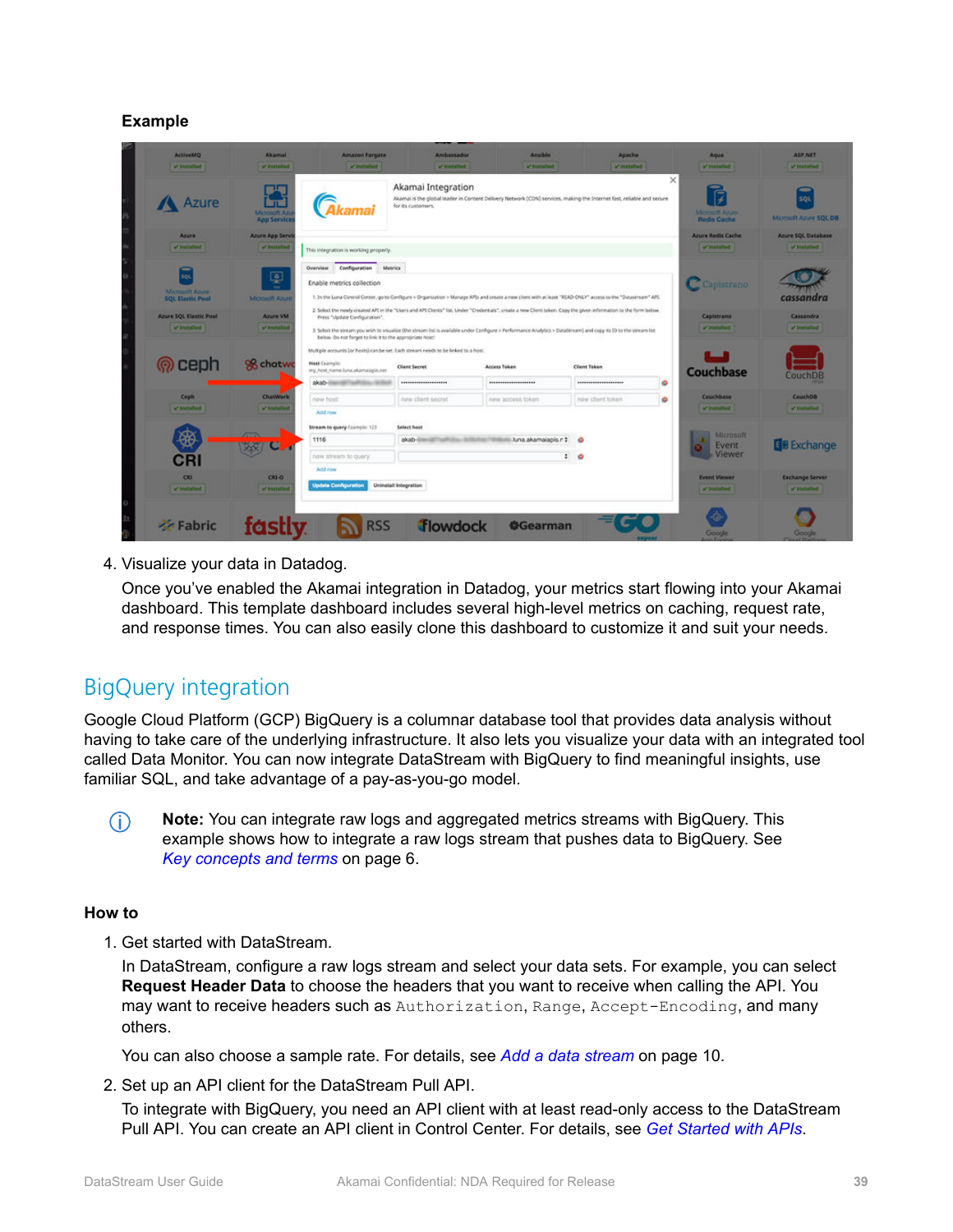**Example**

4. Visualize your data in Datadog.

   Once you've enabled the Akamai integration in Datadog, your metrics start flowing into your Akamai dashboard. This template dashboard includes several high-level metrics on caching, request rate, and response times. You can also easily clone this dashboard to customize it and suit your needs.

## BigQuery integration

Google Cloud Platform (GCP) BigQuery is a columnar database tool that provides data analysis without having to take care of the underlying infrastructure. It also lets you visualize your data with an integrated tool called Data Monitor. You can now integrate DataStream with BigQuery to find meaningful insights, use familiar SQL, and take advantage of a pay-as-you-go model.

> **Note:** You can integrate raw logs and aggregated metrics streams with BigQuery. This example shows how to integrate a raw logs stream that pushes data to BigQuery. See *Key concepts and terms* on page 6.

### How to

1. Get started with DataStream.

   In DataStream, configure a raw logs stream and select your data sets. For example, you can select **Request Header Data** to choose the headers that you want to receive when calling the API. You may want to receive headers such as `Authorization`, `Range`, `Accept-Encoding`, and many others.

   You can also choose a sample rate. For details, see *Add a data stream* on page 10.

2. Set up an API client for the DataStream Pull API.

   To integrate with BigQuery, you need an API client with at least read-only access to the DataStream Pull API. You can create an API client in Control Center. For details, see *Get Started with APIs*.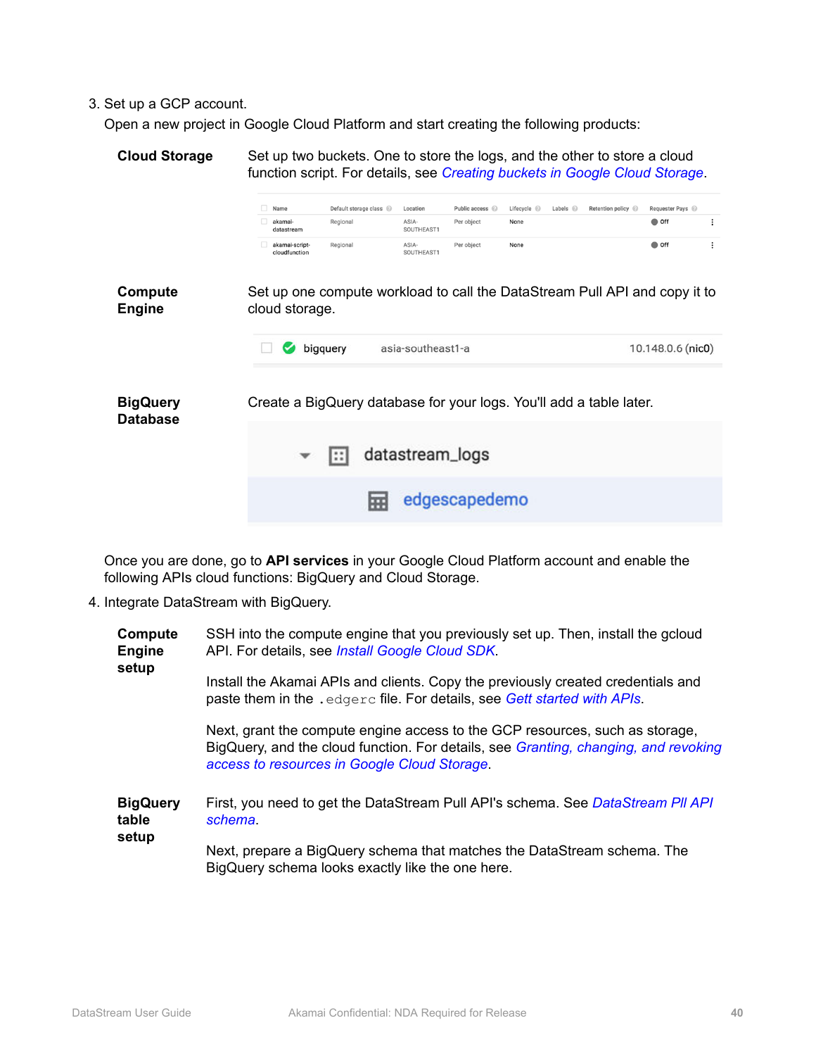3. Set up a GCP account.

   Open a new project in Google Cloud Platform and start creating the following products:

   **Cloud Storage**

   Set up two buckets. One to store the logs, and the other to store a cloud function script. For details, see *Creating buckets in Google Cloud Storage*.

   | Name | Default storage class | Location | Public access | Lifecycle | Labels | Retention policy | Requester Pays |
   |---|---|---|---|---|---|---|---|
   | akamai-datastream | Regional | ASIA-SOUTHEAST1 | Per object | None | | | Off |
   | akamai-script-cloudfunction | Regional | ASIA-SOUTHEAST1 | Per object | None | | | Off |

   **Compute Engine**

   Set up one compute workload to call the DataStream Pull API and copy it to cloud storage.

   | | | |
   |---|---|---|
   | bigquery | asia-southeast1-a | 10.148.0.6 (nic0) |

   **BigQuery Database**

   Create a BigQuery database for your logs. You'll add a table later.

   - datastream_logs
     - edgescapedemo

   Once you are done, go to **API services** in your Google Cloud Platform account and enable the following APIs cloud functions: BigQuery and Cloud Storage.

4. Integrate DataStream with BigQuery.

   **Compute Engine setup**

   SSH into the compute engine that you previously set up. Then, install the gcloud API. For details, see *Install Google Cloud SDK*.

   Install the Akamai APIs and clients. Copy the previously created credentials and paste them in the `.edgerc` file. For details, see *Gett started with APIs*.

   Next, grant the compute engine access to the GCP resources, such as storage, BigQuery, and the cloud function. For details, see *Granting, changing, and revoking access to resources in Google Cloud Storage*.

   **BigQuery table setup**

   First, you need to get the DataStream Pull API's schema. See *DataStream PII API schema*.

   Next, prepare a BigQuery schema that matches the DataStream schema. The BigQuery schema looks exactly like the one here.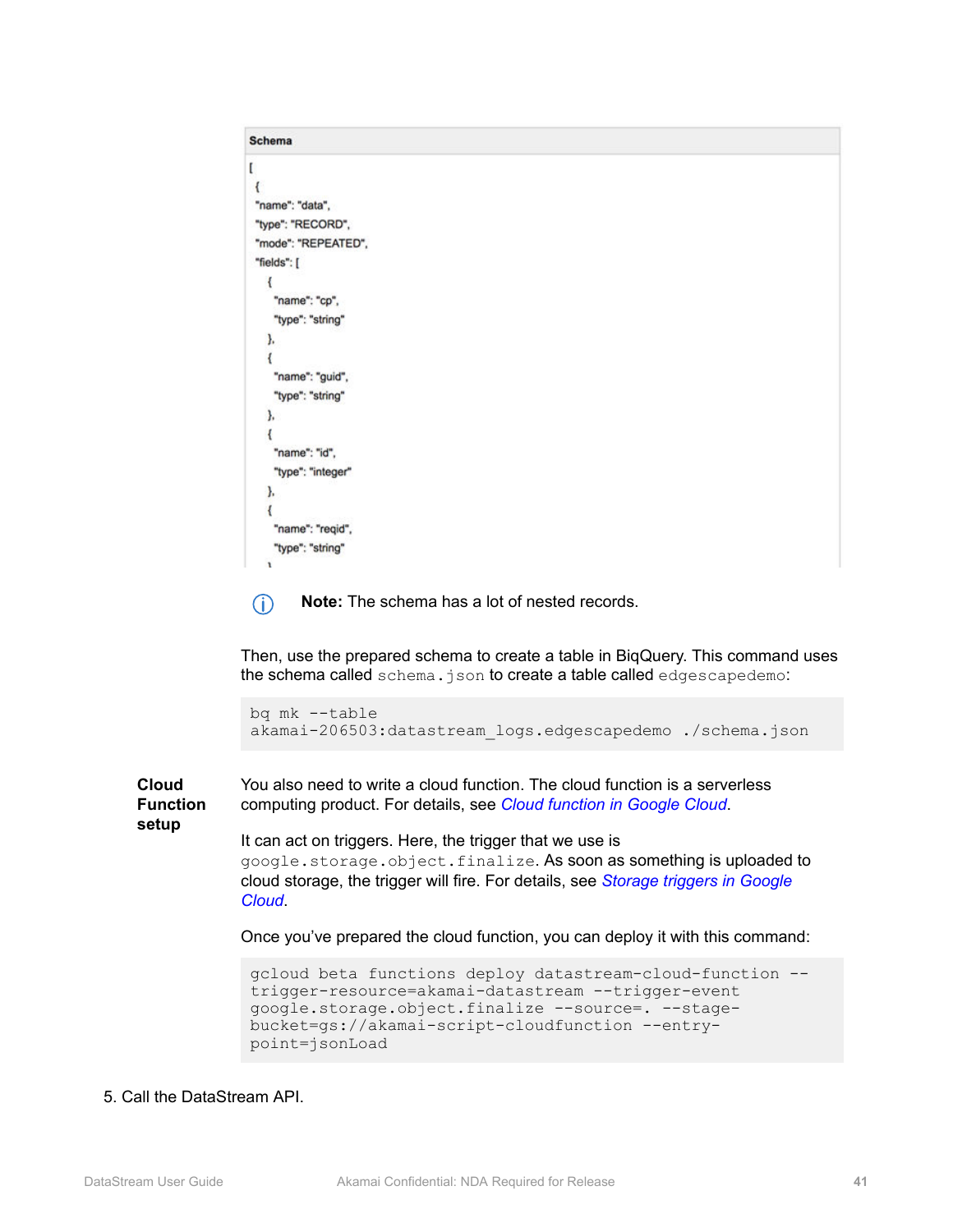**Schema**

```
[
 {
 "name": "data",
 "type": "RECORD",
 "mode": "REPEATED",
 "fields": [
   {
    "name": "cp",
    "type": "string"
   },
   {
    "name": "guid",
    "type": "string"
   },
   {
    "name": "id",
    "type": "integer"
   },
   {
    "name": "reqid",
    "type": "string"
   }
```

**Note:** The schema has a lot of nested records.

Then, use the prepared schema to create a table in BiqQuery. This command uses the schema called `schema.json` to create a table called `edgescapedemo`:

```
bq mk --table
akamai-206503:datastream_logs.edgescapedemo ./schema.json
```

**Cloud Function setup**

You also need to write a cloud function. The cloud function is a serverless computing product. For details, see *Cloud function in Google Cloud*.

It can act on triggers. Here, the trigger that we use is `google.storage.object.finalize`. As soon as something is uploaded to cloud storage, the trigger will fire. For details, see *Storage triggers in Google Cloud*.

Once you've prepared the cloud function, you can deploy it with this command:

```
gcloud beta functions deploy datastream-cloud-function --
trigger-resource=akamai-datastream --trigger-event
google.storage.object.finalize --source=. --stage-
bucket=gs://akamai-script-cloudfunction --entry-
point=jsonLoad
```

5. Call the DataStream API.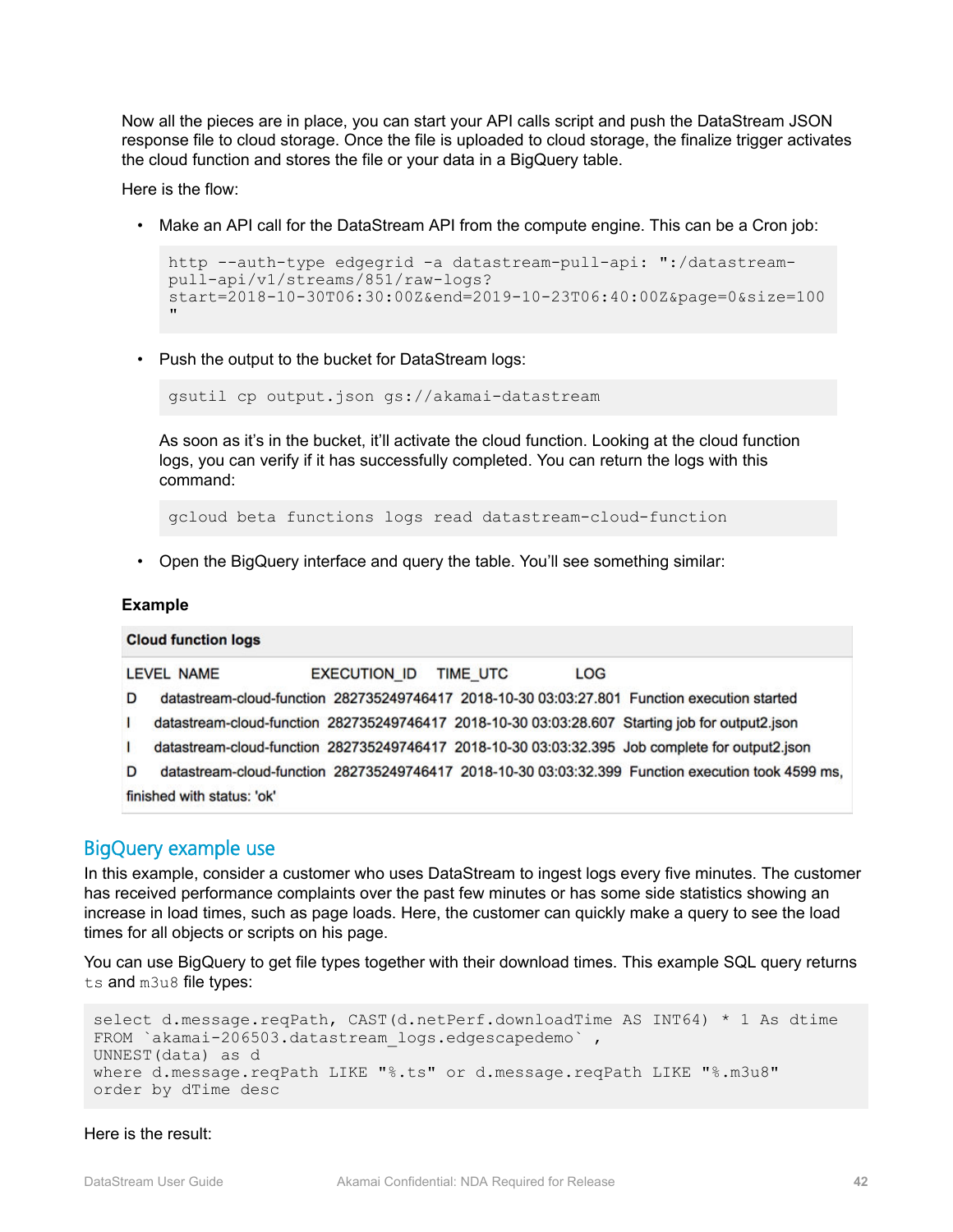Now all the pieces are in place, you can start your API calls script and push the DataStream JSON response file to cloud storage. Once the file is uploaded to cloud storage, the finalize trigger activates the cloud function and stores the file or your data in a BigQuery table.

Here is the flow:

- Make an API call for the DataStream API from the compute engine. This can be a Cron job:

```
http --auth-type edgegrid -a datastream-pull-api: ":/datastream-pull-api/v1/streams/851/raw-logs?start=2018-10-30T06:30:00Z&end=2019-10-23T06:40:00Z&page=0&size=100"
```

- Push the output to the bucket for DataStream logs:

```
gsutil cp output.json gs://akamai-datastream
```

  As soon as it's in the bucket, it'll activate the cloud function. Looking at the cloud function logs, you can verify if it has successfully completed. You can return the logs with this command:

```
gcloud beta functions logs read datastream-cloud-function
```

- Open the BigQuery interface and query the table. You'll see something similar:

**Example**

| **Cloud function logs** | | | | |
|---|---|---|---|---|
| LEVEL | NAME | EXECUTION_ID | TIME_UTC | LOG |
| D | datastream-cloud-function | 282735249746417 | 2018-10-30 03:03:27.801 | Function execution started |
| I | datastream-cloud-function | 282735249746417 | 2018-10-30 03:03:28.607 | Starting job for output2.json |
| I | datastream-cloud-function | 282735249746417 | 2018-10-30 03:03:32.395 | Job complete for output2.json |
| D | datastream-cloud-function | 282735249746417 | 2018-10-30 03:03:32.399 | Function execution took 4599 ms, finished with status: 'ok' |

## BigQuery example use

In this example, consider a customer who uses DataStream to ingest logs every five minutes. The customer has received performance complaints over the past few minutes or has some side statistics showing an increase in load times, such as page loads. Here, the customer can quickly make a query to see the load times for all objects or scripts on his page.

You can use BigQuery to get file types together with their download times. This example SQL query returns `ts` and `m3u8` file types:

```
select d.message.reqPath, CAST(d.netPerf.downloadTime AS INT64) * 1 As dtime
FROM `akamai-206503.datastream_logs.edgescapedemo` ,
UNNEST(data) as d
where d.message.reqPath LIKE "%.ts" or d.message.reqPath LIKE "%.m3u8"
order by dTime desc
```

Here is the result: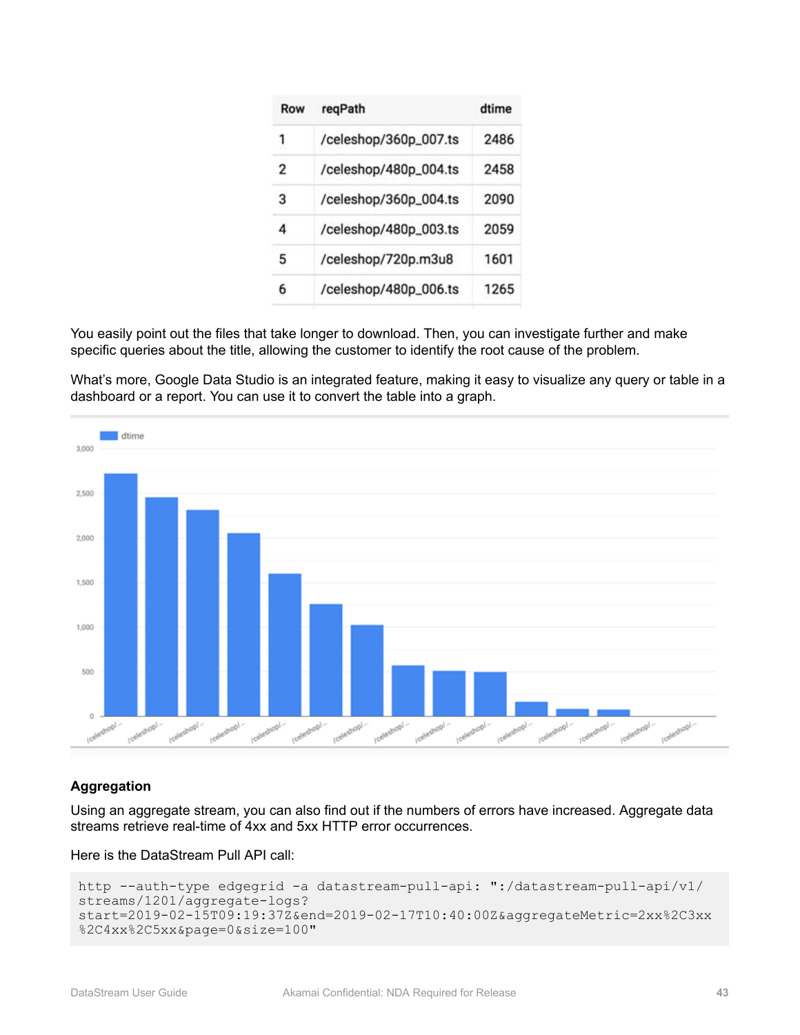| Row | reqPath | dtime |
|---|---|---|
| 1 | /celeshop/360p_007.ts | 2486 |
| 2 | /celeshop/480p_004.ts | 2458 |
| 3 | /celeshop/360p_004.ts | 2090 |
| 4 | /celeshop/480p_003.ts | 2059 |
| 5 | /celeshop/720p.m3u8 | 1601 |
| 6 | /celeshop/480p_006.ts | 1265 |

You easily point out the files that take longer to download. Then, you can investigate further and make specific queries about the title, allowing the customer to identify the root cause of the problem.

What's more, Google Data Studio is an integrated feature, making it easy to visualize any query or table in a dashboard or a report. You can use it to convert the table into a graph.

### Aggregation

Using an aggregate stream, you can also find out if the numbers of errors have increased. Aggregate data streams retrieve real-time of 4xx and 5xx HTTP error occurrences.

Here is the DataStream Pull API call:

```
http --auth-type edgegrid -a datastream-pull-api: ":/datastream-pull-api/v1/
streams/1201/aggregate-logs?
start=2019-02-15T09:19:37Z&end=2019-02-17T10:40:00Z&aggregateMetric=2xx%2C3xx
%2C4xx%2C5xx&page=0&size=100"
```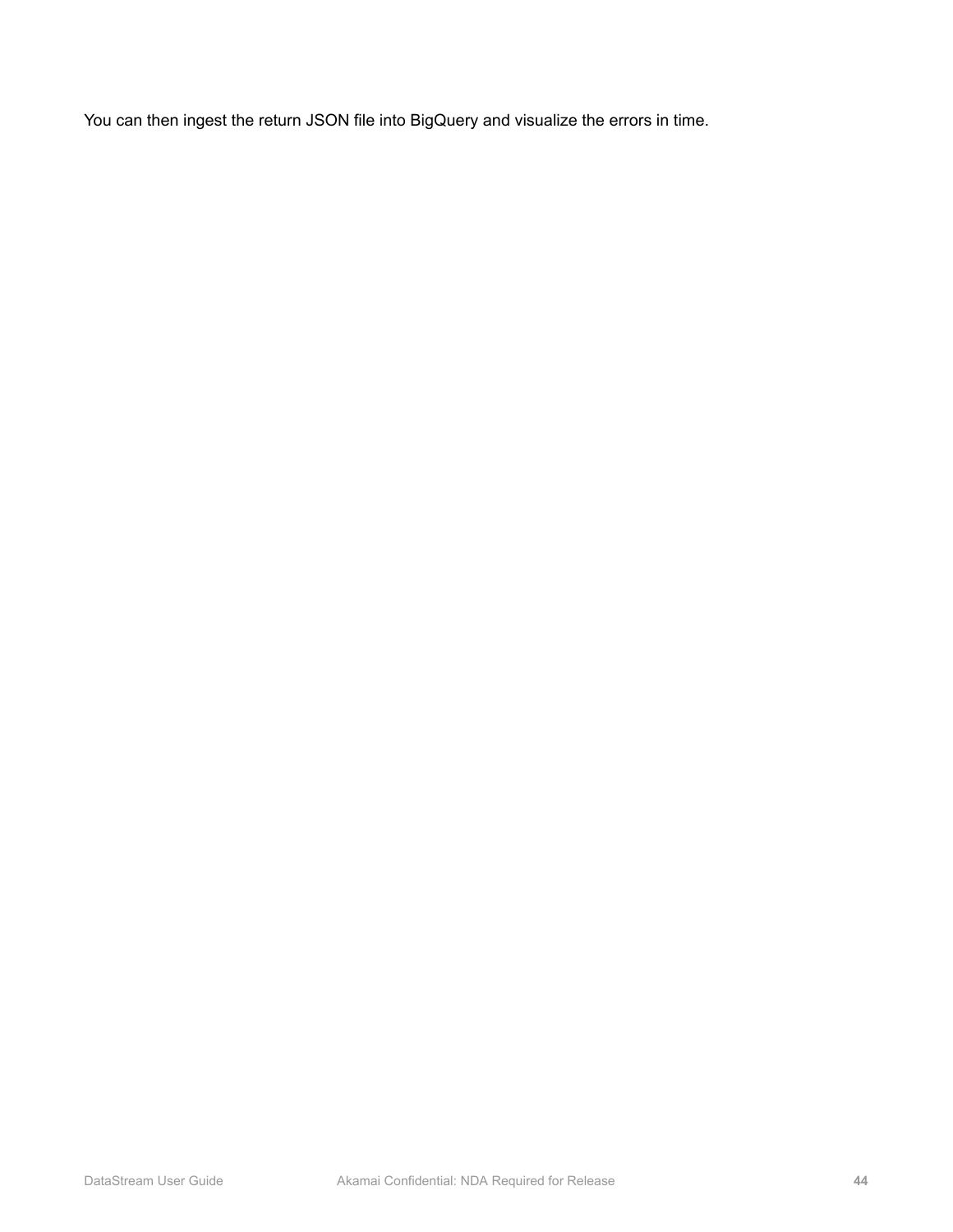You can then ingest the return JSON file into BigQuery and visualize the errors in time.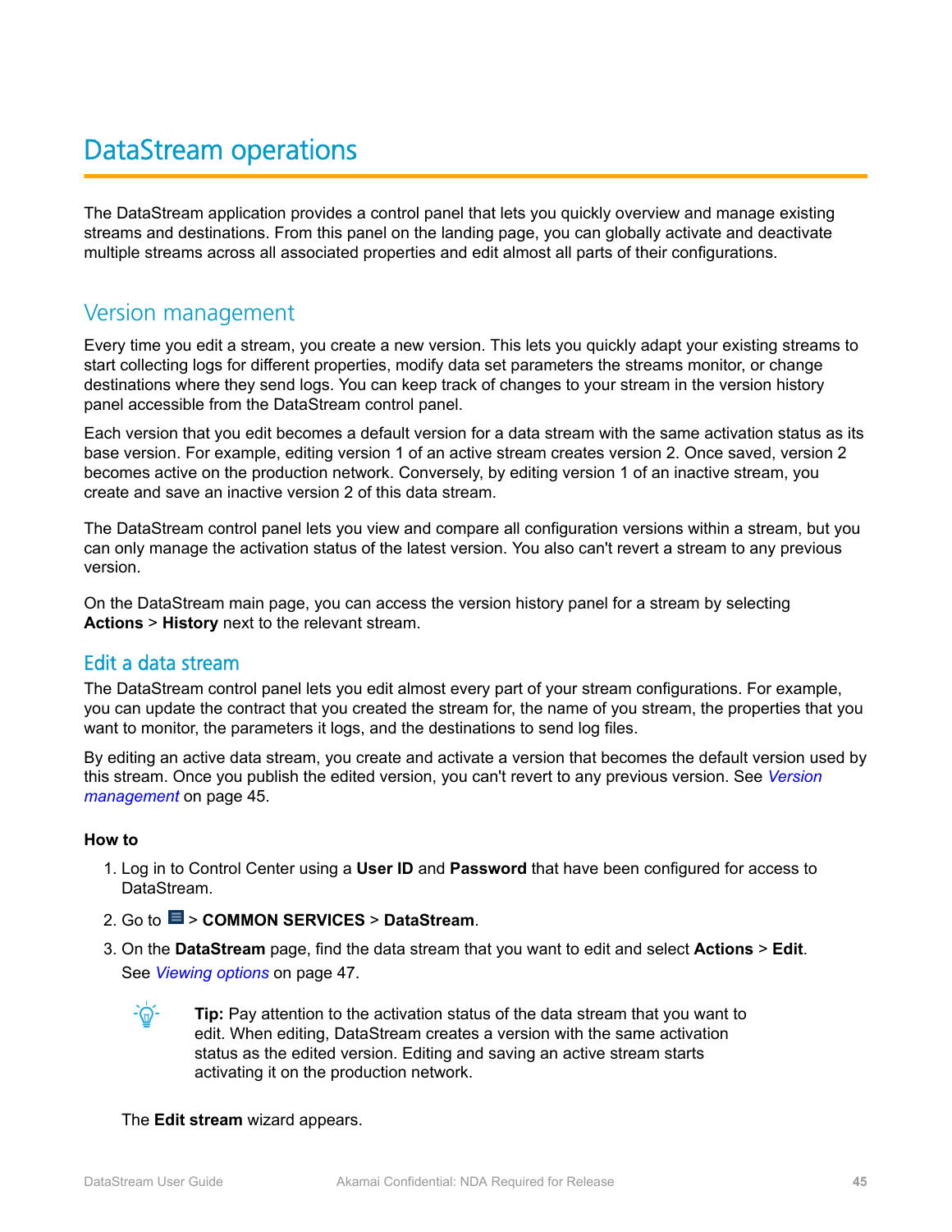# DataStream operations

The DataStream application provides a control panel that lets you quickly overview and manage existing streams and destinations. From this panel on the landing page, you can globally activate and deactivate multiple streams across all associated properties and edit almost all parts of their configurations.

## Version management

Every time you edit a stream, you create a new version. This lets you quickly adapt your existing streams to start collecting logs for different properties, modify data set parameters the streams monitor, or change destinations where they send logs. You can keep track of changes to your stream in the version history panel accessible from the DataStream control panel.

Each version that you edit becomes a default version for a data stream with the same activation status as its base version. For example, editing version 1 of an active stream creates version 2. Once saved, version 2 becomes active on the production network. Conversely, by editing version 1 of an inactive stream, you create and save an inactive version 2 of this data stream.

The DataStream control panel lets you view and compare all configuration versions within a stream, but you can only manage the activation status of the latest version. You also can't revert a stream to any previous version.

On the DataStream main page, you can access the version history panel for a stream by selecting **Actions** > **History** next to the relevant stream.

### Edit a data stream

The DataStream control panel lets you edit almost every part of your stream configurations. For example, you can update the contract that you created the stream for, the name of you stream, the properties that you want to monitor, the parameters it logs, and the destinations to send log files.

By editing an active data stream, you create and activate a version that becomes the default version used by this stream. Once you publish the edited version, you can't revert to any previous version. See *Version management* on page 45.

**How to**

1. Log in to Control Center using a **User ID** and **Password** that have been configured for access to DataStream.
2. Go to ☰ > **COMMON SERVICES** > **DataStream**.
3. On the **DataStream** page, find the data stream that you want to edit and select **Actions** > **Edit**.

   See *Viewing options* on page 47.

   **Tip:** Pay attention to the activation status of the data stream that you want to edit. When editing, DataStream creates a version with the same activation status as the edited version. Editing and saving an active stream starts activating it on the production network.

   The **Edit stream** wizard appears.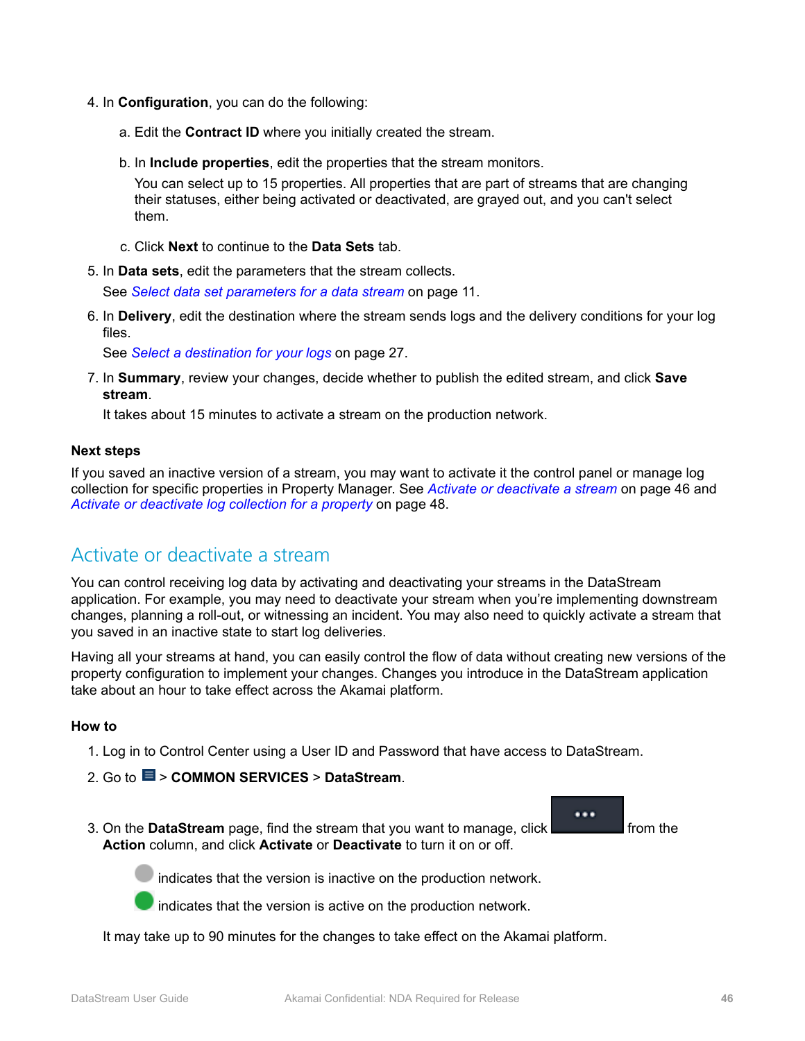4. In **Configuration**, you can do the following:

   a. Edit the **Contract ID** where you initially created the stream.

   b. In **Include properties**, edit the properties that the stream monitors.

      You can select up to 15 properties. All properties that are part of streams that are changing their statuses, either being activated or deactivated, are grayed out, and you can't select them.

   c. Click **Next** to continue to the **Data Sets** tab.

5. In **Data sets**, edit the parameters that the stream collects.

   See *Select data set parameters for a data stream* on page 11.

6. In **Delivery**, edit the destination where the stream sends logs and the delivery conditions for your log files.

   See *Select a destination for your logs* on page 27.

7. In **Summary**, review your changes, decide whether to publish the edited stream, and click **Save stream**.

   It takes about 15 minutes to activate a stream on the production network.

**Next steps**

If you saved an inactive version of a stream, you may want to activate it the control panel or manage log collection for specific properties in Property Manager. See *Activate or deactivate a stream* on page 46 and *Activate or deactivate log collection for a property* on page 48.

## Activate or deactivate a stream

You can control receiving log data by activating and deactivating your streams in the DataStream application. For example, you may need to deactivate your stream when you're implementing downstream changes, planning a roll-out, or witnessing an incident. You may also need to quickly activate a stream that you saved in an inactive state to start log deliveries.

Having all your streams at hand, you can easily control the flow of data without creating new versions of the property configuration to implement your changes. Changes you introduce in the DataStream application take about an hour to take effect across the Akamai platform.

**How to**

1. Log in to Control Center using a User ID and Password that have access to DataStream.

2. Go to ☰ > **COMMON SERVICES** > **DataStream**.

3. On the **DataStream** page, find the stream that you want to manage, click ••• from the **Action** column, and click **Activate** or **Deactivate** to turn it on or off.

   ⚪ indicates that the version is inactive on the production network.

   🟢 indicates that the version is active on the production network.

   It may take up to 90 minutes for the changes to take effect on the Akamai platform.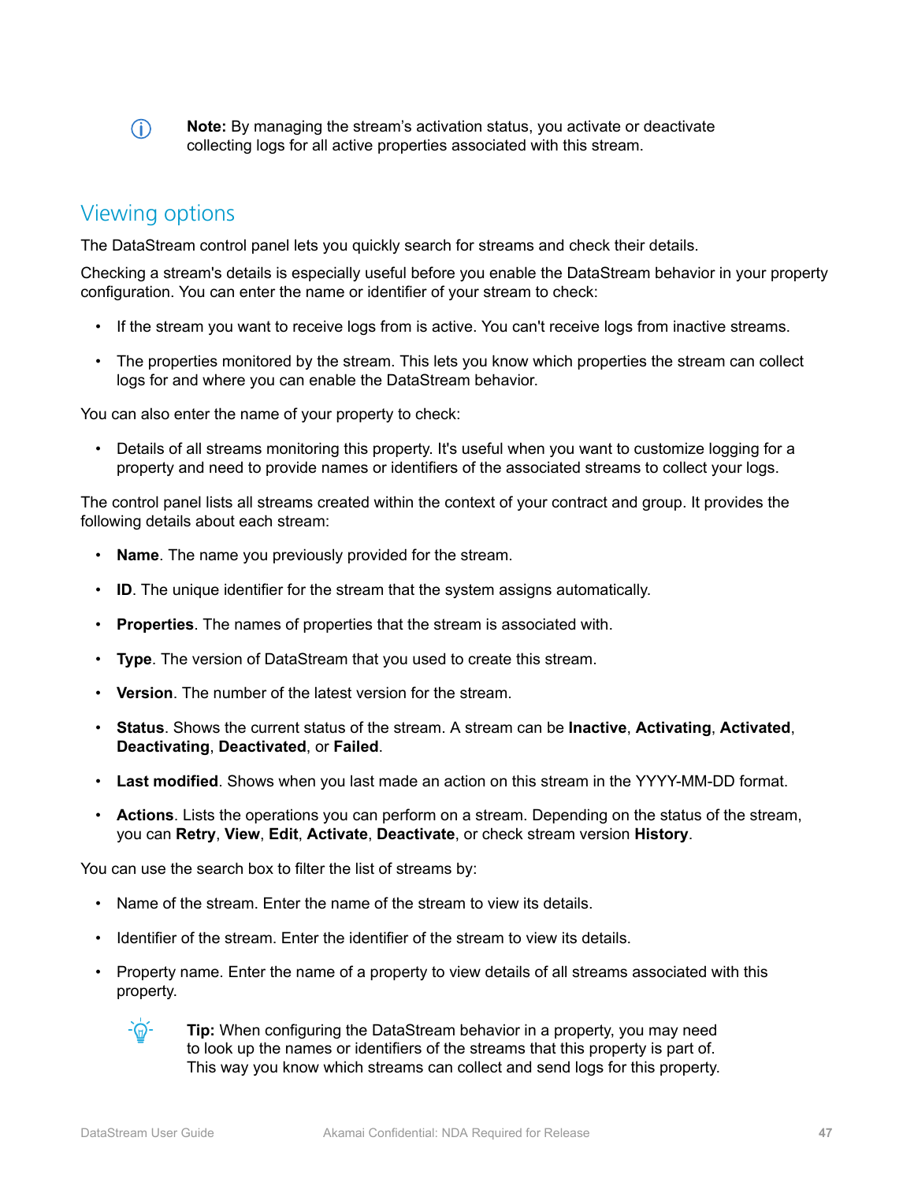**Note:** By managing the stream's activation status, you activate or deactivate collecting logs for all active properties associated with this stream.

## Viewing options

The DataStream control panel lets you quickly search for streams and check their details.

Checking a stream's details is especially useful before you enable the DataStream behavior in your property configuration. You can enter the name or identifier of your stream to check:

- If the stream you want to receive logs from is active. You can't receive logs from inactive streams.
- The properties monitored by the stream. This lets you know which properties the stream can collect logs for and where you can enable the DataStream behavior.

You can also enter the name of your property to check:

- Details of all streams monitoring this property. It's useful when you want to customize logging for a property and need to provide names or identifiers of the associated streams to collect your logs.

The control panel lists all streams created within the context of your contract and group. It provides the following details about each stream:

- **Name**. The name you previously provided for the stream.
- **ID**. The unique identifier for the stream that the system assigns automatically.
- **Properties**. The names of properties that the stream is associated with.
- **Type**. The version of DataStream that you used to create this stream.
- **Version**. The number of the latest version for the stream.
- **Status**. Shows the current status of the stream. A stream can be **Inactive**, **Activating**, **Activated**, **Deactivating**, **Deactivated**, or **Failed**.
- **Last modified**. Shows when you last made an action on this stream in the YYYY-MM-DD format.
- **Actions**. Lists the operations you can perform on a stream. Depending on the status of the stream, you can **Retry**, **View**, **Edit**, **Activate**, **Deactivate**, or check stream version **History**.

You can use the search box to filter the list of streams by:

- Name of the stream. Enter the name of the stream to view its details.
- Identifier of the stream. Enter the identifier of the stream to view its details.
- Property name. Enter the name of a property to view details of all streams associated with this property.

**Tip:** When configuring the DataStream behavior in a property, you may need to look up the names or identifiers of the streams that this property is part of. This way you know which streams can collect and send logs for this property.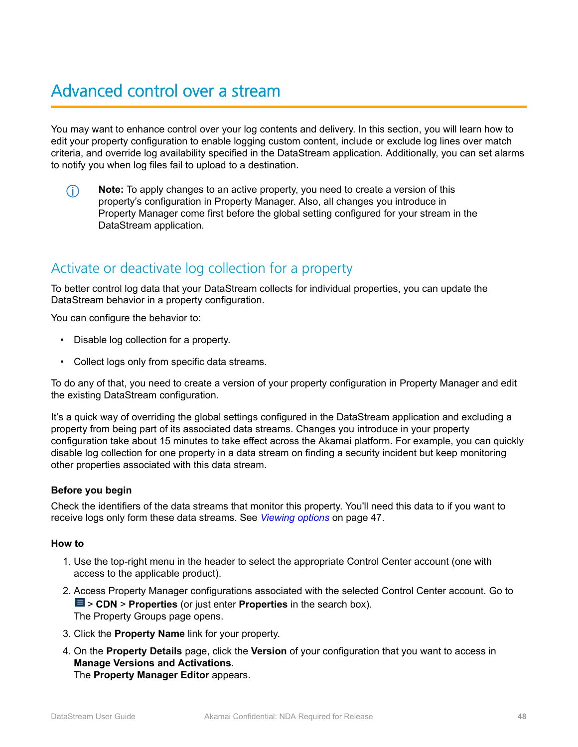# Advanced control over a stream

You may want to enhance control over your log contents and delivery. In this section, you will learn how to edit your property configuration to enable logging custom content, include or exclude log lines over match criteria, and override log availability specified in the DataStream application. Additionally, you can set alarms to notify you when log files fail to upload to a destination.

> **Note:** To apply changes to an active property, you need to create a version of this property's configuration in Property Manager. Also, all changes you introduce in Property Manager come first before the global setting configured for your stream in the DataStream application.

## Activate or deactivate log collection for a property

To better control log data that your DataStream collects for individual properties, you can update the DataStream behavior in a property configuration.

You can configure the behavior to:

- Disable log collection for a property.
- Collect logs only from specific data streams.

To do any of that, you need to create a version of your property configuration in Property Manager and edit the existing DataStream configuration.

It's a quick way of overriding the global settings configured in the DataStream application and excluding a property from being part of its associated data streams. Changes you introduce in your property configuration take about 15 minutes to take effect across the Akamai platform. For example, you can quickly disable log collection for one property in a data stream on finding a security incident but keep monitoring other properties associated with this data stream.

**Before you begin**

Check the identifiers of the data streams that monitor this property. You'll need this data to if you want to receive logs only form these data streams. See *Viewing options* on page 47.

**How to**

1. Use the top-right menu in the header to select the appropriate Control Center account (one with access to the applicable product).
2. Access Property Manager configurations associated with the selected Control Center account. Go to ☰ > **CDN** > **Properties** (or just enter **Properties** in the search box).
   The Property Groups page opens.
3. Click the **Property Name** link for your property.
4. On the **Property Details** page, click the **Version** of your configuration that you want to access in **Manage Versions and Activations**.
   The **Property Manager Editor** appears.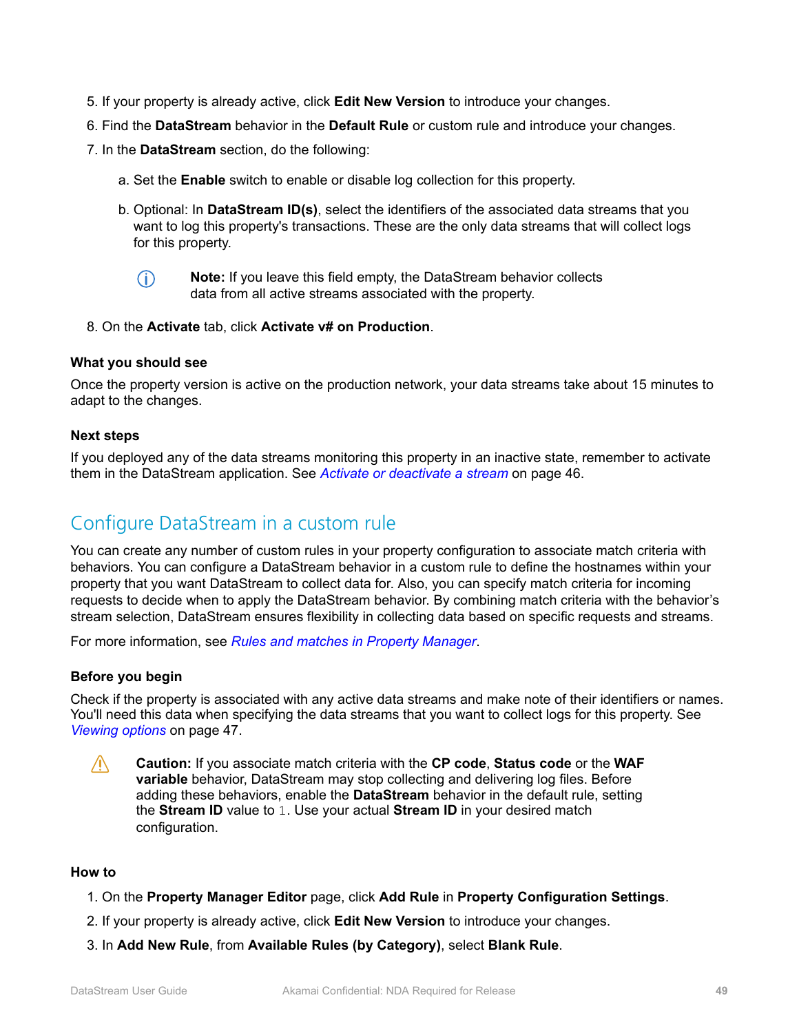5. If your property is already active, click **Edit New Version** to introduce your changes.
6. Find the **DataStream** behavior in the **Default Rule** or custom rule and introduce your changes.
7. In the **DataStream** section, do the following:

   a. Set the **Enable** switch to enable or disable log collection for this property.

   b. Optional: In **DataStream ID(s)**, select the identifiers of the associated data streams that you want to log this property's transactions. These are the only data streams that will collect logs for this property.

   > **Note:** If you leave this field empty, the DataStream behavior collects data from all active streams associated with the property.

8. On the **Activate** tab, click **Activate v# on Production**.

### What you should see

Once the property version is active on the production network, your data streams take about 15 minutes to adapt to the changes.

### Next steps

If you deployed any of the data streams monitoring this property in an inactive state, remember to activate them in the DataStream application. See *Activate or deactivate a stream* on page 46.

## Configure DataStream in a custom rule

You can create any number of custom rules in your property configuration to associate match criteria with behaviors. You can configure a DataStream behavior in a custom rule to define the hostnames within your property that you want DataStream to collect data for. Also, you can specify match criteria for incoming requests to decide when to apply the DataStream behavior. By combining match criteria with the behavior's stream selection, DataStream ensures flexibility in collecting data based on specific requests and streams.

For more information, see *Rules and matches in Property Manager*.

### Before you begin

Check if the property is associated with any active data streams and make note of their identifiers or names. You'll need this data when specifying the data streams that you want to collect logs for this property. See *Viewing options* on page 47.

> **Caution:** If you associate match criteria with the **CP code**, **Status code** or the **WAF variable** behavior, DataStream may stop collecting and delivering log files. Before adding these behaviors, enable the **DataStream** behavior in the default rule, setting the **Stream ID** value to `1`. Use your actual **Stream ID** in your desired match configuration.

### How to

1. On the **Property Manager Editor** page, click **Add Rule** in **Property Configuration Settings**.
2. If your property is already active, click **Edit New Version** to introduce your changes.
3. In **Add New Rule**, from **Available Rules (by Category)**, select **Blank Rule**.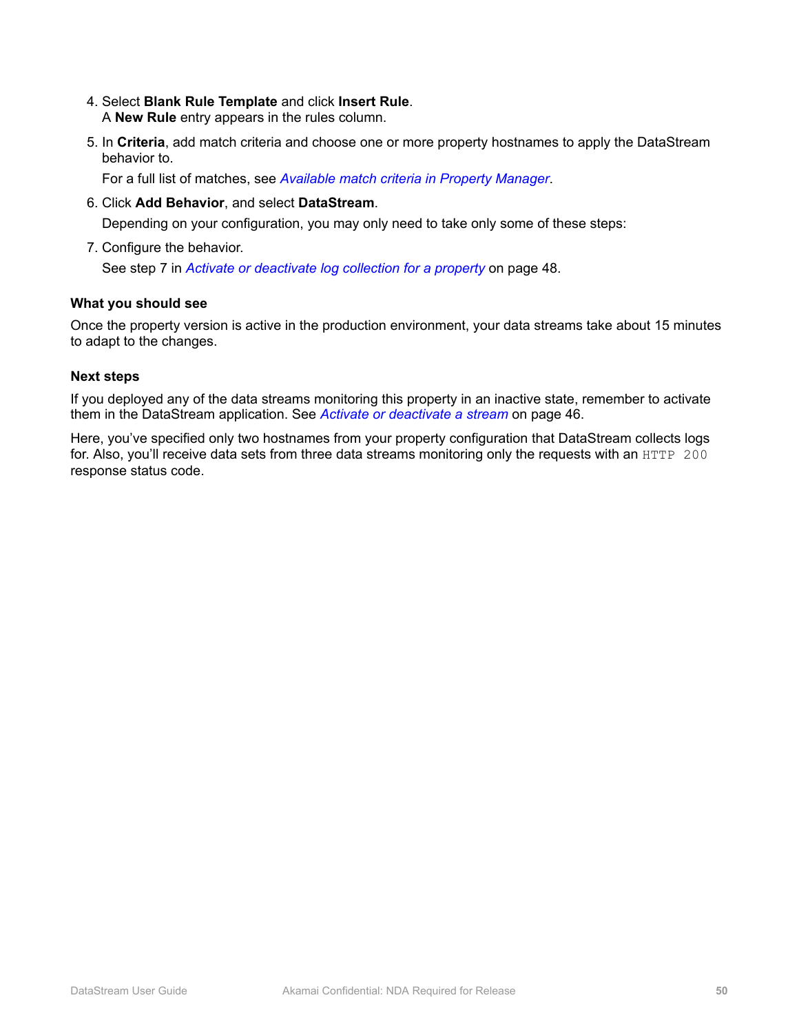4. Select **Blank Rule Template** and click **Insert Rule**.
   A **New Rule** entry appears in the rules column.

5. In **Criteria**, add match criteria and choose one or more property hostnames to apply the DataStream behavior to.

   For a full list of matches, see *Available match criteria in Property Manager*.

6. Click **Add Behavior**, and select **DataStream**.

   Depending on your configuration, you may only need to take only some of these steps:

7. Configure the behavior.

   See step 7 in *Activate or deactivate log collection for a property* on page 48.

### What you should see

Once the property version is active in the production environment, your data streams take about 15 minutes to adapt to the changes.

### Next steps

If you deployed any of the data streams monitoring this property in an inactive state, remember to activate them in the DataStream application. See *Activate or deactivate a stream* on page 46.

Here, you've specified only two hostnames from your property configuration that DataStream collects logs for. Also, you'll receive data sets from three data streams monitoring only the requests with an `HTTP 200` response status code.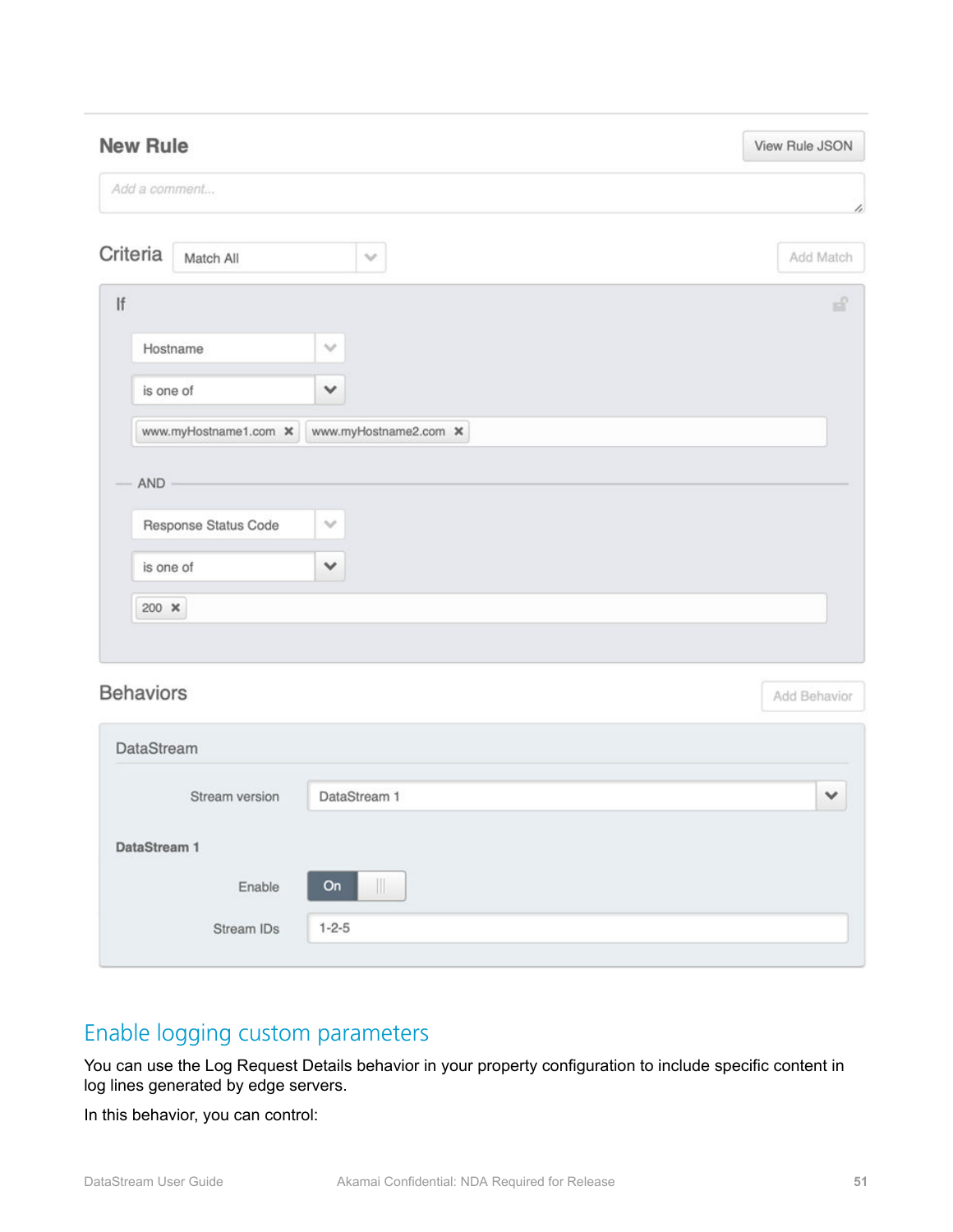## New Rule

View Rule JSON

Add a comment...

**Criteria** Match All

Add Match

If

Hostname

is one of

www.myHostname1.com ✖ www.myHostname2.com ✖

AND

Response Status Code

is one of

200 ✖

**Behaviors**

Add Behavior

DataStream

Stream version: DataStream 1

**DataStream 1**

Enable: On

Stream IDs: 1-2-5

# Enable logging custom parameters

You can use the Log Request Details behavior in your property configuration to include specific content in log lines generated by edge servers.

In this behavior, you can control: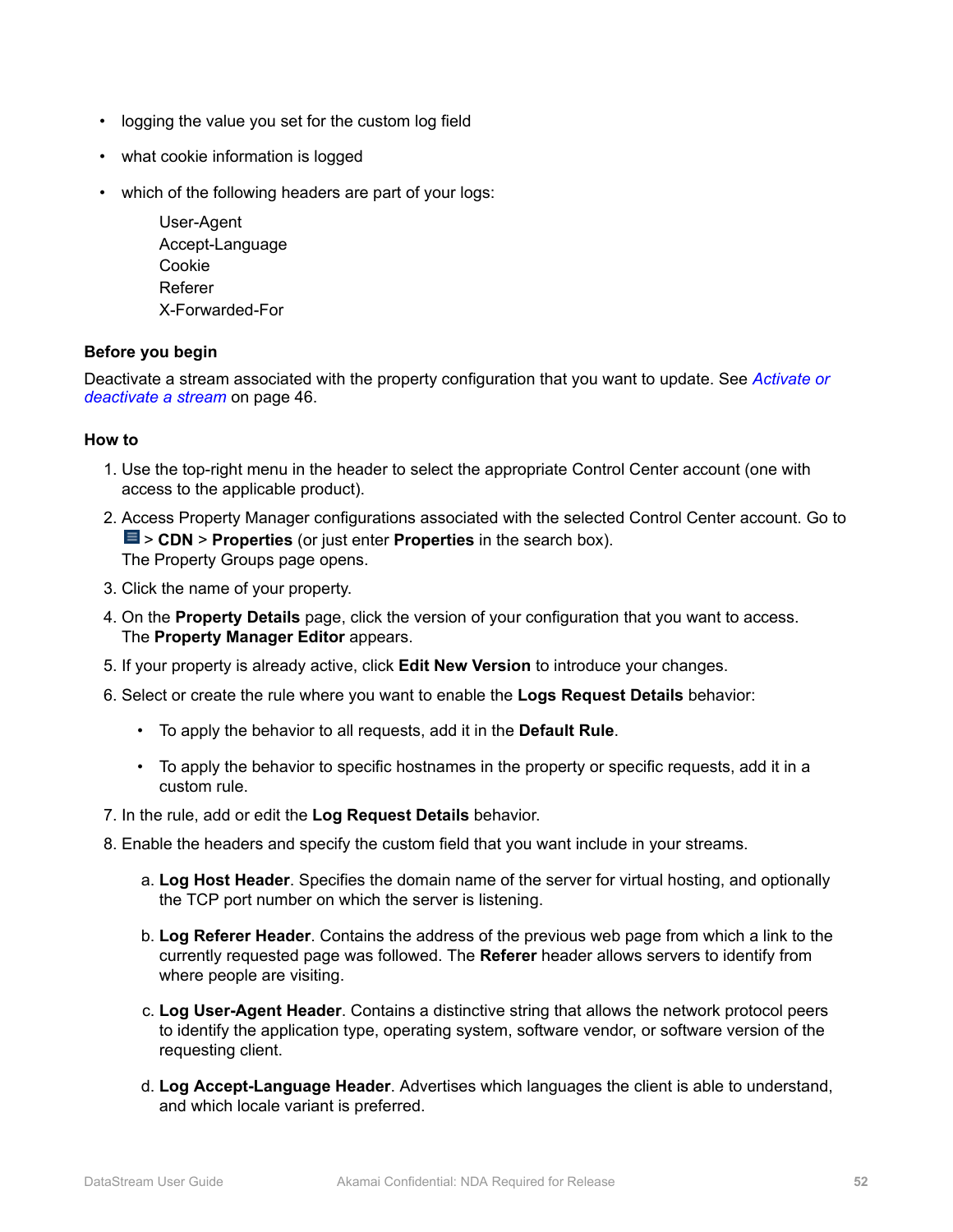- logging the value you set for the custom log field
- what cookie information is logged
- which of the following headers are part of your logs:

  User-Agent
  Accept-Language
  Cookie
  Referer
  X-Forwarded-For

**Before you begin**

Deactivate a stream associated with the property configuration that you want to update. See *Activate or deactivate a stream* on page 46.

**How to**

1. Use the top-right menu in the header to select the appropriate Control Center account (one with access to the applicable product).
2. Access Property Manager configurations associated with the selected Control Center account. Go to ☰ > **CDN** > **Properties** (or just enter **Properties** in the search box).
   The Property Groups page opens.
3. Click the name of your property.
4. On the **Property Details** page, click the version of your configuration that you want to access.
   The **Property Manager Editor** appears.
5. If your property is already active, click **Edit New Version** to introduce your changes.
6. Select or create the rule where you want to enable the **Logs Request Details** behavior:
   - To apply the behavior to all requests, add it in the **Default Rule**.
   - To apply the behavior to specific hostnames in the property or specific requests, add it in a custom rule.
7. In the rule, add or edit the **Log Request Details** behavior.
8. Enable the headers and specify the custom field that you want include in your streams.
   a. **Log Host Header**. Specifies the domain name of the server for virtual hosting, and optionally the TCP port number on which the server is listening.
   b. **Log Referer Header**. Contains the address of the previous web page from which a link to the currently requested page was followed. The **Referer** header allows servers to identify from where people are visiting.
   c. **Log User-Agent Header**. Contains a distinctive string that allows the network protocol peers to identify the application type, operating system, software vendor, or software version of the requesting client.
   d. **Log Accept-Language Header**. Advertises which languages the client is able to understand, and which locale variant is preferred.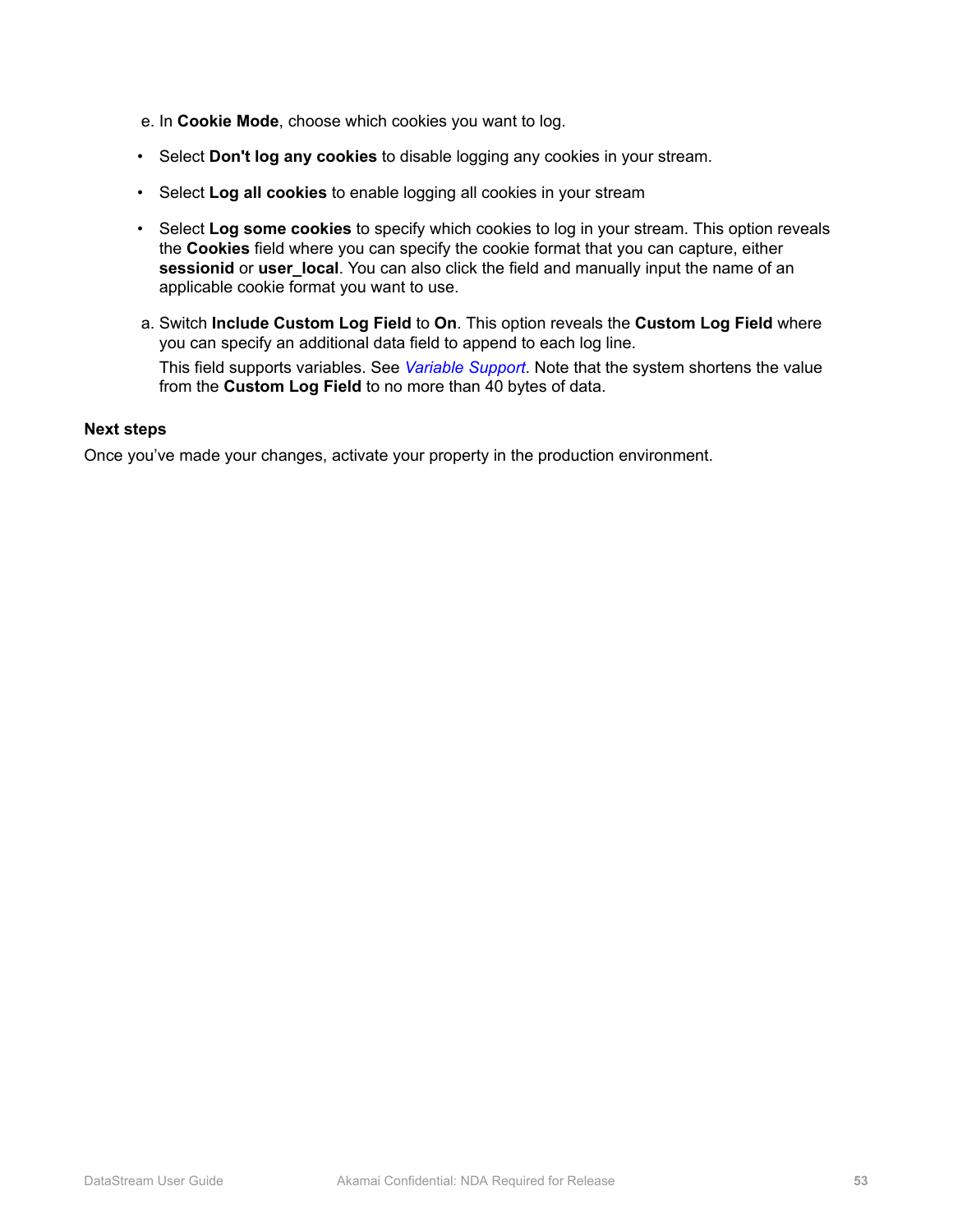e. In **Cookie Mode**, choose which cookies you want to log.

- Select **Don't log any cookies** to disable logging any cookies in your stream.
- Select **Log all cookies** to enable logging all cookies in your stream
- Select **Log some cookies** to specify which cookies to log in your stream. This option reveals the **Cookies** field where you can specify the cookie format that you can capture, either **sessionid** or **user_local**. You can also click the field and manually input the name of an applicable cookie format you want to use.

a. Switch **Include Custom Log Field** to **On**. This option reveals the **Custom Log Field** where you can specify an additional data field to append to each log line.

   This field supports variables. See *Variable Support*. Note that the system shortens the value from the **Custom Log Field** to no more than 40 bytes of data.

**Next steps**

Once you've made your changes, activate your property in the production environment.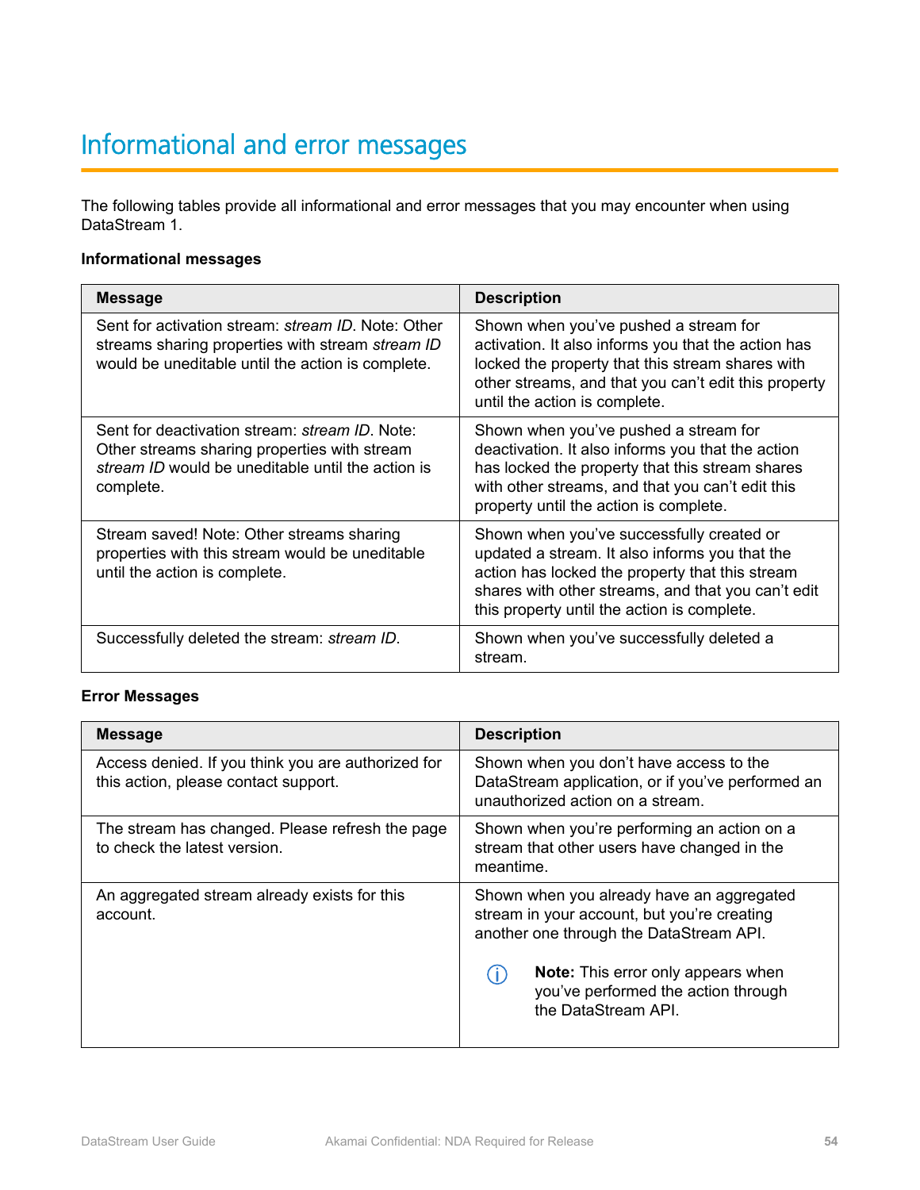# Informational and error messages

The following tables provide all informational and error messages that you may encounter when using DataStream 1.

**Informational messages**

| Message | Description |
|---|---|
| Sent for activation stream: *stream ID*. Note: Other streams sharing properties with stream *stream ID* would be uneditable until the action is complete. | Shown when you've pushed a stream for activation. It also informs you that the action has locked the property that this stream shares with other streams, and that you can't edit this property until the action is complete. |
| Sent for deactivation stream: *stream ID*. Note: Other streams sharing properties with stream *stream ID* would be uneditable until the action is complete. | Shown when you've pushed a stream for deactivation. It also informs you that the action has locked the property that this stream shares with other streams, and that you can't edit this property until the action is complete. |
| Stream saved! Note: Other streams sharing properties with this stream would be uneditable until the action is complete. | Shown when you've successfully created or updated a stream. It also informs you that the action has locked the property that this stream shares with other streams, and that you can't edit this property until the action is complete. |
| Successfully deleted the stream: *stream ID*. | Shown when you've successfully deleted a stream. |

**Error Messages**

| Message | Description |
|---|---|
| Access denied. If you think you are authorized for this action, please contact support. | Shown when you don't have access to the DataStream application, or if you've performed an unauthorized action on a stream. |
| The stream has changed. Please refresh the page to check the latest version. | Shown when you're performing an action on a stream that other users have changed in the meantime. |
| An aggregated stream already exists for this account. | Shown when you already have an aggregated stream in your account, but you're creating another one through the DataStream API. **Note:** This error only appears when you've performed the action through the DataStream API. |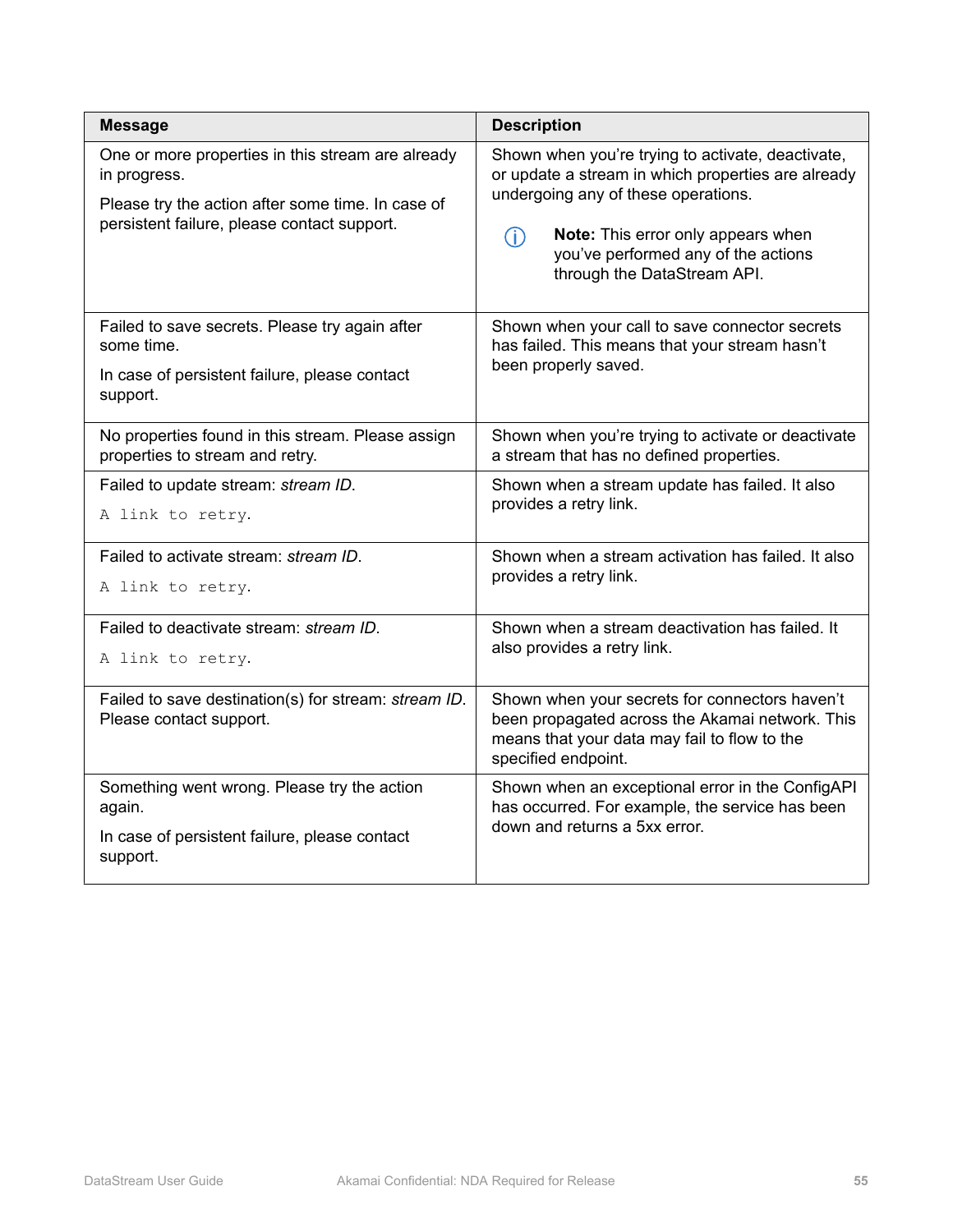| Message | Description |
| --- | --- |
| One or more properties in this stream are already in progress.<br><br>Please try the action after some time. In case of persistent failure, please contact support. | Shown when you're trying to activate, deactivate, or update a stream in which properties are already undergoing any of these operations.<br><br>**Note:** This error only appears when you've performed any of the actions through the DataStream API. |
| Failed to save secrets. Please try again after some time.<br><br>In case of persistent failure, please contact support. | Shown when your call to save connector secrets has failed. This means that your stream hasn't been properly saved. |
| No properties found in this stream. Please assign properties to stream and retry. | Shown when you're trying to activate or deactivate a stream that has no defined properties. |
| Failed to update stream: *stream ID*.<br><br>`A link to retry.` | Shown when a stream update has failed. It also provides a retry link. |
| Failed to activate stream: *stream ID*.<br><br>`A link to retry.` | Shown when a stream activation has failed. It also provides a retry link. |
| Failed to deactivate stream: *stream ID*.<br><br>`A link to retry.` | Shown when a stream deactivation has failed. It also provides a retry link. |
| Failed to save destination(s) for stream: *stream ID*. Please contact support. | Shown when your secrets for connectors haven't been propagated across the Akamai network. This means that your data may fail to flow to the specified endpoint. |
| Something went wrong. Please try the action again.<br><br>In case of persistent failure, please contact support. | Shown when an exceptional error in the ConfigAPI has occurred. For example, the service has been down and returns a 5xx error. |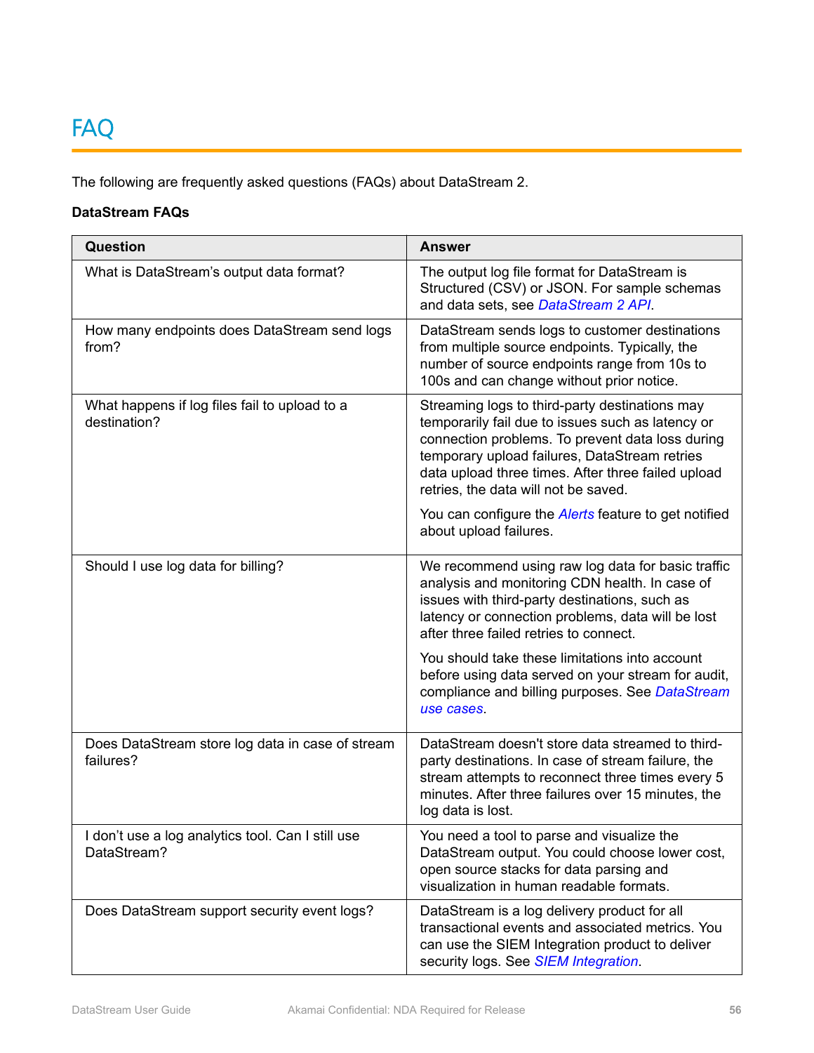# FAQ

The following are frequently asked questions (FAQs) about DataStream 2.

**DataStream FAQs**

| Question | Answer |
| --- | --- |
| What is DataStream's output data format? | The output log file format for DataStream is Structured (CSV) or JSON. For sample schemas and data sets, see *DataStream 2 API*. |
| How many endpoints does DataStream send logs from? | DataStream sends logs to customer destinations from multiple source endpoints. Typically, the number of source endpoints range from 10s to 100s and can change without prior notice. |
| What happens if log files fail to upload to a destination? | Streaming logs to third-party destinations may temporarily fail due to issues such as latency or connection problems. To prevent data loss during temporary upload failures, DataStream retries data upload three times. After three failed upload retries, the data will not be saved.<br><br>You can configure the *Alerts* feature to get notified about upload failures. |
| Should I use log data for billing? | We recommend using raw log data for basic traffic analysis and monitoring CDN health. In case of issues with third-party destinations, such as latency or connection problems, data will be lost after three failed retries to connect.<br><br>You should take these limitations into account before using data served on your stream for audit, compliance and billing purposes. See *DataStream use cases*. |
| Does DataStream store log data in case of stream failures? | DataStream doesn't store data streamed to third-party destinations. In case of stream failure, the stream attempts to reconnect three times every 5 minutes. After three failures over 15 minutes, the log data is lost. |
| I don't use a log analytics tool. Can I still use DataStream? | You need a tool to parse and visualize the DataStream output. You could choose lower cost, open source stacks for data parsing and visualization in human readable formats. |
| Does DataStream support security event logs? | DataStream is a log delivery product for all transactional events and associated metrics. You can use the SIEM Integration product to deliver security logs. See *SIEM Integration*. |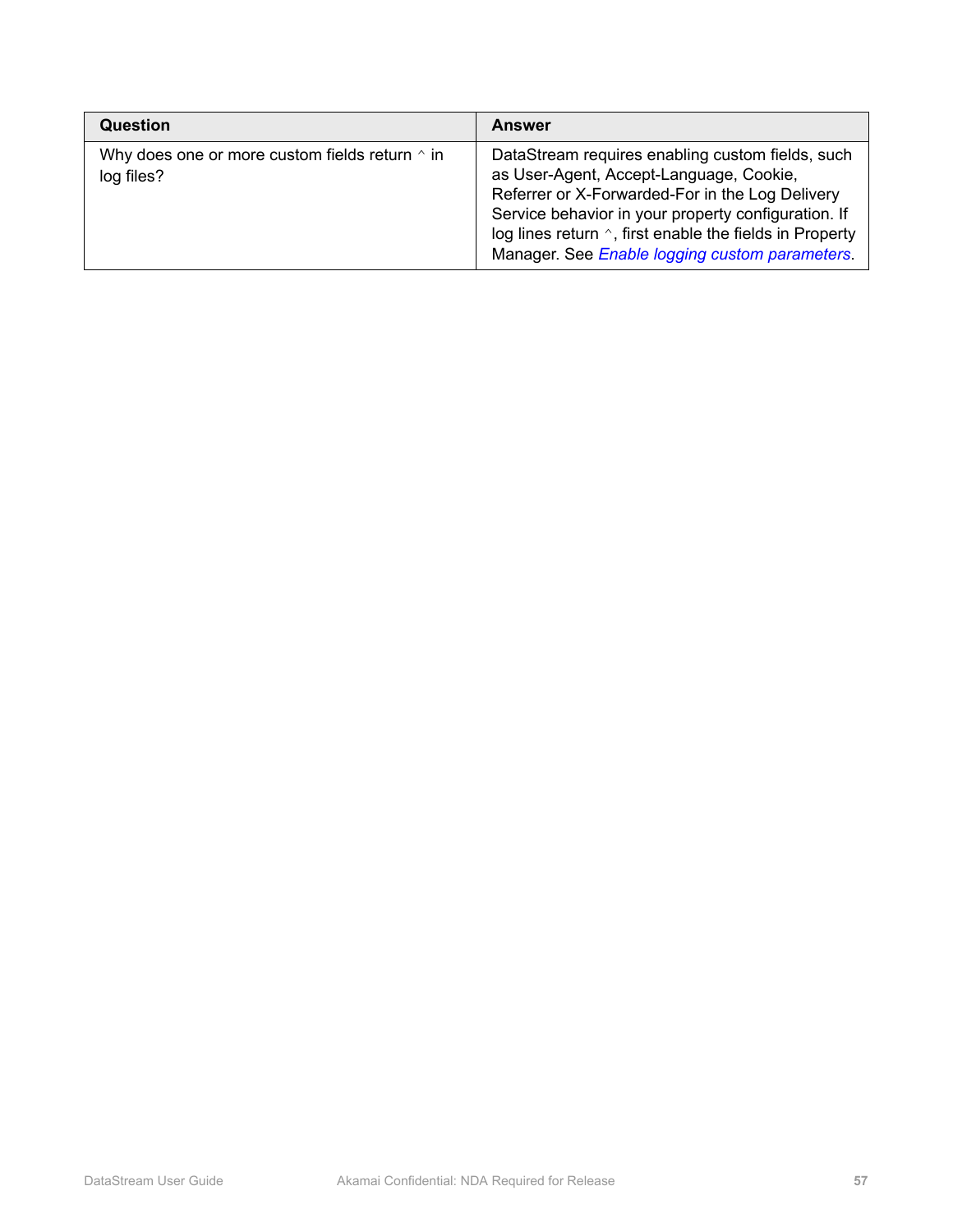| Question | Answer |
| --- | --- |
| Why does one or more custom fields return ^ in log files? | DataStream requires enabling custom fields, such as User-Agent, Accept-Language, Cookie, Referrer or X-Forwarded-For in the Log Delivery Service behavior in your property configuration. If log lines return ^, first enable the fields in Property Manager. See *Enable logging custom parameters*. |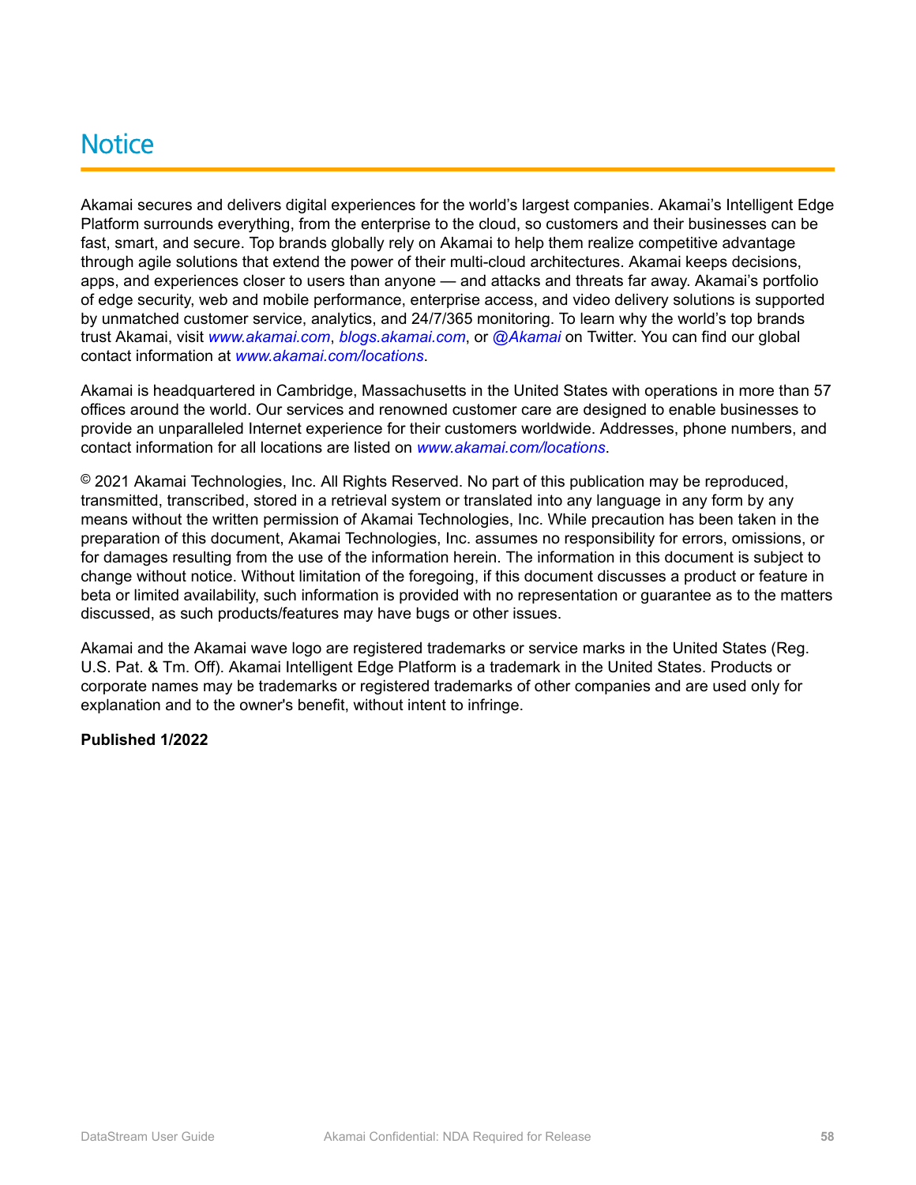# Notice

Akamai secures and delivers digital experiences for the world's largest companies. Akamai's Intelligent Edge Platform surrounds everything, from the enterprise to the cloud, so customers and their businesses can be fast, smart, and secure. Top brands globally rely on Akamai to help them realize competitive advantage through agile solutions that extend the power of their multi-cloud architectures. Akamai keeps decisions, apps, and experiences closer to users than anyone — and attacks and threats far away. Akamai's portfolio of edge security, web and mobile performance, enterprise access, and video delivery solutions is supported by unmatched customer service, analytics, and 24/7/365 monitoring. To learn why the world's top brands trust Akamai, visit *www.akamai.com*, *blogs.akamai.com*, or *@Akamai* on Twitter. You can find our global contact information at *www.akamai.com/locations*.

Akamai is headquartered in Cambridge, Massachusetts in the United States with operations in more than 57 offices around the world. Our services and renowned customer care are designed to enable businesses to provide an unparalleled Internet experience for their customers worldwide. Addresses, phone numbers, and contact information for all locations are listed on *www.akamai.com/locations*.

© 2021 Akamai Technologies, Inc. All Rights Reserved. No part of this publication may be reproduced, transmitted, transcribed, stored in a retrieval system or translated into any language in any form by any means without the written permission of Akamai Technologies, Inc. While precaution has been taken in the preparation of this document, Akamai Technologies, Inc. assumes no responsibility for errors, omissions, or for damages resulting from the use of the information herein. The information in this document is subject to change without notice. Without limitation of the foregoing, if this document discusses a product or feature in beta or limited availability, such information is provided with no representation or guarantee as to the matters discussed, as such products/features may have bugs or other issues.

Akamai and the Akamai wave logo are registered trademarks or service marks in the United States (Reg. U.S. Pat. & Tm. Off). Akamai Intelligent Edge Platform is a trademark in the United States. Products or corporate names may be trademarks or registered trademarks of other companies and are used only for explanation and to the owner's benefit, without intent to infringe.

**Published 1/2022**